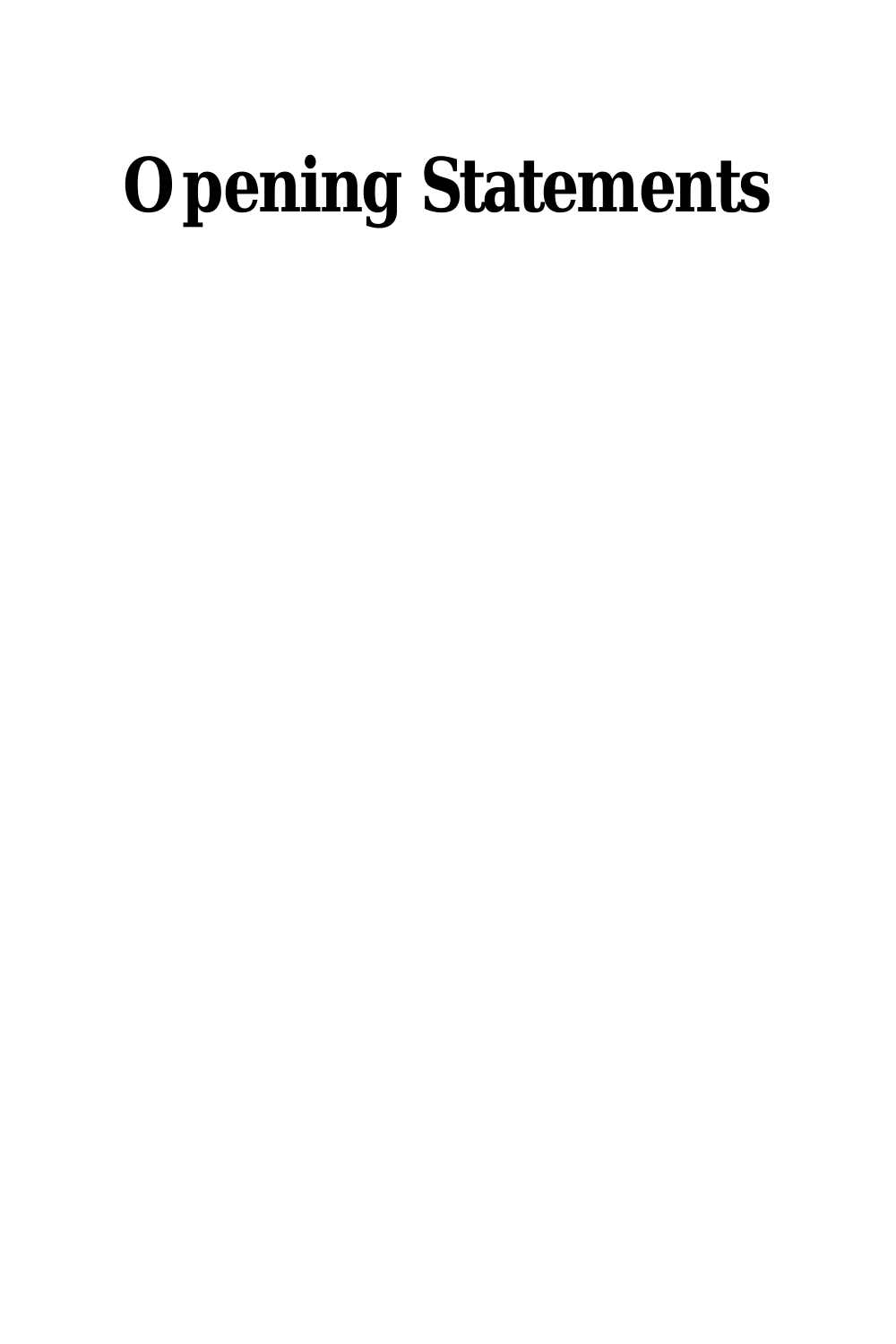# Opening Statements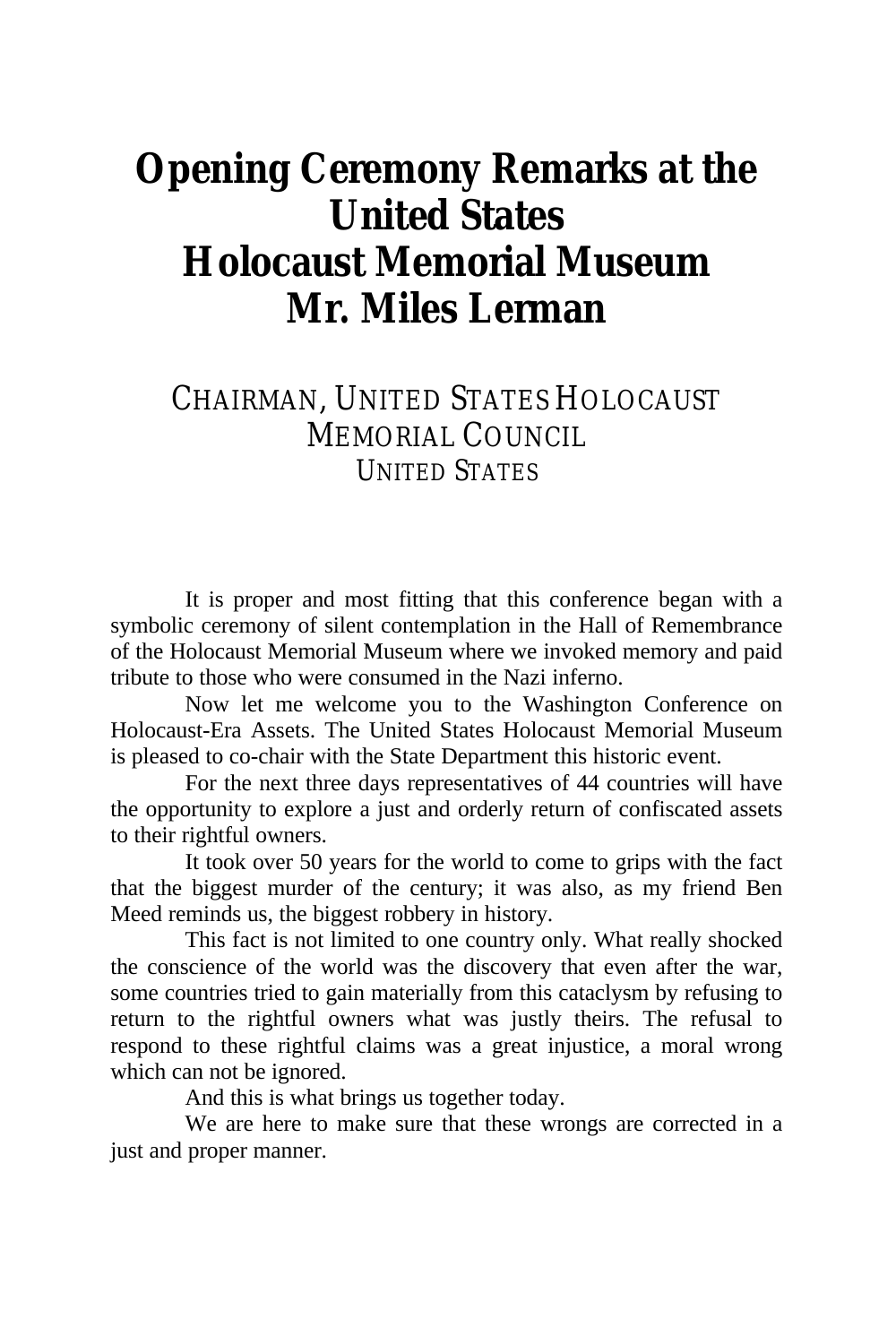# Opening Ceremony Remarks at the United States Holocaust Memorial Museum Mr. Miles Lerman

## CHAIRMAN, UNITED STATES HOLOCAUST MEMORIAL COUNCIL UNITED STATES

It is proper and most fitting that this conference began with a symbolic ceremony of silent contemplation in the Hall of Remembrance of the Holocaust Memorial Museum where we invoked memory and paid tribute to those who were consumed in the Nazi inferno.

Now let me welcome you to the Washington Conference on Holocaust-Era Assets. The United States Holocaust Memorial Museum is pleased to co-chair with the State Department this historic event.

For the next three days representatives of 44 countries will have the opportunity to explore a just and orderly return of confiscated assets to their rightful owners.

It took over 50 years for the world to come to grips with the fact that the biggest murder of the century; it was also, as my friend Ben Meed reminds us, the biggest robbery in history.

This fact is not limited to one country only. What really shocked the conscience of the world was the discovery that even after the war, some countries tried to gain materially from this cataclysm by refusing to return to the rightful owners what was justly theirs. The refusal to respond to these rightful claims was a great injustice, a moral wrong which can not be ignored.

And this is what brings us together today.

We are here to make sure that these wrongs are corrected in a just and proper manner.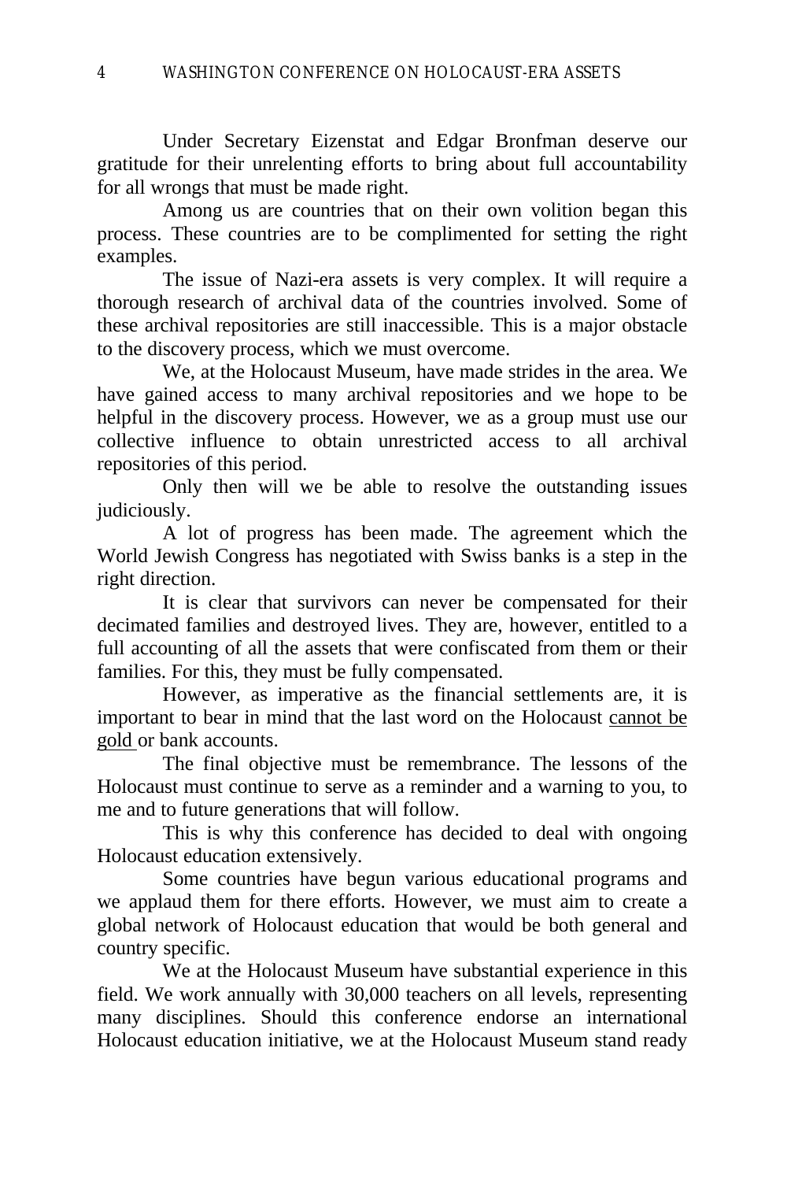Under Secretary Eizenstat and Edgar Bronfman deserve our gratitude for their unrelenting efforts to bring about full accountability for all wrongs that must be made right.

Among us are countries that on their own volition began this process. These countries are to be complimented for setting the right examples.

The issue of Nazi-era assets is very complex. It will require a thorough research of archival data of the countries involved. Some of these archival repositories are still inaccessible. This is a major obstacle to the discovery process, which we must overcome.

We, at the Holocaust Museum, have made strides in the area. We have gained access to many archival repositories and we hope to be helpful in the discovery process. However, we as a group must use our collective influence to obtain unrestricted access to all archival repositories of this period.

Only then will we be able to resolve the outstanding issues judiciously.

A lot of progress has been made. The agreement which the World Jewish Congress has negotiated with Swiss banks is a step in the right direction.

It is clear that survivors can never be compensated for their decimated families and destroyed lives. They are, however, entitled to a full accounting of all the assets that were confiscated from them or their families. For this, they must be fully compensated.

However, as imperative as the financial settlements are, it is important to bear in mind that the last word on the Holocaust cannot be gold or bank accounts.

The final objective must be remembrance. The lessons of the Holocaust must continue to serve as a reminder and a warning to you, to me and to future generations that will follow.

This is why this conference has decided to deal with ongoing Holocaust education extensively.

Some countries have begun various educational programs and we applaud them for there efforts. However, we must aim to create a global network of Holocaust education that would be both general and country specific.

We at the Holocaust Museum have substantial experience in this field. We work annually with 30,000 teachers on all levels, representing many disciplines. Should this conference endorse an international Holocaust education initiative, we at the Holocaust Museum stand ready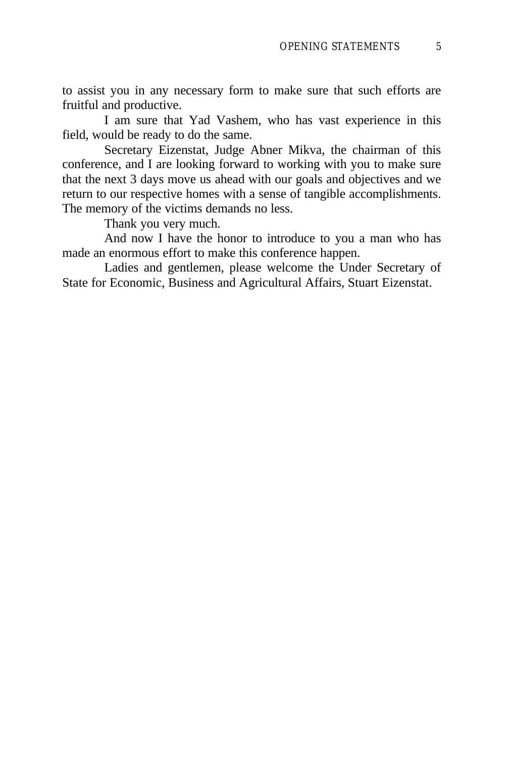to assist you in any necessary form to make sure that such efforts are fruitful and productive.

I am sure that Yad Vashem, who has vast experience in this field, would be ready to do the same.

Secretary Eizenstat, Judge Abner Mikva, the chairman of this conference, and I are looking forward to working with you to make sure that the next 3 days move us ahead with our goals and objectives and we return to our respective homes with a sense of tangible accomplishments. The memory of the victims demands no less.

Thank you very much.

And now I have the honor to introduce to you a man who has made an enormous effort to make this conference happen.

Ladies and gentlemen, please welcome the Under Secretary of State for Economic, Business and Agricultural Affairs, Stuart Eizenstat.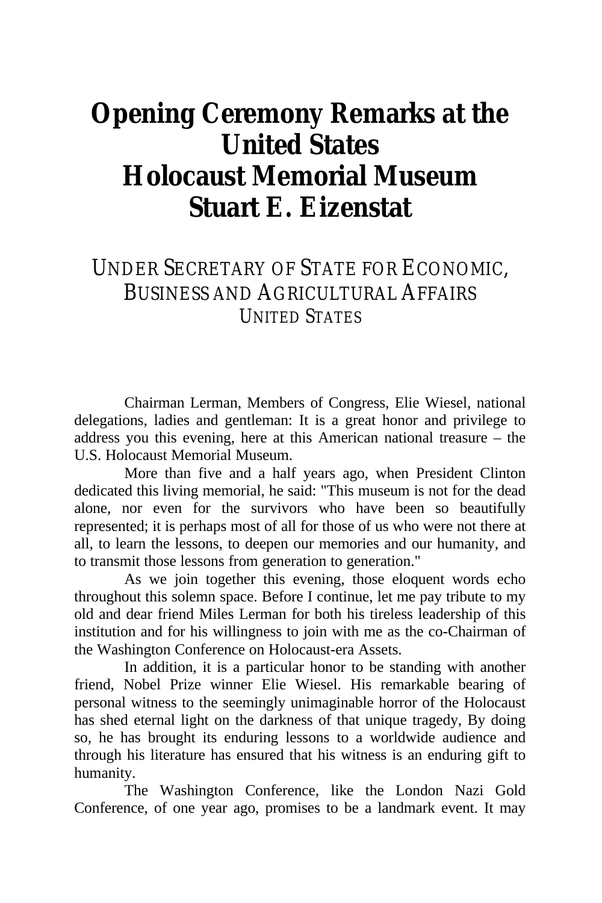# Opening Ceremony Remarks at the United States Holocaust Memorial Museum Stuart E. Eizenstat

UNDER SECRETARY OF STATE FOR ECONOMIC, BUSINESS AND AGRICULTURAL AFFAIRS
UNITED STATES

Chairman Lerman, Members of Congress, Elie Wiesel, national delegations, ladies and gentleman: It is a great honor and privilege to address you this evening, here at this American national treasure – the U.S. Holocaust Memorial Museum.

More than five and a half years ago, when President Clinton dedicated this living memorial, he said: "This museum is not for the dead alone, nor even for the survivors who have been so beautifully represented; it is perhaps most of all for those of us who were not there at all, to learn the lessons, to deepen our memories and our humanity, and to transmit those lessons from generation to generation."

As we join together this evening, those eloquent words echo throughout this solemn space. Before I continue, let me pay tribute to my old and dear friend Miles Lerman for both his tireless leadership of this institution and for his willingness to join with me as the co-Chairman of the Washington Conference on Holocaust-era Assets.

In addition, it is a particular honor to be standing with another friend, Nobel Prize winner Elie Wiesel. His remarkable bearing of personal witness to the seemingly unimaginable horror of the Holocaust has shed eternal light on the darkness of that unique tragedy, By doing so, he has brought its enduring lessons to a worldwide audience and through his literature has ensured that his witness is an enduring gift to humanity.

The Washington Conference, like the London Nazi Gold Conference, of one year ago, promises to be a landmark event. It may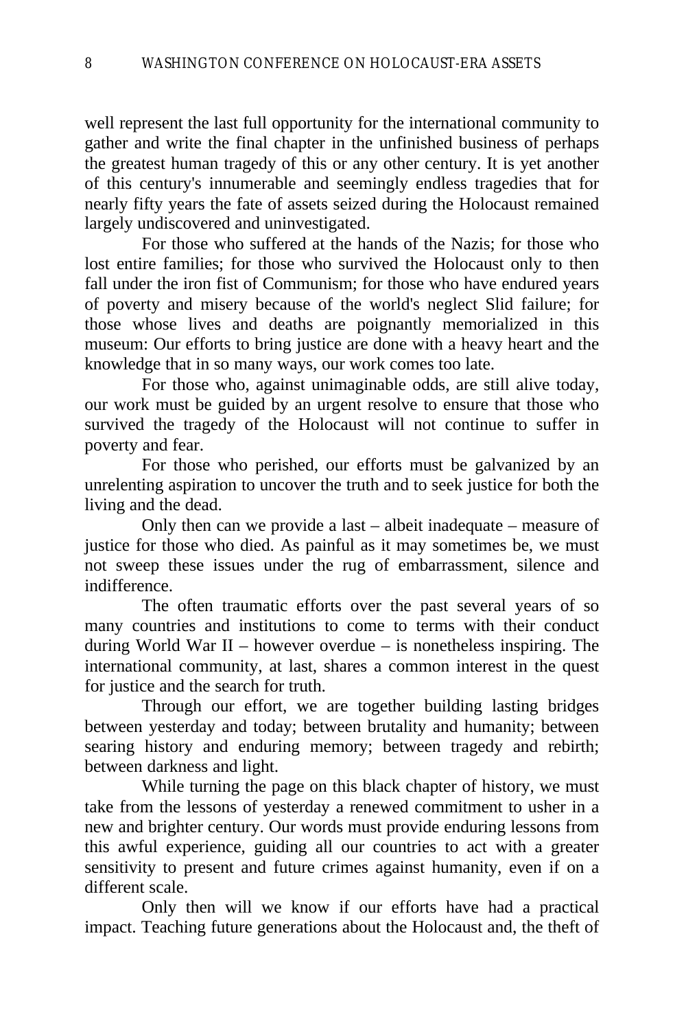well represent the last full opportunity for the international community to gather and write the final chapter in the unfinished business of perhaps the greatest human tragedy of this or any other century. It is yet another of this century's innumerable and seemingly endless tragedies that for nearly fifty years the fate of assets seized during the Holocaust remained largely undiscovered and uninvestigated.

For those who suffered at the hands of the Nazis; for those who lost entire families; for those who survived the Holocaust only to then fall under the iron fist of Communism; for those who have endured years of poverty and misery because of the world's neglect Slid failure; for those whose lives and deaths are poignantly memorialized in this museum: Our efforts to bring justice are done with a heavy heart and the knowledge that in so many ways, our work comes too late.

For those who, against unimaginable odds, are still alive today, our work must be guided by an urgent resolve to ensure that those who survived the tragedy of the Holocaust will not continue to suffer in poverty and fear.

For those who perished, our efforts must be galvanized by an unrelenting aspiration to uncover the truth and to seek justice for both the living and the dead.

Only then can we provide a last – albeit inadequate – measure of justice for those who died. As painful as it may sometimes be, we must not sweep these issues under the rug of embarrassment, silence and indifference.

The often traumatic efforts over the past several years of so many countries and institutions to come to terms with their conduct during World War II – however overdue – is nonetheless inspiring. The international community, at last, shares a common interest in the quest for justice and the search for truth.

Through our effort, we are together building lasting bridges between yesterday and today; between brutality and humanity; between searing history and enduring memory; between tragedy and rebirth; between darkness and light.

While turning the page on this black chapter of history, we must take from the lessons of yesterday a renewed commitment to usher in a new and brighter century. Our words must provide enduring lessons from this awful experience, guiding all our countries to act with a greater sensitivity to present and future crimes against humanity, even if on a different scale.

Only then will we know if our efforts have had a practical impact. Teaching future generations about the Holocaust and, the theft of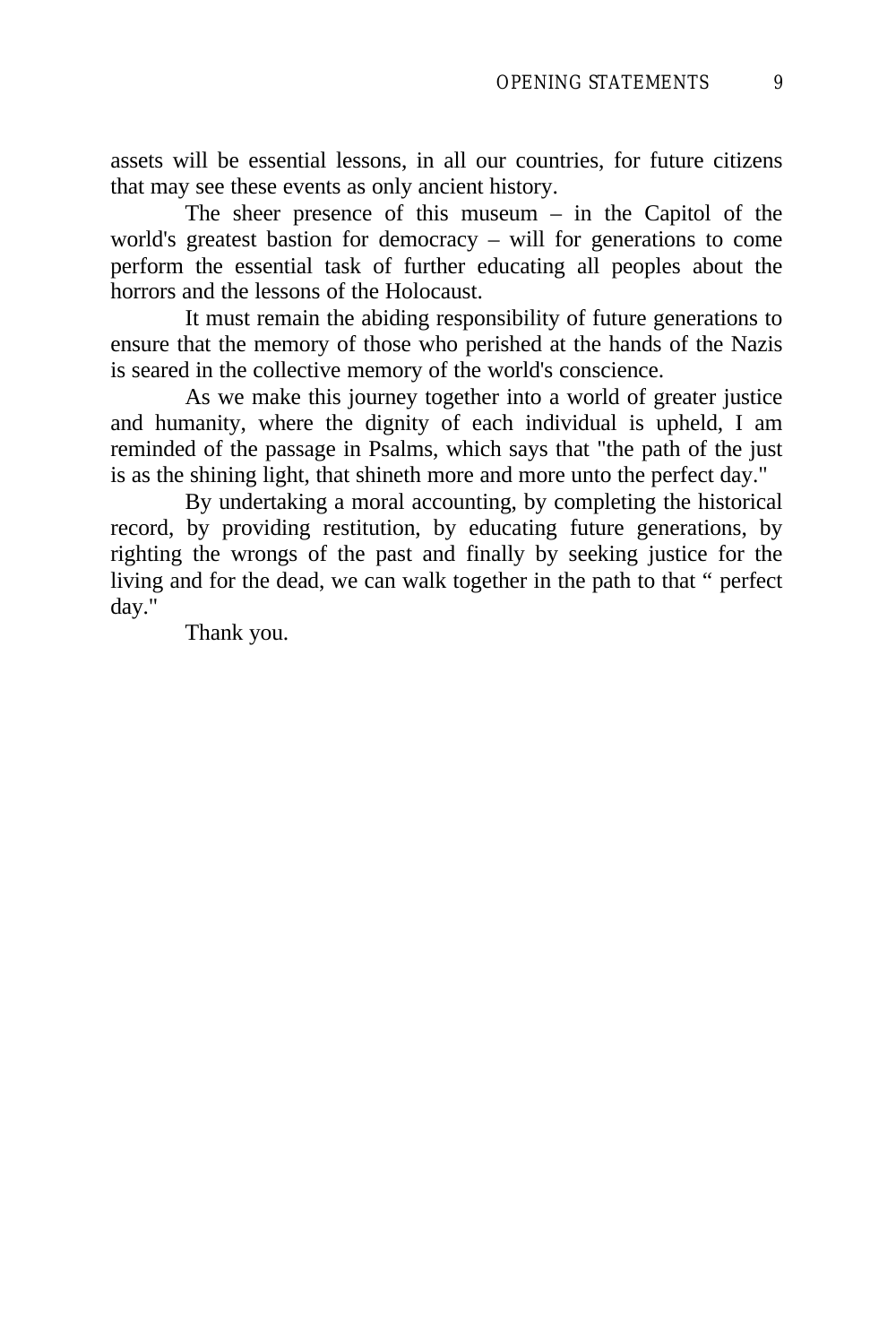assets will be essential lessons, in all our countries, for future citizens that may see these events as only ancient history.

The sheer presence of this museum – in the Capitol of the world's greatest bastion for democracy – will for generations to come perform the essential task of further educating all peoples about the horrors and the lessons of the Holocaust.

It must remain the abiding responsibility of future generations to ensure that the memory of those who perished at the hands of the Nazis is seared in the collective memory of the world's conscience.

As we make this journey together into a world of greater justice and humanity, where the dignity of each individual is upheld, I am reminded of the passage in Psalms, which says that "the path of the just is as the shining light, that shineth more and more unto the perfect day."

By undertaking a moral accounting, by completing the historical record, by providing restitution, by educating future generations, by righting the wrongs of the past and finally by seeking justice for the living and for the dead, we can walk together in the path to that " perfect day."

Thank you.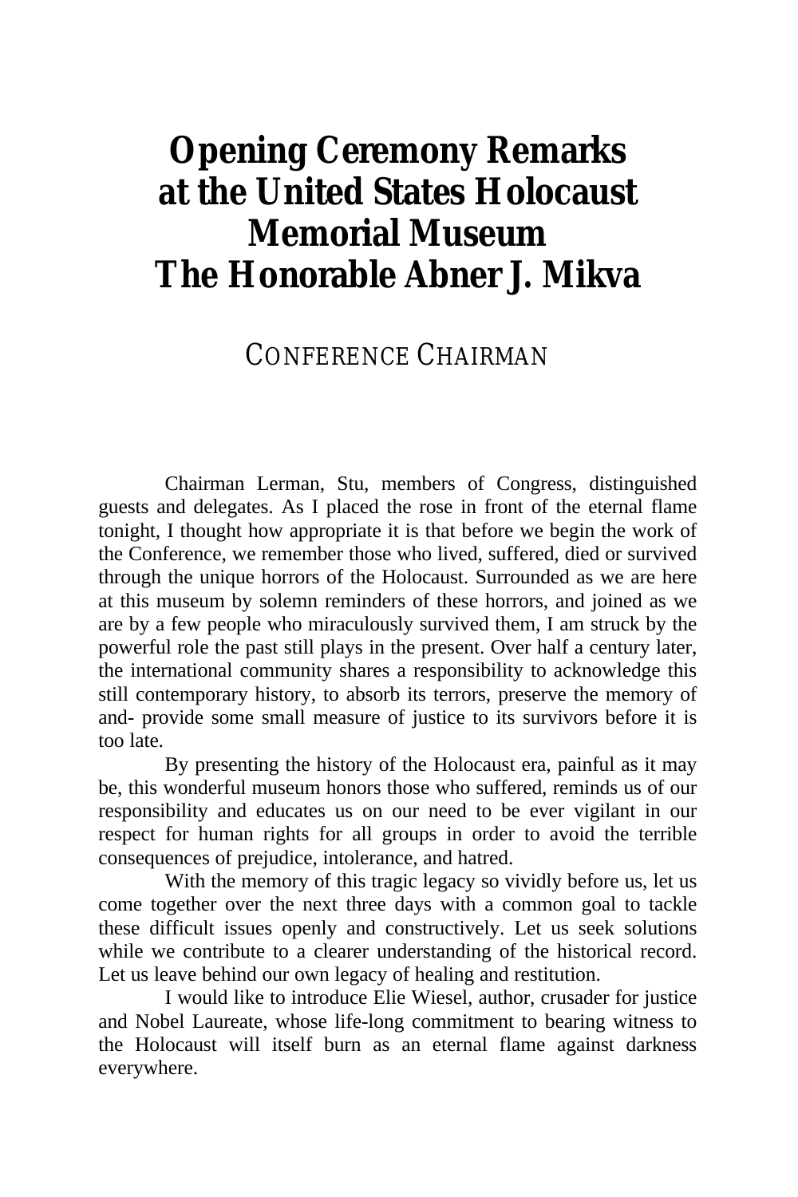# Opening Ceremony Remarks at the United States Holocaust Memorial Museum The Honorable Abner J. Mikva

## CONFERENCE CHAIRMAN

Chairman Lerman, Stu, members of Congress, distinguished guests and delegates. As I placed the rose in front of the eternal flame tonight, I thought how appropriate it is that before we begin the work of the Conference, we remember those who lived, suffered, died or survived through the unique horrors of the Holocaust. Surrounded as we are here at this museum by solemn reminders of these horrors, and joined as we are by a few people who miraculously survived them, I am struck by the powerful role the past still plays in the present. Over half a century later, the international community shares a responsibility to acknowledge this still contemporary history, to absorb its terrors, preserve the memory of and- provide some small measure of justice to its survivors before it is too late.

By presenting the history of the Holocaust era, painful as it may be, this wonderful museum honors those who suffered, reminds us of our responsibility and educates us on our need to be ever vigilant in our respect for human rights for all groups in order to avoid the terrible consequences of prejudice, intolerance, and hatred.

With the memory of this tragic legacy so vividly before us, let us come together over the next three days with a common goal to tackle these difficult issues openly and constructively. Let us seek solutions while we contribute to a clearer understanding of the historical record. Let us leave behind our own legacy of healing and restitution.

I would like to introduce Elie Wiesel, author, crusader for justice and Nobel Laureate, whose life-long commitment to bearing witness to the Holocaust will itself burn as an eternal flame against darkness everywhere.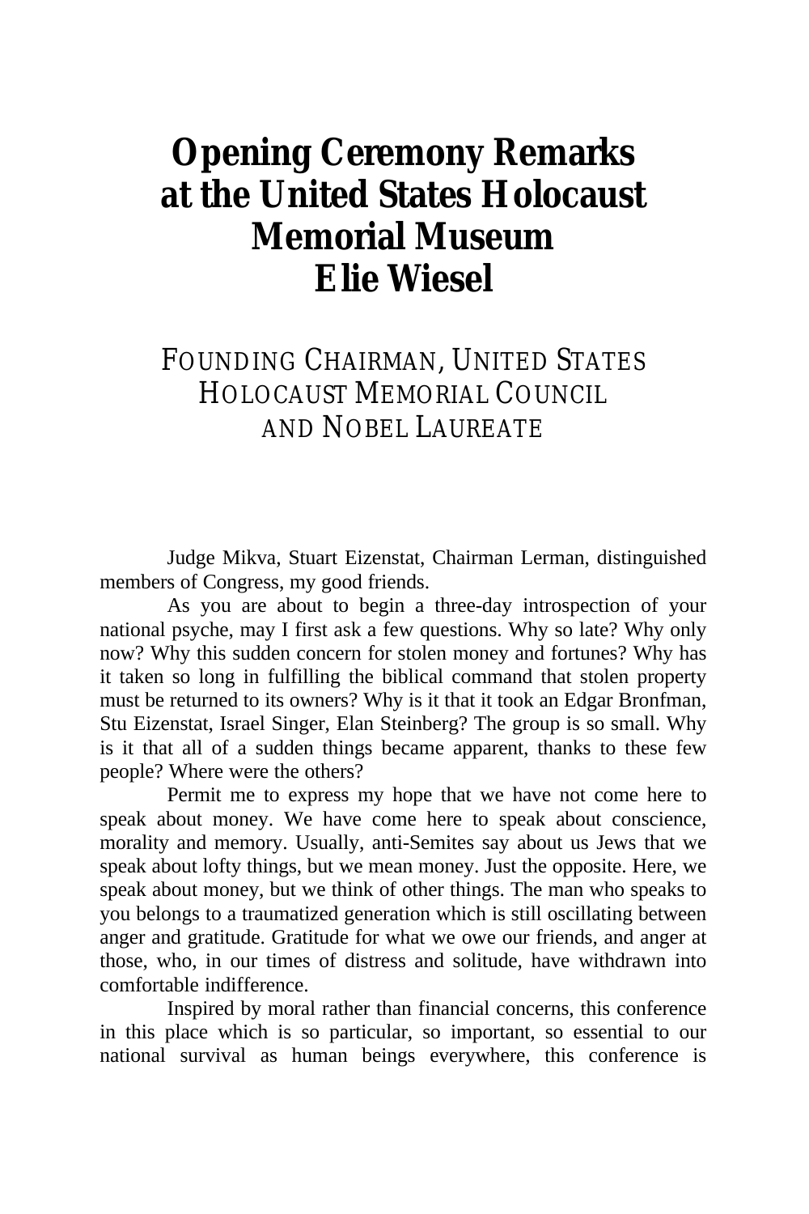# Opening Ceremony Remarks at the United States Holocaust Memorial Museum Elie Wiesel

## FOUNDING CHAIRMAN, UNITED STATES HOLOCAUST MEMORIAL COUNCIL AND NOBEL LAUREATE

Judge Mikva, Stuart Eizenstat, Chairman Lerman, distinguished members of Congress, my good friends.

As you are about to begin a three-day introspection of your national psyche, may I first ask a few questions. Why so late? Why only now? Why this sudden concern for stolen money and fortunes? Why has it taken so long in fulfilling the biblical command that stolen property must be returned to its owners? Why is it that it took an Edgar Bronfman, Stu Eizenstat, Israel Singer, Elan Steinberg? The group is so small. Why is it that all of a sudden things became apparent, thanks to these few people? Where were the others?

Permit me to express my hope that we have not come here to speak about money. We have come here to speak about conscience, morality and memory. Usually, anti-Semites say about us Jews that we speak about lofty things, but we mean money. Just the opposite. Here, we speak about money, but we think of other things. The man who speaks to you belongs to a traumatized generation which is still oscillating between anger and gratitude. Gratitude for what we owe our friends, and anger at those, who, in our times of distress and solitude, have withdrawn into comfortable indifference.

Inspired by moral rather than financial concerns, this conference in this place which is so particular, so important, so essential to our national survival as human beings everywhere, this conference is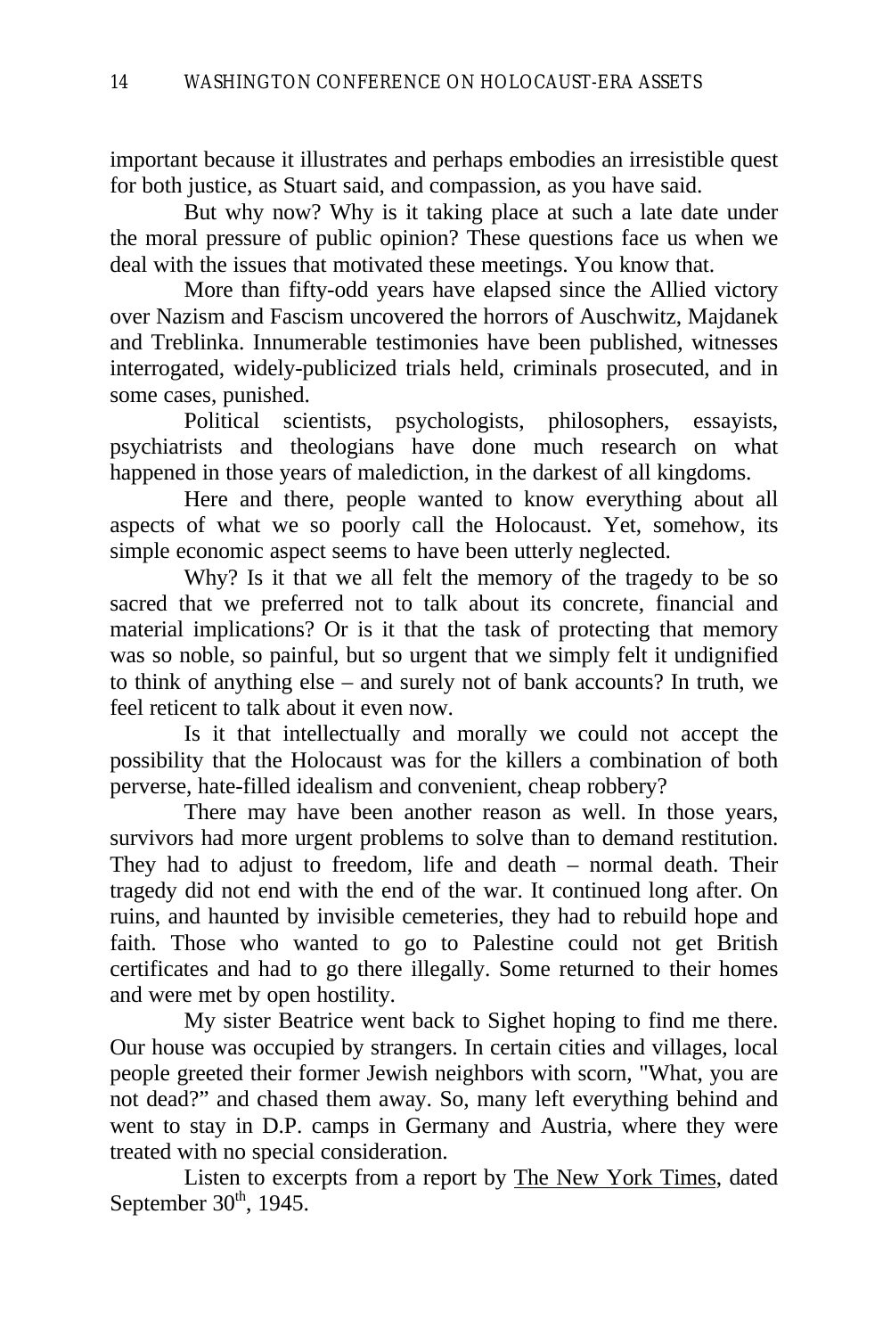important because it illustrates and perhaps embodies an irresistible quest for both justice, as Stuart said, and compassion, as you have said.

But why now? Why is it taking place at such a late date under the moral pressure of public opinion? These questions face us when we deal with the issues that motivated these meetings. You know that.

More than fifty-odd years have elapsed since the Allied victory over Nazism and Fascism uncovered the horrors of Auschwitz, Majdanek and Treblinka. Innumerable testimonies have been published, witnesses interrogated, widely-publicized trials held, criminals prosecuted, and in some cases, punished.

Political scientists, psychologists, philosophers, essayists, psychiatrists and theologians have done much research on what happened in those years of malediction, in the darkest of all kingdoms.

Here and there, people wanted to know everything about all aspects of what we so poorly call the Holocaust. Yet, somehow, its simple economic aspect seems to have been utterly neglected.

Why? Is it that we all felt the memory of the tragedy to be so sacred that we preferred not to talk about its concrete, financial and material implications? Or is it that the task of protecting that memory was so noble, so painful, but so urgent that we simply felt it undignified to think of anything else – and surely not of bank accounts? In truth, we feel reticent to talk about it even now.

Is it that intellectually and morally we could not accept the possibility that the Holocaust was for the killers a combination of both perverse, hate-filled idealism and convenient, cheap robbery?

There may have been another reason as well. In those years, survivors had more urgent problems to solve than to demand restitution. They had to adjust to freedom, life and death – normal death. Their tragedy did not end with the end of the war. It continued long after. On ruins, and haunted by invisible cemeteries, they had to rebuild hope and faith. Those who wanted to go to Palestine could not get British certificates and had to go there illegally. Some returned to their homes and were met by open hostility.

My sister Beatrice went back to Sighet hoping to find me there. Our house was occupied by strangers. In certain cities and villages, local people greeted their former Jewish neighbors with scorn, "What, you are not dead?" and chased them away. So, many left everything behind and went to stay in D.P. camps in Germany and Austria, where they were treated with no special consideration.

Listen to excerpts from a report by The New York Times, dated September 30th, 1945.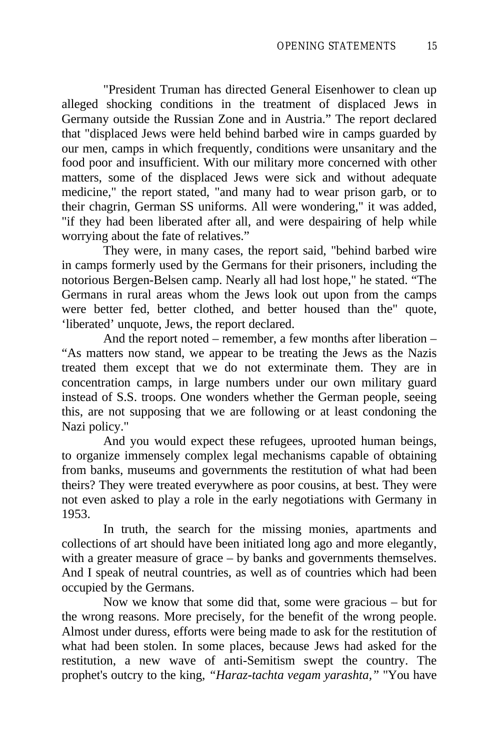"President Truman has directed General Eisenhower to clean up alleged shocking conditions in the treatment of displaced Jews in Germany outside the Russian Zone and in Austria." The report declared that "displaced Jews were held behind barbed wire in camps guarded by our men, camps in which frequently, conditions were unsanitary and the food poor and insufficient. With our military more concerned with other matters, some of the displaced Jews were sick and without adequate medicine," the report stated, "and many had to wear prison garb, or to their chagrin, German SS uniforms. All were wondering," it was added, "if they had been liberated after all, and were despairing of help while worrying about the fate of relatives."

They were, in many cases, the report said, "behind barbed wire in camps formerly used by the Germans for their prisoners, including the notorious Bergen-Belsen camp. Nearly all had lost hope," he stated. "The Germans in rural areas whom the Jews look out upon from the camps were better fed, better clothed, and better housed than the" quote, 'liberated' unquote, Jews, the report declared.

And the report noted – remember, a few months after liberation – "As matters now stand, we appear to be treating the Jews as the Nazis treated them except that we do not exterminate them. They are in concentration camps, in large numbers under our own military guard instead of S.S. troops. One wonders whether the German people, seeing this, are not supposing that we are following or at least condoning the Nazi policy."

And you would expect these refugees, uprooted human beings, to organize immensely complex legal mechanisms capable of obtaining from banks, museums and governments the restitution of what had been theirs? They were treated everywhere as poor cousins, at best. They were not even asked to play a role in the early negotiations with Germany in 1953.

In truth, the search for the missing monies, apartments and collections of art should have been initiated long ago and more elegantly, with a greater measure of grace – by banks and governments themselves. And I speak of neutral countries, as well as of countries which had been occupied by the Germans.

Now we know that some did that, some were gracious – but for the wrong reasons. More precisely, for the benefit of the wrong people. Almost under duress, efforts were being made to ask for the restitution of what had been stolen. In some places, because Jews had asked for the restitution, a new wave of anti-Semitism swept the country. The prophet's outcry to the king, *"Haraz-tachta vegam yarashta,"* "You have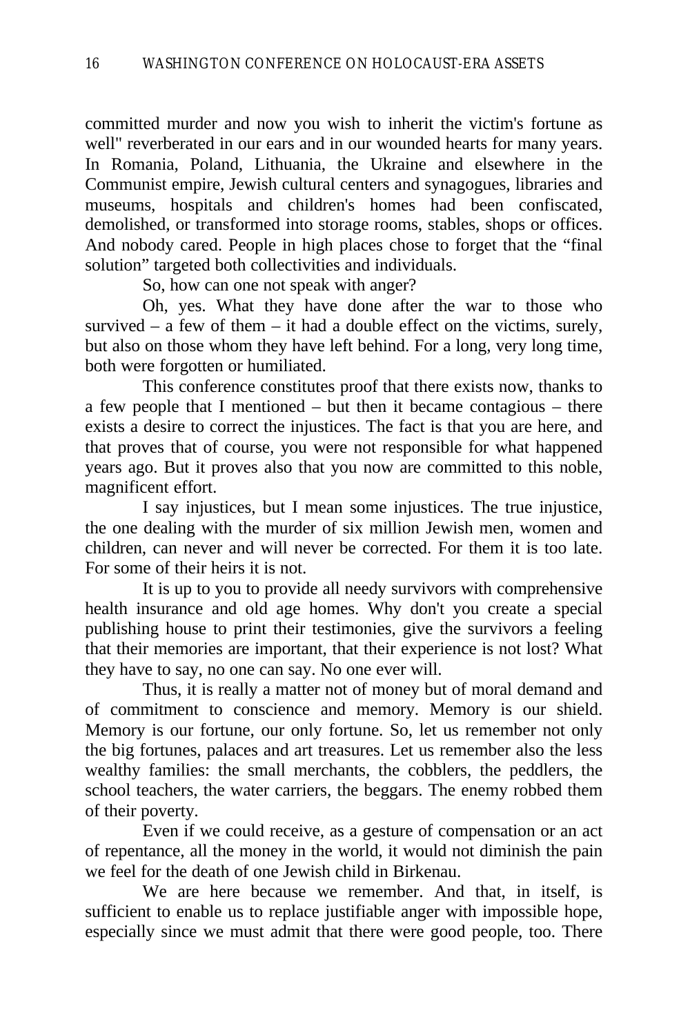committed murder and now you wish to inherit the victim's fortune as well" reverberated in our ears and in our wounded hearts for many years. In Romania, Poland, Lithuania, the Ukraine and elsewhere in the Communist empire, Jewish cultural centers and synagogues, libraries and museums, hospitals and children's homes had been confiscated, demolished, or transformed into storage rooms, stables, shops or offices. And nobody cared. People in high places chose to forget that the “final solution” targeted both collectivities and individuals.

So, how can one not speak with anger?

Oh, yes. What they have done after the war to those who survived – a few of them – it had a double effect on the victims, surely, but also on those whom they have left behind. For a long, very long time, both were forgotten or humiliated.

This conference constitutes proof that there exists now, thanks to a few people that I mentioned – but then it became contagious – there exists a desire to correct the injustices. The fact is that you are here, and that proves that of course, you were not responsible for what happened years ago. But it proves also that you now are committed to this noble, magnificent effort.

I say injustices, but I mean some injustices. The true injustice, the one dealing with the murder of six million Jewish men, women and children, can never and will never be corrected. For them it is too late. For some of their heirs it is not.

It is up to you to provide all needy survivors with comprehensive health insurance and old age homes. Why don't you create a special publishing house to print their testimonies, give the survivors a feeling that their memories are important, that their experience is not lost? What they have to say, no one can say. No one ever will.

Thus, it is really a matter not of money but of moral demand and of commitment to conscience and memory. Memory is our shield. Memory is our fortune, our only fortune. So, let us remember not only the big fortunes, palaces and art treasures. Let us remember also the less wealthy families: the small merchants, the cobblers, the peddlers, the school teachers, the water carriers, the beggars. The enemy robbed them of their poverty.

Even if we could receive, as a gesture of compensation or an act of repentance, all the money in the world, it would not diminish the pain we feel for the death of one Jewish child in Birkenau.

We are here because we remember. And that, in itself, is sufficient to enable us to replace justifiable anger with impossible hope, especially since we must admit that there were good people, too. There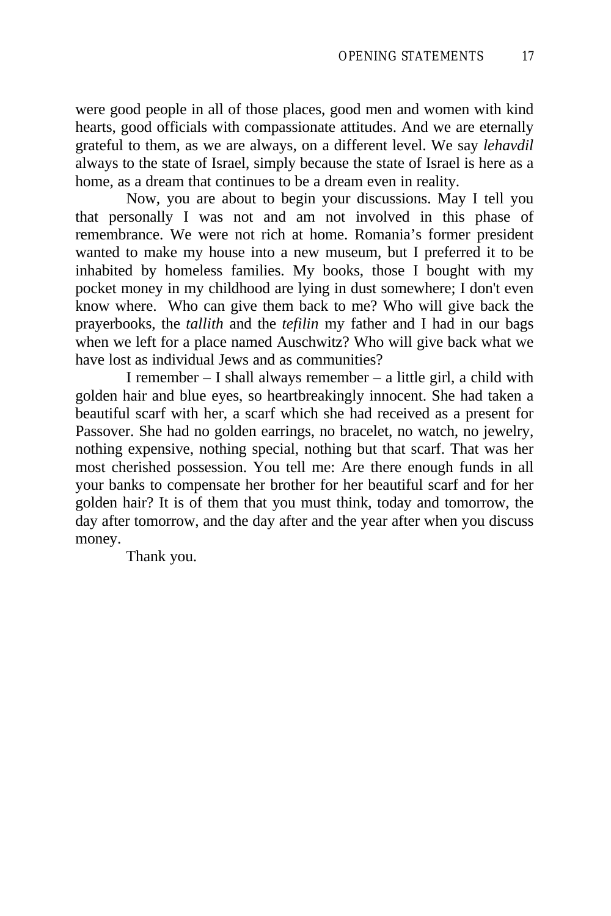were good people in all of those places, good men and women with kind hearts, good officials with compassionate attitudes. And we are eternally grateful to them, as we are always, on a different level. We say *lehavdil* always to the state of Israel, simply because the state of Israel is here as a home, as a dream that continues to be a dream even in reality.

Now, you are about to begin your discussions. May I tell you that personally I was not and am not involved in this phase of remembrance. We were not rich at home. Romania's former president wanted to make my house into a new museum, but I preferred it to be inhabited by homeless families. My books, those I bought with my pocket money in my childhood are lying in dust somewhere; I don't even know where. Who can give them back to me? Who will give back the prayerbooks, the *tallith* and the *tefilin* my father and I had in our bags when we left for a place named Auschwitz? Who will give back what we have lost as individual Jews and as communities?

I remember – I shall always remember – a little girl, a child with golden hair and blue eyes, so heartbreakingly innocent. She had taken a beautiful scarf with her, a scarf which she had received as a present for Passover. She had no golden earrings, no bracelet, no watch, no jewelry, nothing expensive, nothing special, nothing but that scarf. That was her most cherished possession. You tell me: Are there enough funds in all your banks to compensate her brother for her beautiful scarf and for her golden hair? It is of them that you must think, today and tomorrow, the day after tomorrow, and the day after and the year after when you discuss money.

Thank you.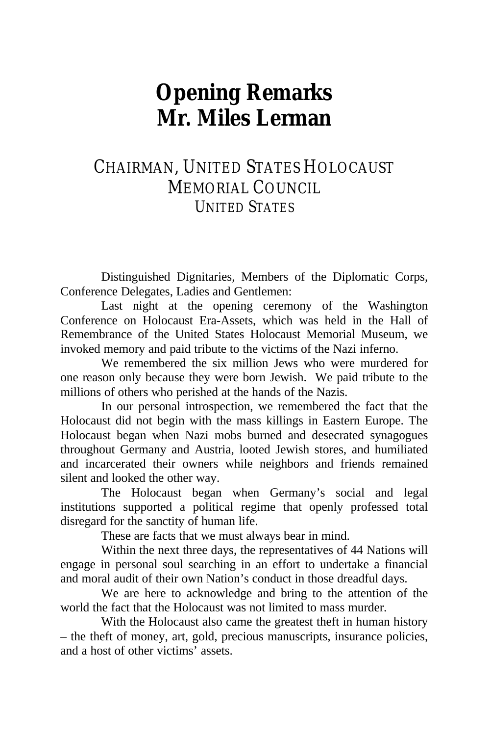# Opening Remarks
# Mr. Miles Lerman

## CHAIRMAN, UNITED STATES HOLOCAUST MEMORIAL COUNCIL
### UNITED STATES

Distinguished Dignitaries, Members of the Diplomatic Corps, Conference Delegates, Ladies and Gentlemen:

Last night at the opening ceremony of the Washington Conference on Holocaust Era-Assets, which was held in the Hall of Remembrance of the United States Holocaust Memorial Museum, we invoked memory and paid tribute to the victims of the Nazi inferno.

We remembered the six million Jews who were murdered for one reason only because they were born Jewish. We paid tribute to the millions of others who perished at the hands of the Nazis.

In our personal introspection, we remembered the fact that the Holocaust did not begin with the mass killings in Eastern Europe. The Holocaust began when Nazi mobs burned and desecrated synagogues throughout Germany and Austria, looted Jewish stores, and humiliated and incarcerated their owners while neighbors and friends remained silent and looked the other way.

The Holocaust began when Germany's social and legal institutions supported a political regime that openly professed total disregard for the sanctity of human life.

These are facts that we must always bear in mind.

Within the next three days, the representatives of 44 Nations will engage in personal soul searching in an effort to undertake a financial and moral audit of their own Nation's conduct in those dreadful days.

We are here to acknowledge and bring to the attention of the world the fact that the Holocaust was not limited to mass murder.

With the Holocaust also came the greatest theft in human history – the theft of money, art, gold, precious manuscripts, insurance policies, and a host of other victims' assets.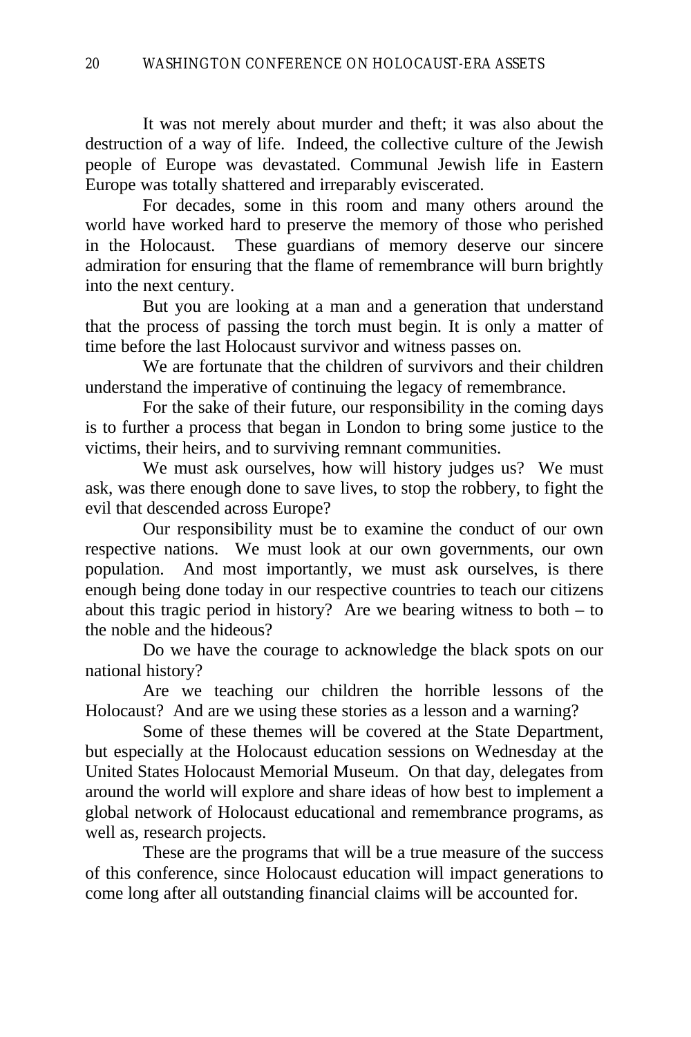It was not merely about murder and theft; it was also about the destruction of a way of life. Indeed, the collective culture of the Jewish people of Europe was devastated. Communal Jewish life in Eastern Europe was totally shattered and irreparably eviscerated.

For decades, some in this room and many others around the world have worked hard to preserve the memory of those who perished in the Holocaust. These guardians of memory deserve our sincere admiration for ensuring that the flame of remembrance will burn brightly into the next century.

But you are looking at a man and a generation that understand that the process of passing the torch must begin. It is only a matter of time before the last Holocaust survivor and witness passes on.

We are fortunate that the children of survivors and their children understand the imperative of continuing the legacy of remembrance.

For the sake of their future, our responsibility in the coming days is to further a process that began in London to bring some justice to the victims, their heirs, and to surviving remnant communities.

We must ask ourselves, how will history judges us? We must ask, was there enough done to save lives, to stop the robbery, to fight the evil that descended across Europe?

Our responsibility must be to examine the conduct of our own respective nations. We must look at our own governments, our own population. And most importantly, we must ask ourselves, is there enough being done today in our respective countries to teach our citizens about this tragic period in history? Are we bearing witness to both – to the noble and the hideous?

Do we have the courage to acknowledge the black spots on our national history?

Are we teaching our children the horrible lessons of the Holocaust? And are we using these stories as a lesson and a warning?

Some of these themes will be covered at the State Department, but especially at the Holocaust education sessions on Wednesday at the United States Holocaust Memorial Museum. On that day, delegates from around the world will explore and share ideas of how best to implement a global network of Holocaust educational and remembrance programs, as well as, research projects.

These are the programs that will be a true measure of the success of this conference, since Holocaust education will impact generations to come long after all outstanding financial claims will be accounted for.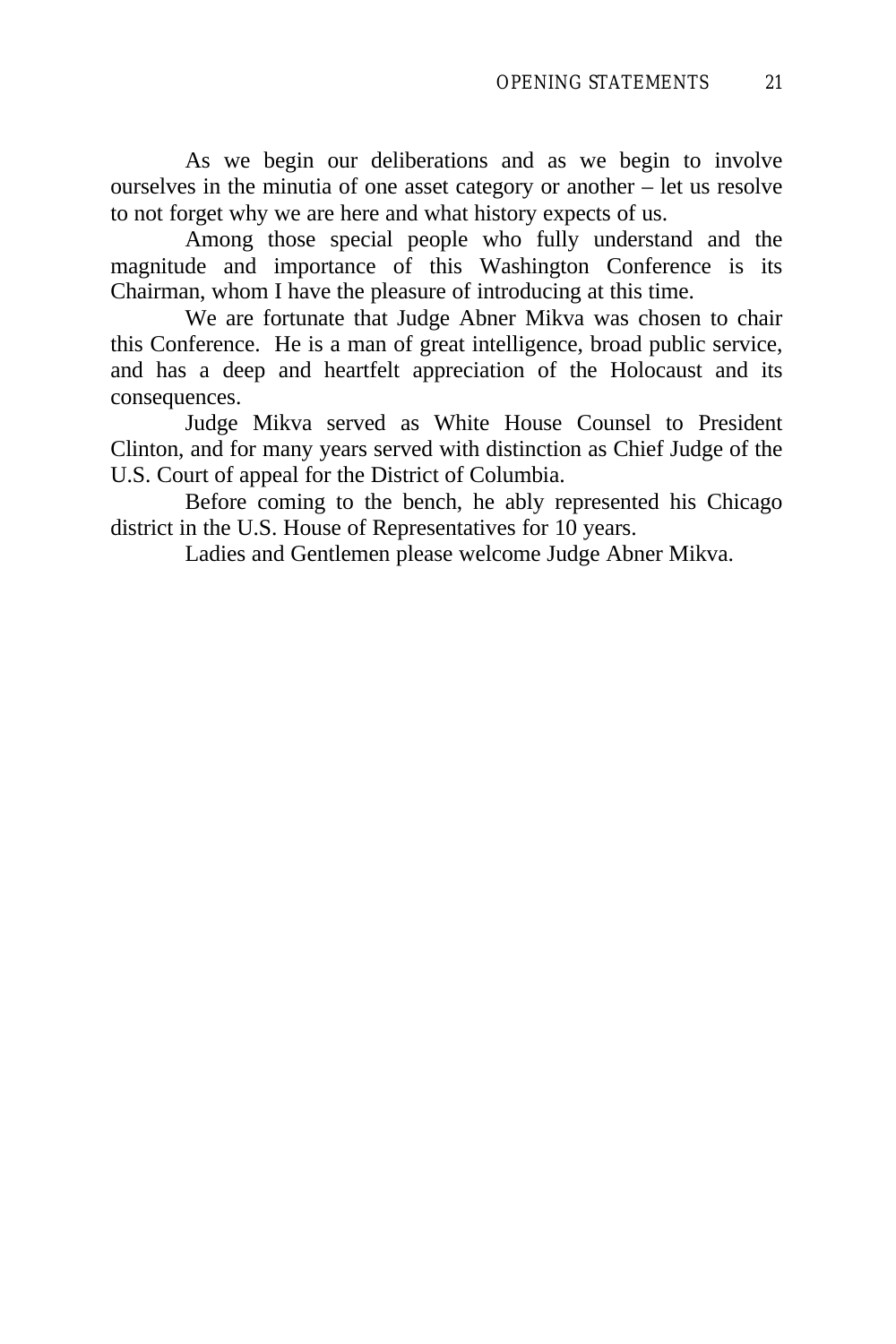As we begin our deliberations and as we begin to involve ourselves in the minutia of one asset category or another – let us resolve to not forget why we are here and what history expects of us.

Among those special people who fully understand and the magnitude and importance of this Washington Conference is its Chairman, whom I have the pleasure of introducing at this time.

We are fortunate that Judge Abner Mikva was chosen to chair this Conference. He is a man of great intelligence, broad public service, and has a deep and heartfelt appreciation of the Holocaust and its consequences.

Judge Mikva served as White House Counsel to President Clinton, and for many years served with distinction as Chief Judge of the U.S. Court of appeal for the District of Columbia.

Before coming to the bench, he ably represented his Chicago district in the U.S. House of Representatives for 10 years.

Ladies and Gentlemen please welcome Judge Abner Mikva.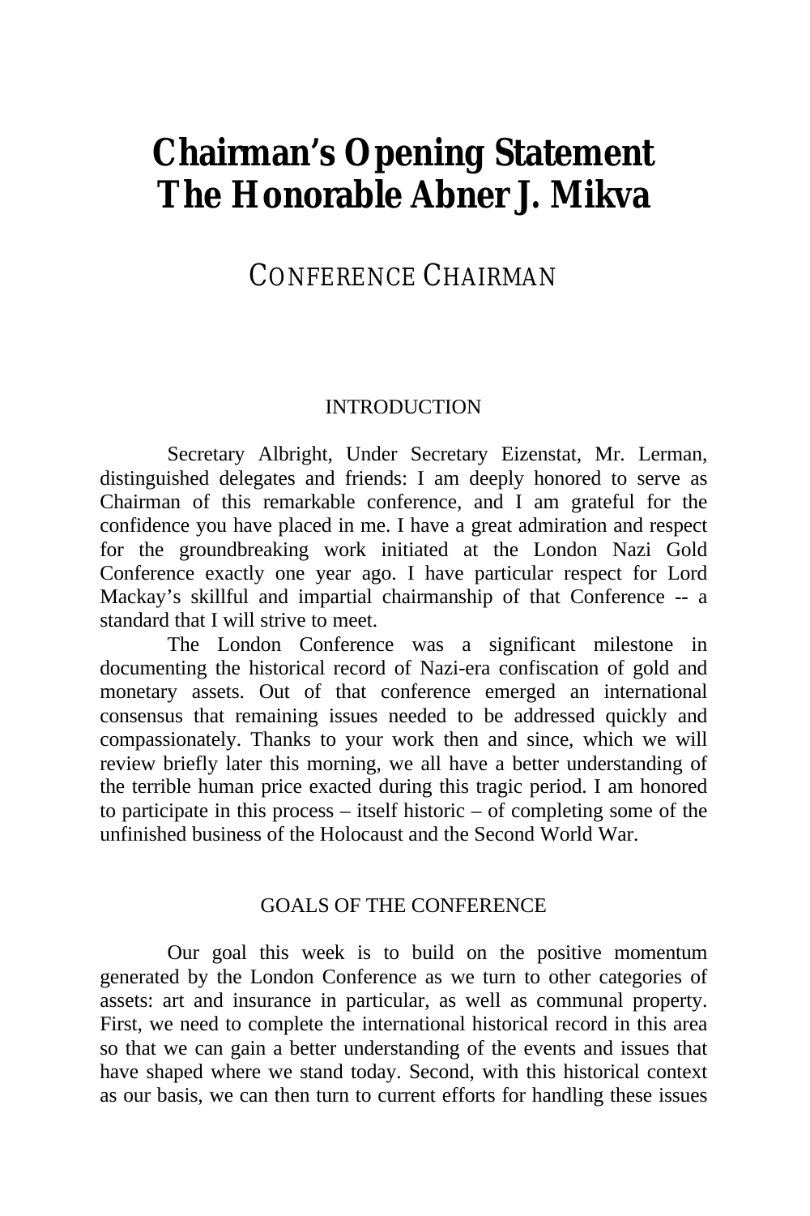# Chairman's Opening Statement
# The Honorable Abner J. Mikva

## CONFERENCE CHAIRMAN

### INTRODUCTION

Secretary Albright, Under Secretary Eizenstat, Mr. Lerman, distinguished delegates and friends: I am deeply honored to serve as Chairman of this remarkable conference, and I am grateful for the confidence you have placed in me. I have a great admiration and respect for the groundbreaking work initiated at the London Nazi Gold Conference exactly one year ago. I have particular respect for Lord Mackay's skillful and impartial chairmanship of that Conference -- a standard that I will strive to meet.

The London Conference was a significant milestone in documenting the historical record of Nazi-era confiscation of gold and monetary assets. Out of that conference emerged an international consensus that remaining issues needed to be addressed quickly and compassionately. Thanks to your work then and since, which we will review briefly later this morning, we all have a better understanding of the terrible human price exacted during this tragic period. I am honored to participate in this process – itself historic – of completing some of the unfinished business of the Holocaust and the Second World War.

### GOALS OF THE CONFERENCE

Our goal this week is to build on the positive momentum generated by the London Conference as we turn to other categories of assets: art and insurance in particular, as well as communal property. First, we need to complete the international historical record in this area so that we can gain a better understanding of the events and issues that have shaped where we stand today. Second, with this historical context as our basis, we can then turn to current efforts for handling these issues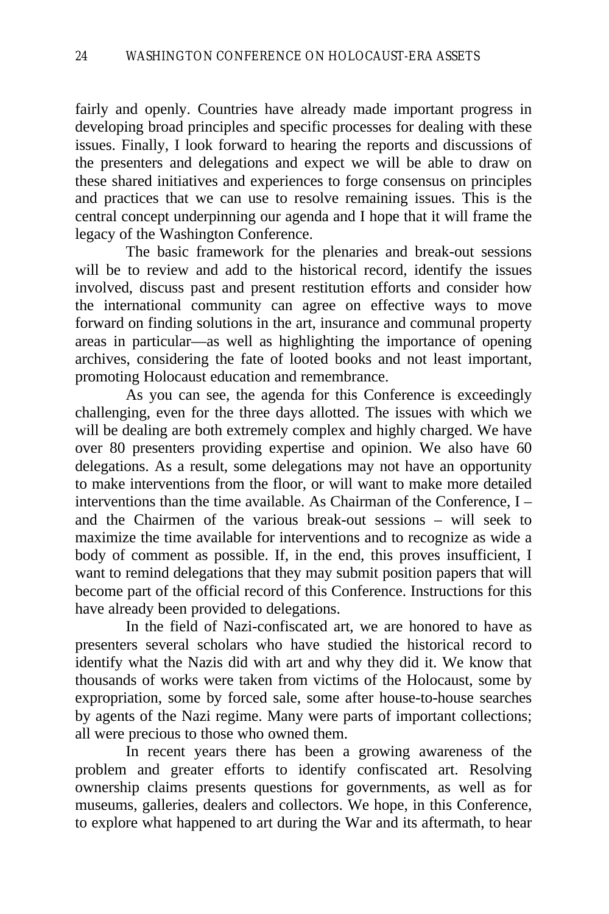fairly and openly. Countries have already made important progress in developing broad principles and specific processes for dealing with these issues. Finally, I look forward to hearing the reports and discussions of the presenters and delegations and expect we will be able to draw on these shared initiatives and experiences to forge consensus on principles and practices that we can use to resolve remaining issues. This is the central concept underpinning our agenda and I hope that it will frame the legacy of the Washington Conference.

The basic framework for the plenaries and break-out sessions will be to review and add to the historical record, identify the issues involved, discuss past and present restitution efforts and consider how the international community can agree on effective ways to move forward on finding solutions in the art, insurance and communal property areas in particular—as well as highlighting the importance of opening archives, considering the fate of looted books and not least important, promoting Holocaust education and remembrance.

As you can see, the agenda for this Conference is exceedingly challenging, even for the three days allotted. The issues with which we will be dealing are both extremely complex and highly charged. We have over 80 presenters providing expertise and opinion. We also have 60 delegations. As a result, some delegations may not have an opportunity to make interventions from the floor, or will want to make more detailed interventions than the time available. As Chairman of the Conference, I – and the Chairmen of the various break-out sessions – will seek to maximize the time available for interventions and to recognize as wide a body of comment as possible. If, in the end, this proves insufficient, I want to remind delegations that they may submit position papers that will become part of the official record of this Conference. Instructions for this have already been provided to delegations.

In the field of Nazi-confiscated art, we are honored to have as presenters several scholars who have studied the historical record to identify what the Nazis did with art and why they did it. We know that thousands of works were taken from victims of the Holocaust, some by expropriation, some by forced sale, some after house-to-house searches by agents of the Nazi regime. Many were parts of important collections; all were precious to those who owned them.

In recent years there has been a growing awareness of the problem and greater efforts to identify confiscated art. Resolving ownership claims presents questions for governments, as well as for museums, galleries, dealers and collectors. We hope, in this Conference, to explore what happened to art during the War and its aftermath, to hear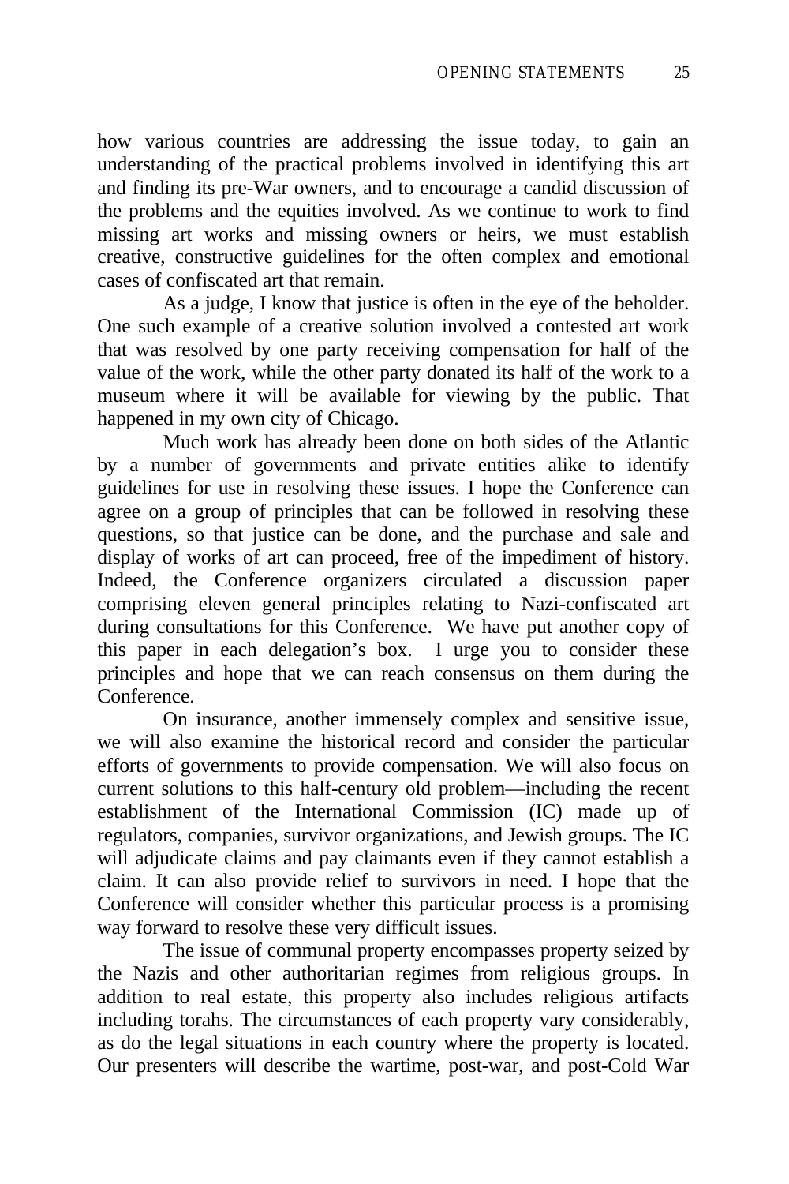how various countries are addressing the issue today, to gain an understanding of the practical problems involved in identifying this art and finding its pre-War owners, and to encourage a candid discussion of the problems and the equities involved. As we continue to work to find missing art works and missing owners or heirs, we must establish creative, constructive guidelines for the often complex and emotional cases of confiscated art that remain.

As a judge, I know that justice is often in the eye of the beholder. One such example of a creative solution involved a contested art work that was resolved by one party receiving compensation for half of the value of the work, while the other party donated its half of the work to a museum where it will be available for viewing by the public. That happened in my own city of Chicago.

Much work has already been done on both sides of the Atlantic by a number of governments and private entities alike to identify guidelines for use in resolving these issues. I hope the Conference can agree on a group of principles that can be followed in resolving these questions, so that justice can be done, and the purchase and sale and display of works of art can proceed, free of the impediment of history. Indeed, the Conference organizers circulated a discussion paper comprising eleven general principles relating to Nazi-confiscated art during consultations for this Conference. We have put another copy of this paper in each delegation's box. I urge you to consider these principles and hope that we can reach consensus on them during the Conference.

On insurance, another immensely complex and sensitive issue, we will also examine the historical record and consider the particular efforts of governments to provide compensation. We will also focus on current solutions to this half-century old problem—including the recent establishment of the International Commission (IC) made up of regulators, companies, survivor organizations, and Jewish groups. The IC will adjudicate claims and pay claimants even if they cannot establish a claim. It can also provide relief to survivors in need. I hope that the Conference will consider whether this particular process is a promising way forward to resolve these very difficult issues.

The issue of communal property encompasses property seized by the Nazis and other authoritarian regimes from religious groups. In addition to real estate, this property also includes religious artifacts including torahs. The circumstances of each property vary considerably, as do the legal situations in each country where the property is located. Our presenters will describe the wartime, post-war, and post-Cold War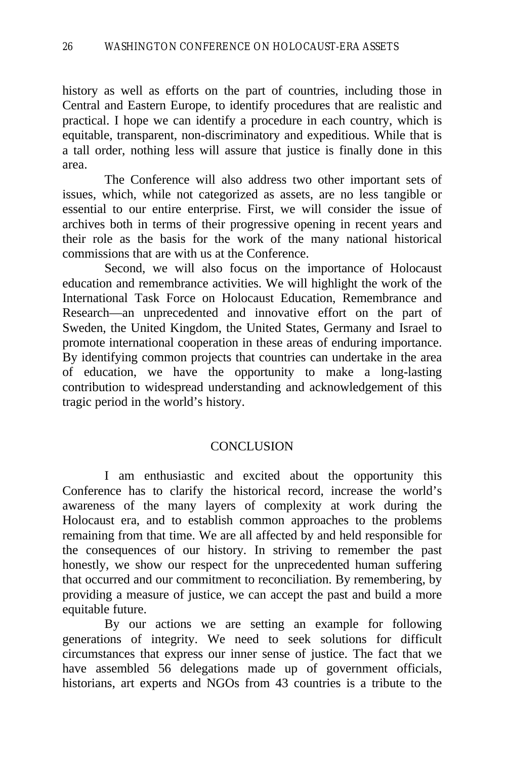history as well as efforts on the part of countries, including those in Central and Eastern Europe, to identify procedures that are realistic and practical. I hope we can identify a procedure in each country, which is equitable, transparent, non-discriminatory and expeditious. While that is a tall order, nothing less will assure that justice is finally done in this area.

The Conference will also address two other important sets of issues, which, while not categorized as assets, are no less tangible or essential to our entire enterprise. First, we will consider the issue of archives both in terms of their progressive opening in recent years and their role as the basis for the work of the many national historical commissions that are with us at the Conference.

Second, we will also focus on the importance of Holocaust education and remembrance activities. We will highlight the work of the International Task Force on Holocaust Education, Remembrance and Research—an unprecedented and innovative effort on the part of Sweden, the United Kingdom, the United States, Germany and Israel to promote international cooperation in these areas of enduring importance. By identifying common projects that countries can undertake in the area of education, we have the opportunity to make a long-lasting contribution to widespread understanding and acknowledgement of this tragic period in the world's history.

## CONCLUSION

I am enthusiastic and excited about the opportunity this Conference has to clarify the historical record, increase the world's awareness of the many layers of complexity at work during the Holocaust era, and to establish common approaches to the problems remaining from that time. We are all affected by and held responsible for the consequences of our history. In striving to remember the past honestly, we show our respect for the unprecedented human suffering that occurred and our commitment to reconciliation. By remembering, by providing a measure of justice, we can accept the past and build a more equitable future.

By our actions we are setting an example for following generations of integrity. We need to seek solutions for difficult circumstances that express our inner sense of justice. The fact that we have assembled 56 delegations made up of government officials, historians, art experts and NGOs from 43 countries is a tribute to the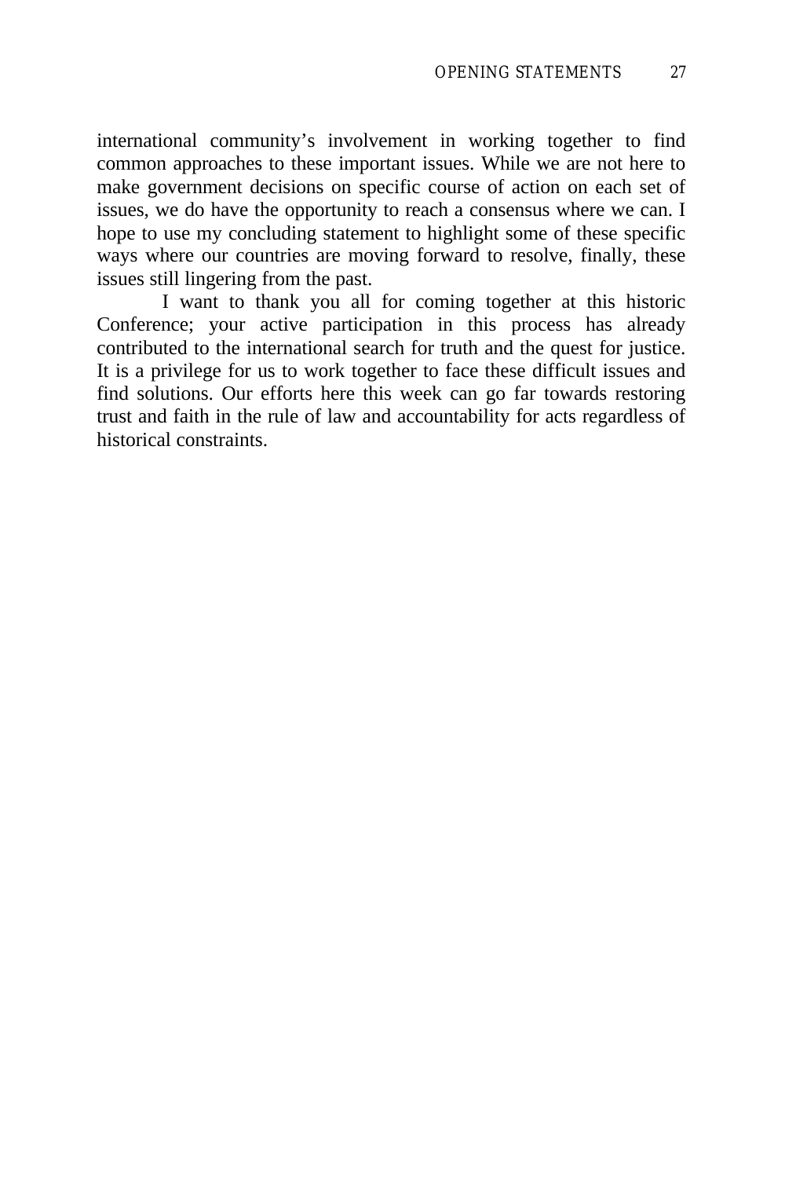international community's involvement in working together to find common approaches to these important issues. While we are not here to make government decisions on specific course of action on each set of issues, we do have the opportunity to reach a consensus where we can. I hope to use my concluding statement to highlight some of these specific ways where our countries are moving forward to resolve, finally, these issues still lingering from the past.

I want to thank you all for coming together at this historic Conference; your active participation in this process has already contributed to the international search for truth and the quest for justice. It is a privilege for us to work together to face these difficult issues and find solutions. Our efforts here this week can go far towards restoring trust and faith in the rule of law and accountability for acts regardless of historical constraints.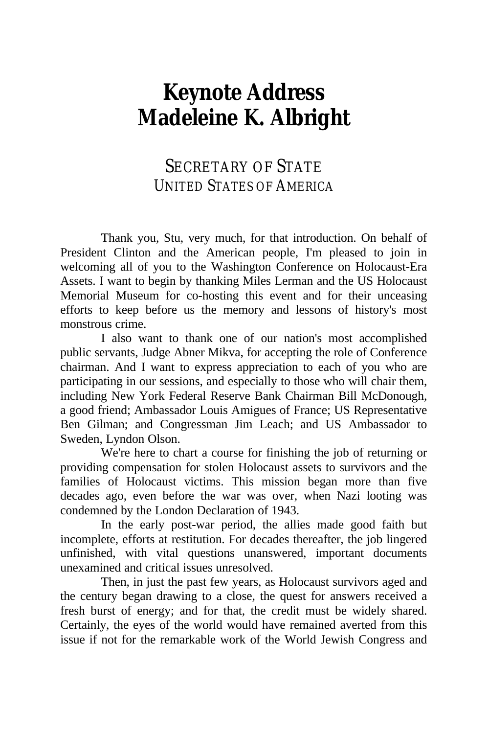# Keynote Address
# Madeleine K. Albright

## SECRETARY OF STATE
### UNITED STATES OF AMERICA

Thank you, Stu, very much, for that introduction. On behalf of President Clinton and the American people, I'm pleased to join in welcoming all of you to the Washington Conference on Holocaust-Era Assets. I want to begin by thanking Miles Lerman and the US Holocaust Memorial Museum for co-hosting this event and for their unceasing efforts to keep before us the memory and lessons of history's most monstrous crime.

I also want to thank one of our nation's most accomplished public servants, Judge Abner Mikva, for accepting the role of Conference chairman. And I want to express appreciation to each of you who are participating in our sessions, and especially to those who will chair them, including New York Federal Reserve Bank Chairman Bill McDonough, a good friend; Ambassador Louis Amigues of France; US Representative Ben Gilman; and Congressman Jim Leach; and US Ambassador to Sweden, Lyndon Olson.

We're here to chart a course for finishing the job of returning or providing compensation for stolen Holocaust assets to survivors and the families of Holocaust victims. This mission began more than five decades ago, even before the war was over, when Nazi looting was condemned by the London Declaration of 1943.

In the early post-war period, the allies made good faith but incomplete, efforts at restitution. For decades thereafter, the job lingered unfinished, with vital questions unanswered, important documents unexamined and critical issues unresolved.

Then, in just the past few years, as Holocaust survivors aged and the century began drawing to a close, the quest for answers received a fresh burst of energy; and for that, the credit must be widely shared. Certainly, the eyes of the world would have remained averted from this issue if not for the remarkable work of the World Jewish Congress and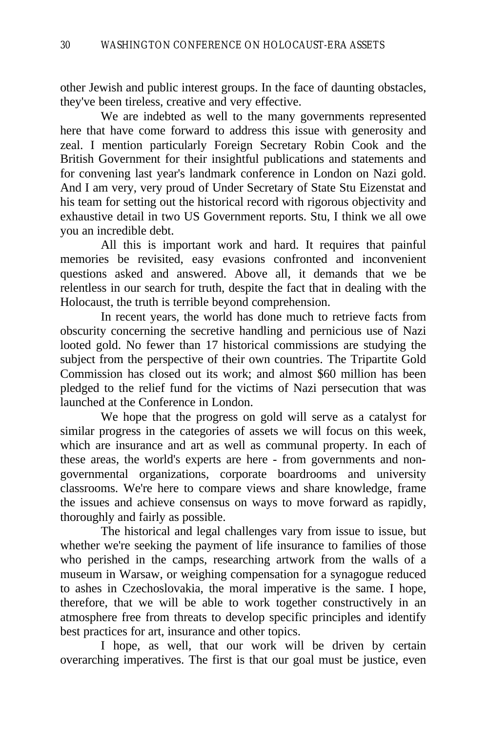other Jewish and public interest groups. In the face of daunting obstacles, they've been tireless, creative and very effective.

We are indebted as well to the many governments represented here that have come forward to address this issue with generosity and zeal. I mention particularly Foreign Secretary Robin Cook and the British Government for their insightful publications and statements and for convening last year's landmark conference in London on Nazi gold. And I am very, very proud of Under Secretary of State Stu Eizenstat and his team for setting out the historical record with rigorous objectivity and exhaustive detail in two US Government reports. Stu, I think we all owe you an incredible debt.

All this is important work and hard. It requires that painful memories be revisited, easy evasions confronted and inconvenient questions asked and answered. Above all, it demands that we be relentless in our search for truth, despite the fact that in dealing with the Holocaust, the truth is terrible beyond comprehension.

In recent years, the world has done much to retrieve facts from obscurity concerning the secretive handling and pernicious use of Nazi looted gold. No fewer than 17 historical commissions are studying the subject from the perspective of their own countries. The Tripartite Gold Commission has closed out its work; and almost $60 million has been pledged to the relief fund for the victims of Nazi persecution that was launched at the Conference in London.

We hope that the progress on gold will serve as a catalyst for similar progress in the categories of assets we will focus on this week, which are insurance and art as well as communal property. In each of these areas, the world's experts are here - from governments and non-governmental organizations, corporate boardrooms and university classrooms. We're here to compare views and share knowledge, frame the issues and achieve consensus on ways to move forward as rapidly, thoroughly and fairly as possible.

The historical and legal challenges vary from issue to issue, but whether we're seeking the payment of life insurance to families of those who perished in the camps, researching artwork from the walls of a museum in Warsaw, or weighing compensation for a synagogue reduced to ashes in Czechoslovakia, the moral imperative is the same. I hope, therefore, that we will be able to work together constructively in an atmosphere free from threats to develop specific principles and identify best practices for art, insurance and other topics.

I hope, as well, that our work will be driven by certain overarching imperatives. The first is that our goal must be justice, even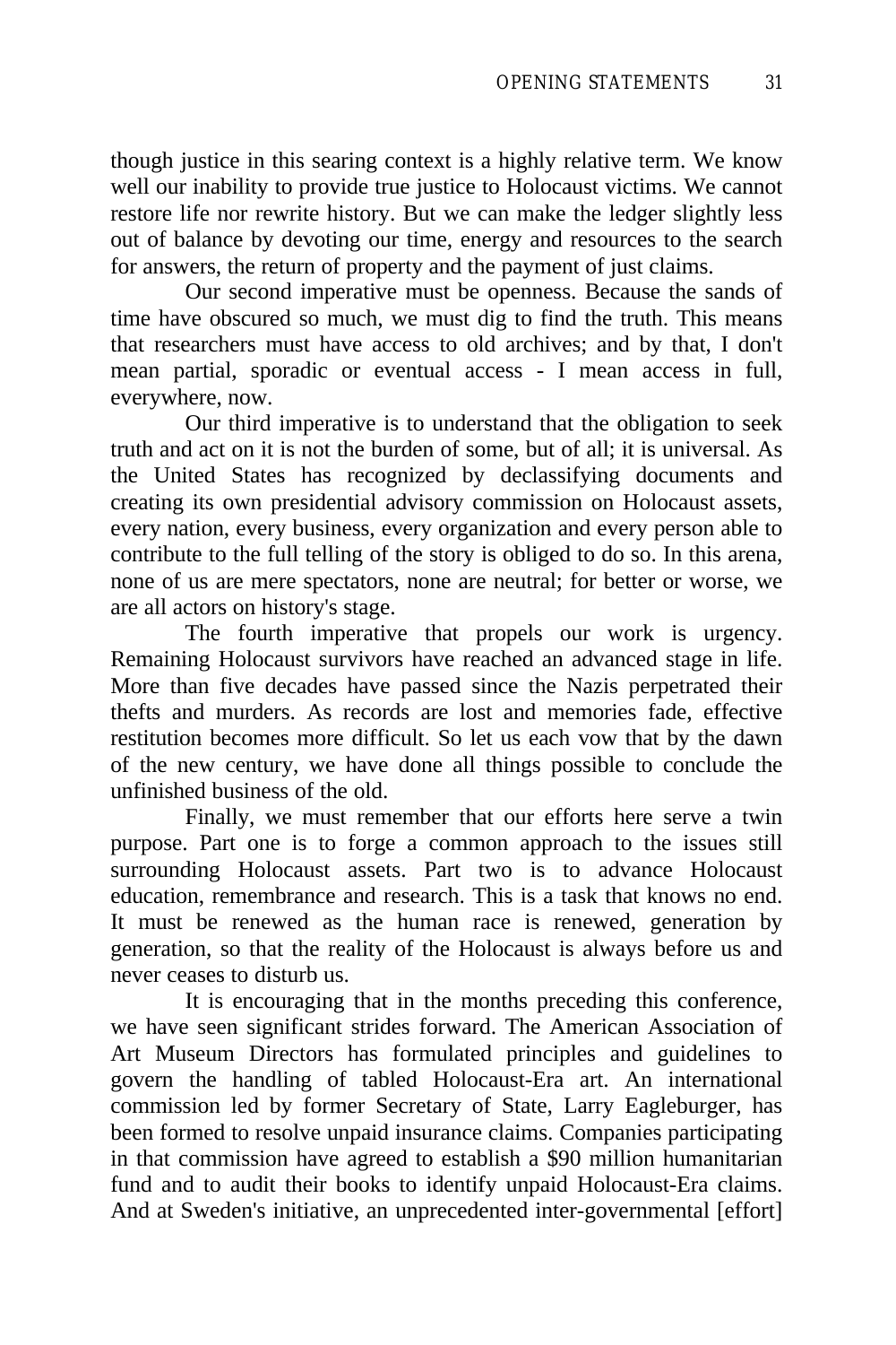though justice in this searing context is a highly relative term. We know well our inability to provide true justice to Holocaust victims. We cannot restore life nor rewrite history. But we can make the ledger slightly less out of balance by devoting our time, energy and resources to the search for answers, the return of property and the payment of just claims.

Our second imperative must be openness. Because the sands of time have obscured so much, we must dig to find the truth. This means that researchers must have access to old archives; and by that, I don't mean partial, sporadic or eventual access - I mean access in full, everywhere, now.

Our third imperative is to understand that the obligation to seek truth and act on it is not the burden of some, but of all; it is universal. As the United States has recognized by declassifying documents and creating its own presidential advisory commission on Holocaust assets, every nation, every business, every organization and every person able to contribute to the full telling of the story is obliged to do so. In this arena, none of us are mere spectators, none are neutral; for better or worse, we are all actors on history's stage.

The fourth imperative that propels our work is urgency. Remaining Holocaust survivors have reached an advanced stage in life. More than five decades have passed since the Nazis perpetrated their thefts and murders. As records are lost and memories fade, effective restitution becomes more difficult. So let us each vow that by the dawn of the new century, we have done all things possible to conclude the unfinished business of the old.

Finally, we must remember that our efforts here serve a twin purpose. Part one is to forge a common approach to the issues still surrounding Holocaust assets. Part two is to advance Holocaust education, remembrance and research. This is a task that knows no end. It must be renewed as the human race is renewed, generation by generation, so that the reality of the Holocaust is always before us and never ceases to disturb us.

It is encouraging that in the months preceding this conference, we have seen significant strides forward. The American Association of Art Museum Directors has formulated principles and guidelines to govern the handling of tabled Holocaust-Era art. An international commission led by former Secretary of State, Larry Eagleburger, has been formed to resolve unpaid insurance claims. Companies participating in that commission have agreed to establish a $90 million humanitarian fund and to audit their books to identify unpaid Holocaust-Era claims. And at Sweden's initiative, an unprecedented inter-governmental [effort]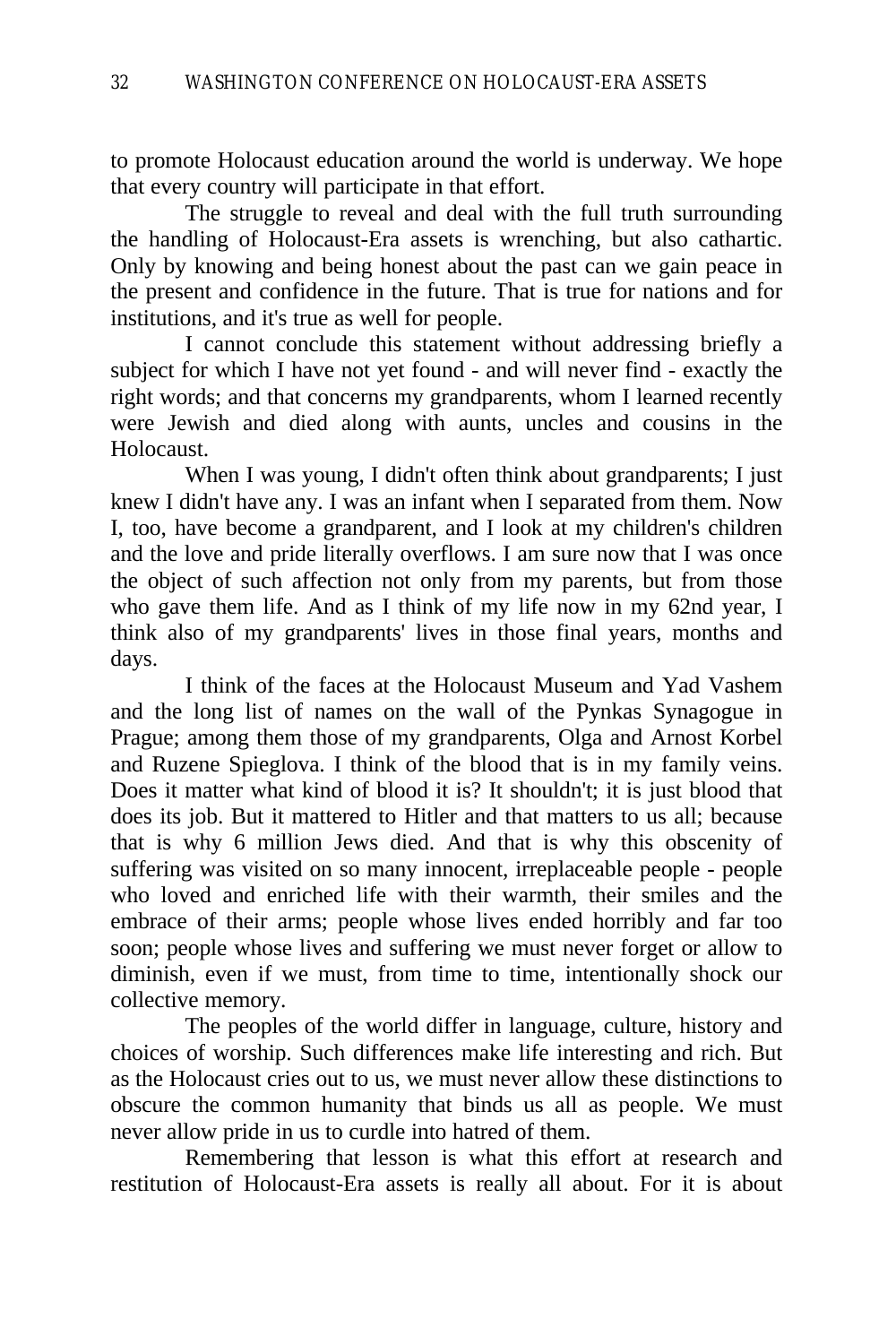to promote Holocaust education around the world is underway. We hope that every country will participate in that effort.

The struggle to reveal and deal with the full truth surrounding the handling of Holocaust-Era assets is wrenching, but also cathartic. Only by knowing and being honest about the past can we gain peace in the present and confidence in the future. That is true for nations and for institutions, and it's true as well for people.

I cannot conclude this statement without addressing briefly a subject for which I have not yet found - and will never find - exactly the right words; and that concerns my grandparents, whom I learned recently were Jewish and died along with aunts, uncles and cousins in the Holocaust.

When I was young, I didn't often think about grandparents; I just knew I didn't have any. I was an infant when I separated from them. Now I, too, have become a grandparent, and I look at my children's children and the love and pride literally overflows. I am sure now that I was once the object of such affection not only from my parents, but from those who gave them life. And as I think of my life now in my 62nd year, I think also of my grandparents' lives in those final years, months and days.

I think of the faces at the Holocaust Museum and Yad Vashem and the long list of names on the wall of the Pynkas Synagogue in Prague; among them those of my grandparents, Olga and Arnost Korbel and Ruzene Spieglova. I think of the blood that is in my family veins. Does it matter what kind of blood it is? It shouldn't; it is just blood that does its job. But it mattered to Hitler and that matters to us all; because that is why 6 million Jews died. And that is why this obscenity of suffering was visited on so many innocent, irreplaceable people - people who loved and enriched life with their warmth, their smiles and the embrace of their arms; people whose lives ended horribly and far too soon; people whose lives and suffering we must never forget or allow to diminish, even if we must, from time to time, intentionally shock our collective memory.

The peoples of the world differ in language, culture, history and choices of worship. Such differences make life interesting and rich. But as the Holocaust cries out to us, we must never allow these distinctions to obscure the common humanity that binds us all as people. We must never allow pride in us to curdle into hatred of them.

Remembering that lesson is what this effort at research and restitution of Holocaust-Era assets is really all about. For it is about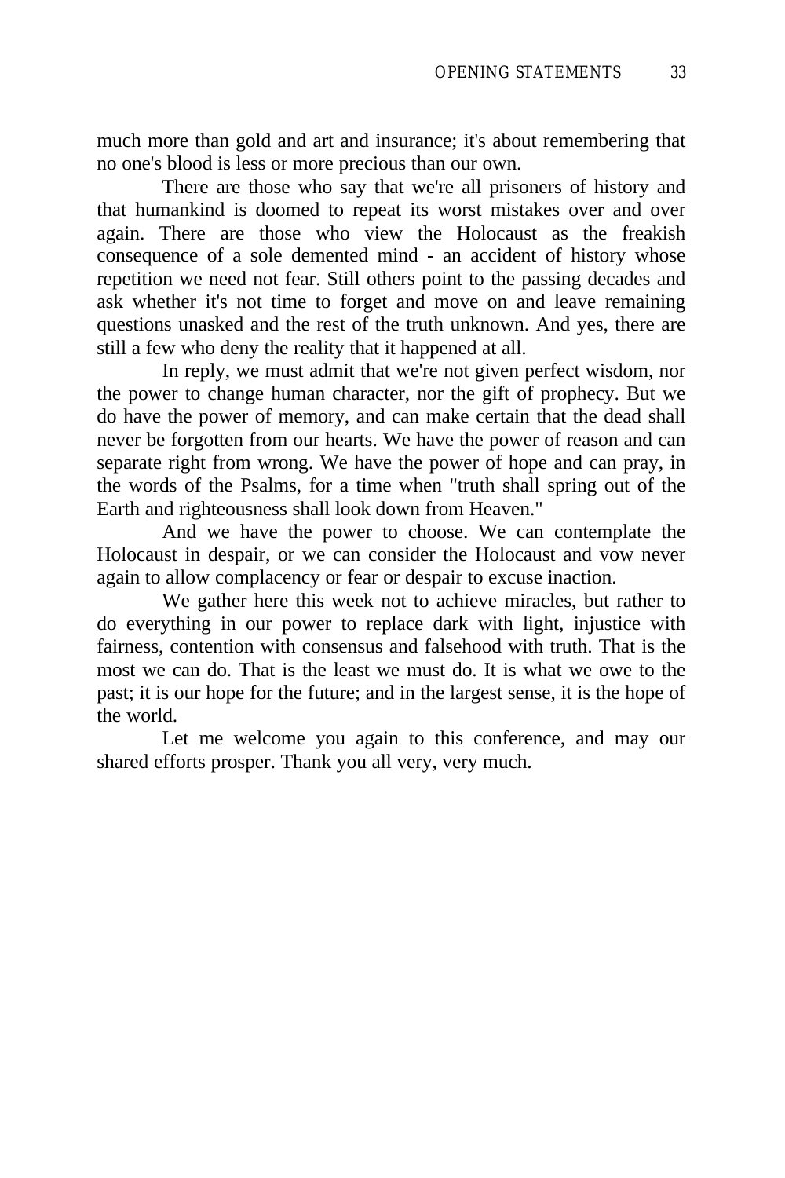much more than gold and art and insurance; it's about remembering that no one's blood is less or more precious than our own.

There are those who say that we're all prisoners of history and that humankind is doomed to repeat its worst mistakes over and over again. There are those who view the Holocaust as the freakish consequence of a sole demented mind - an accident of history whose repetition we need not fear. Still others point to the passing decades and ask whether it's not time to forget and move on and leave remaining questions unasked and the rest of the truth unknown. And yes, there are still a few who deny the reality that it happened at all.

In reply, we must admit that we're not given perfect wisdom, nor the power to change human character, nor the gift of prophecy. But we do have the power of memory, and can make certain that the dead shall never be forgotten from our hearts. We have the power of reason and can separate right from wrong. We have the power of hope and can pray, in the words of the Psalms, for a time when "truth shall spring out of the Earth and righteousness shall look down from Heaven."

And we have the power to choose. We can contemplate the Holocaust in despair, or we can consider the Holocaust and vow never again to allow complacency or fear or despair to excuse inaction.

We gather here this week not to achieve miracles, but rather to do everything in our power to replace dark with light, injustice with fairness, contention with consensus and falsehood with truth. That is the most we can do. That is the least we must do. It is what we owe to the past; it is our hope for the future; and in the largest sense, it is the hope of the world.

Let me welcome you again to this conference, and may our shared efforts prosper. Thank you all very, very much.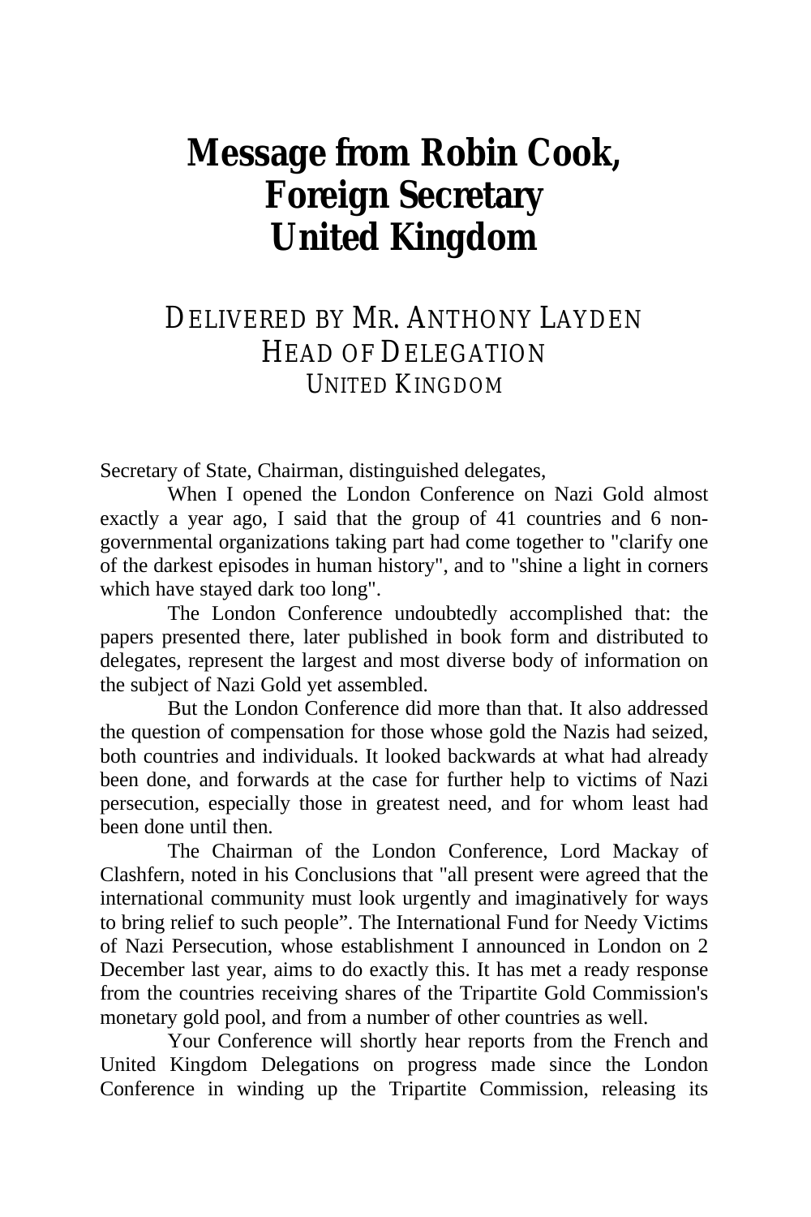# Message from Robin Cook, Foreign Secretary United Kingdom

## DELIVERED BY MR. ANTHONY LAYDEN HEAD OF DELEGATION UNITED KINGDOM

Secretary of State, Chairman, distinguished delegates,

When I opened the London Conference on Nazi Gold almost exactly a year ago, I said that the group of 41 countries and 6 non-governmental organizations taking part had come together to "clarify one of the darkest episodes in human history", and to "shine a light in corners which have stayed dark too long".

The London Conference undoubtedly accomplished that: the papers presented there, later published in book form and distributed to delegates, represent the largest and most diverse body of information on the subject of Nazi Gold yet assembled.

But the London Conference did more than that. It also addressed the question of compensation for those whose gold the Nazis had seized, both countries and individuals. It looked backwards at what had already been done, and forwards at the case for further help to victims of Nazi persecution, especially those in greatest need, and for whom least had been done until then.

The Chairman of the London Conference, Lord Mackay of Clashfern, noted in his Conclusions that "all present were agreed that the international community must look urgently and imaginatively for ways to bring relief to such people". The International Fund for Needy Victims of Nazi Persecution, whose establishment I announced in London on 2 December last year, aims to do exactly this. It has met a ready response from the countries receiving shares of the Tripartite Gold Commission's monetary gold pool, and from a number of other countries as well.

Your Conference will shortly hear reports from the French and United Kingdom Delegations on progress made since the London Conference in winding up the Tripartite Commission, releasing its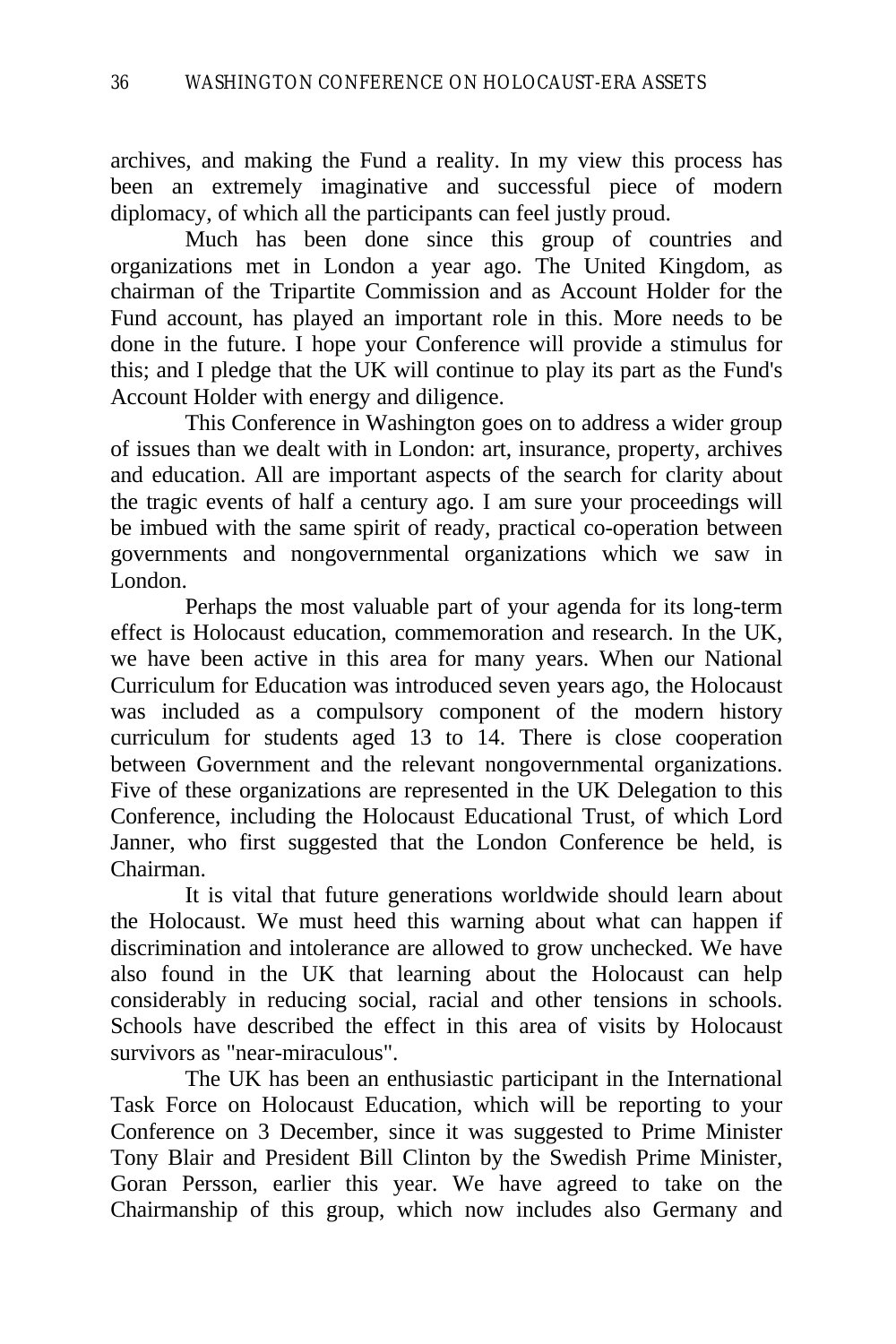archives, and making the Fund a reality. In my view this process has been an extremely imaginative and successful piece of modern diplomacy, of which all the participants can feel justly proud.

Much has been done since this group of countries and organizations met in London a year ago. The United Kingdom, as chairman of the Tripartite Commission and as Account Holder for the Fund account, has played an important role in this. More needs to be done in the future. I hope your Conference will provide a stimulus for this; and I pledge that the UK will continue to play its part as the Fund's Account Holder with energy and diligence.

This Conference in Washington goes on to address a wider group of issues than we dealt with in London: art, insurance, property, archives and education. All are important aspects of the search for clarity about the tragic events of half a century ago. I am sure your proceedings will be imbued with the same spirit of ready, practical co-operation between governments and nongovernmental organizations which we saw in London.

Perhaps the most valuable part of your agenda for its long-term effect is Holocaust education, commemoration and research. In the UK, we have been active in this area for many years. When our National Curriculum for Education was introduced seven years ago, the Holocaust was included as a compulsory component of the modern history curriculum for students aged 13 to 14. There is close cooperation between Government and the relevant nongovernmental organizations. Five of these organizations are represented in the UK Delegation to this Conference, including the Holocaust Educational Trust, of which Lord Janner, who first suggested that the London Conference be held, is Chairman.

It is vital that future generations worldwide should learn about the Holocaust. We must heed this warning about what can happen if discrimination and intolerance are allowed to grow unchecked. We have also found in the UK that learning about the Holocaust can help considerably in reducing social, racial and other tensions in schools. Schools have described the effect in this area of visits by Holocaust survivors as "near-miraculous".

The UK has been an enthusiastic participant in the International Task Force on Holocaust Education, which will be reporting to your Conference on 3 December, since it was suggested to Prime Minister Tony Blair and President Bill Clinton by the Swedish Prime Minister, Goran Persson, earlier this year. We have agreed to take on the Chairmanship of this group, which now includes also Germany and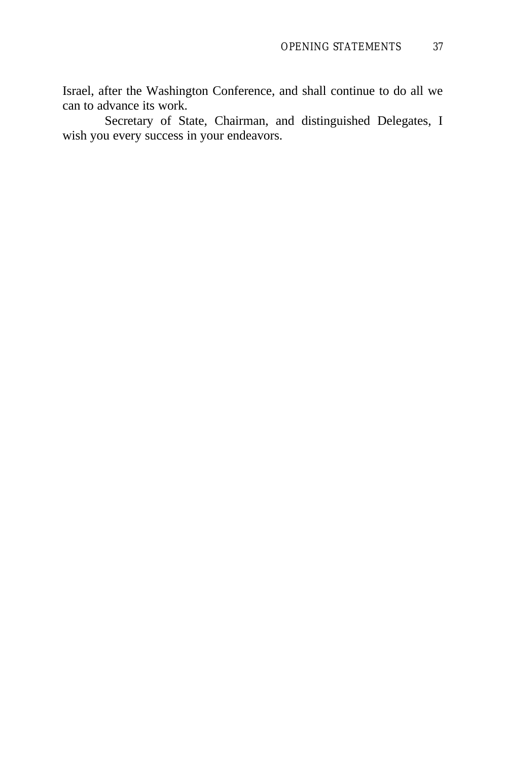Israel, after the Washington Conference, and shall continue to do all we can to advance its work.

Secretary of State, Chairman, and distinguished Delegates, I wish you every success in your endeavors.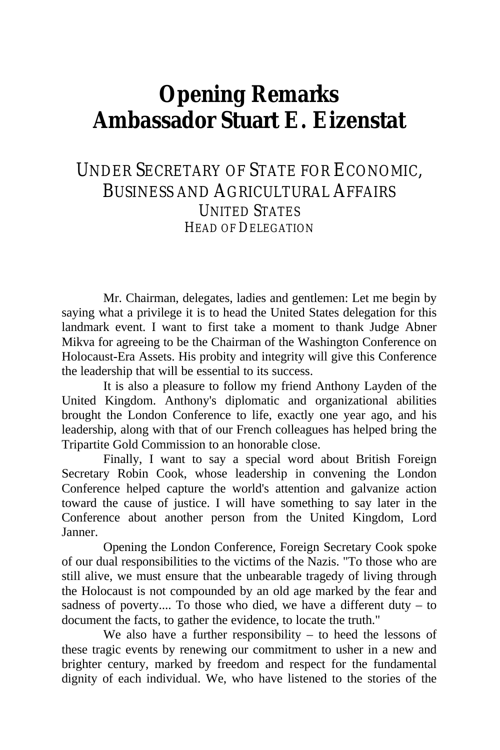# Opening Remarks
# Ambassador Stuart E. Eizenstat

## UNDER SECRETARY OF STATE FOR ECONOMIC, BUSINESS AND AGRICULTURAL AFFAIRS
### UNITED STATES
#### HEAD OF DELEGATION

Mr. Chairman, delegates, ladies and gentlemen: Let me begin by saying what a privilege it is to head the United States delegation for this landmark event. I want to first take a moment to thank Judge Abner Mikva for agreeing to be the Chairman of the Washington Conference on Holocaust-Era Assets. His probity and integrity will give this Conference the leadership that will be essential to its success.

It is also a pleasure to follow my friend Anthony Layden of the United Kingdom. Anthony's diplomatic and organizational abilities brought the London Conference to life, exactly one year ago, and his leadership, along with that of our French colleagues has helped bring the Tripartite Gold Commission to an honorable close.

Finally, I want to say a special word about British Foreign Secretary Robin Cook, whose leadership in convening the London Conference helped capture the world's attention and galvanize action toward the cause of justice. I will have something to say later in the Conference about another person from the United Kingdom, Lord Janner.

Opening the London Conference, Foreign Secretary Cook spoke of our dual responsibilities to the victims of the Nazis. "To those who are still alive, we must ensure that the unbearable tragedy of living through the Holocaust is not compounded by an old age marked by the fear and sadness of poverty.... To those who died, we have a different duty – to document the facts, to gather the evidence, to locate the truth."

We also have a further responsibility – to heed the lessons of these tragic events by renewing our commitment to usher in a new and brighter century, marked by freedom and respect for the fundamental dignity of each individual. We, who have listened to the stories of the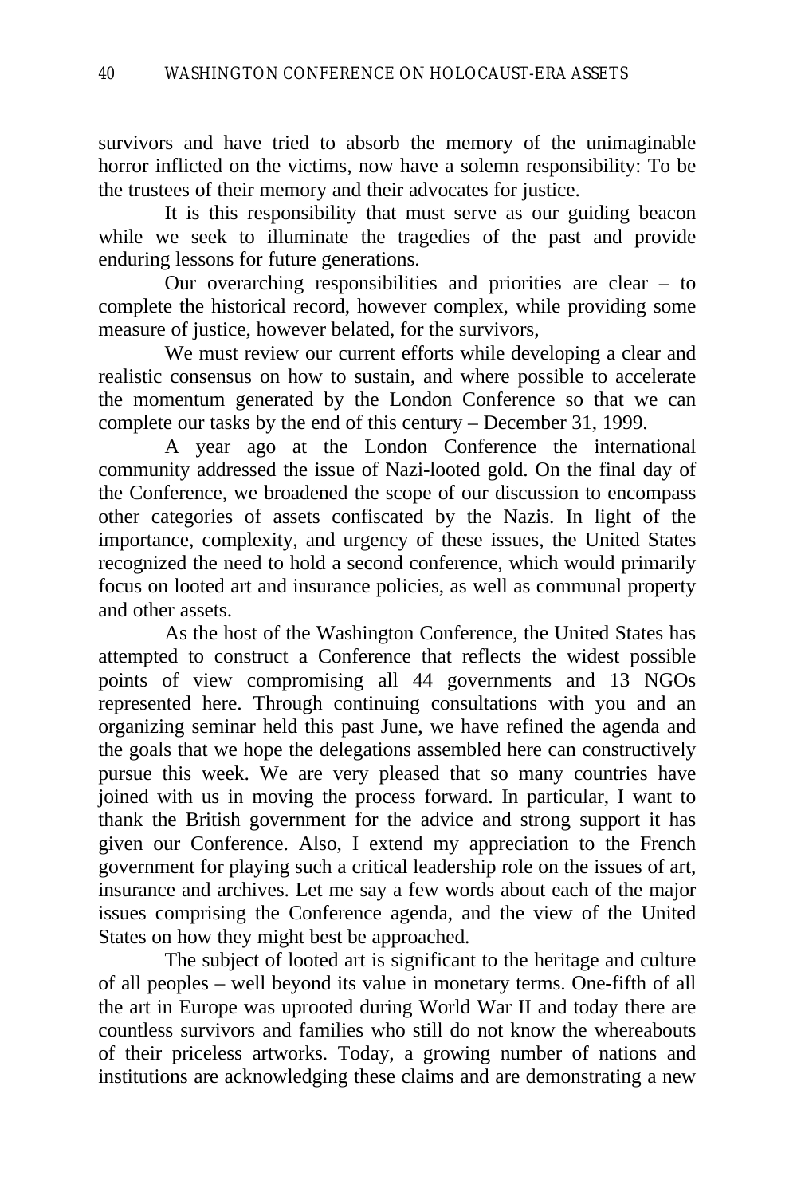survivors and have tried to absorb the memory of the unimaginable horror inflicted on the victims, now have a solemn responsibility: To be the trustees of their memory and their advocates for justice.

It is this responsibility that must serve as our guiding beacon while we seek to illuminate the tragedies of the past and provide enduring lessons for future generations.

Our overarching responsibilities and priorities are clear – to complete the historical record, however complex, while providing some measure of justice, however belated, for the survivors,

We must review our current efforts while developing a clear and realistic consensus on how to sustain, and where possible to accelerate the momentum generated by the London Conference so that we can complete our tasks by the end of this century – December 31, 1999.

A year ago at the London Conference the international community addressed the issue of Nazi-looted gold. On the final day of the Conference, we broadened the scope of our discussion to encompass other categories of assets confiscated by the Nazis. In light of the importance, complexity, and urgency of these issues, the United States recognized the need to hold a second conference, which would primarily focus on looted art and insurance policies, as well as communal property and other assets.

As the host of the Washington Conference, the United States has attempted to construct a Conference that reflects the widest possible points of view compromising all 44 governments and 13 NGOs represented here. Through continuing consultations with you and an organizing seminar held this past June, we have refined the agenda and the goals that we hope the delegations assembled here can constructively pursue this week. We are very pleased that so many countries have joined with us in moving the process forward. In particular, I want to thank the British government for the advice and strong support it has given our Conference. Also, I extend my appreciation to the French government for playing such a critical leadership role on the issues of art, insurance and archives. Let me say a few words about each of the major issues comprising the Conference agenda, and the view of the United States on how they might best be approached.

The subject of looted art is significant to the heritage and culture of all peoples – well beyond its value in monetary terms. One-fifth of all the art in Europe was uprooted during World War II and today there are countless survivors and families who still do not know the whereabouts of their priceless artworks. Today, a growing number of nations and institutions are acknowledging these claims and are demonstrating a new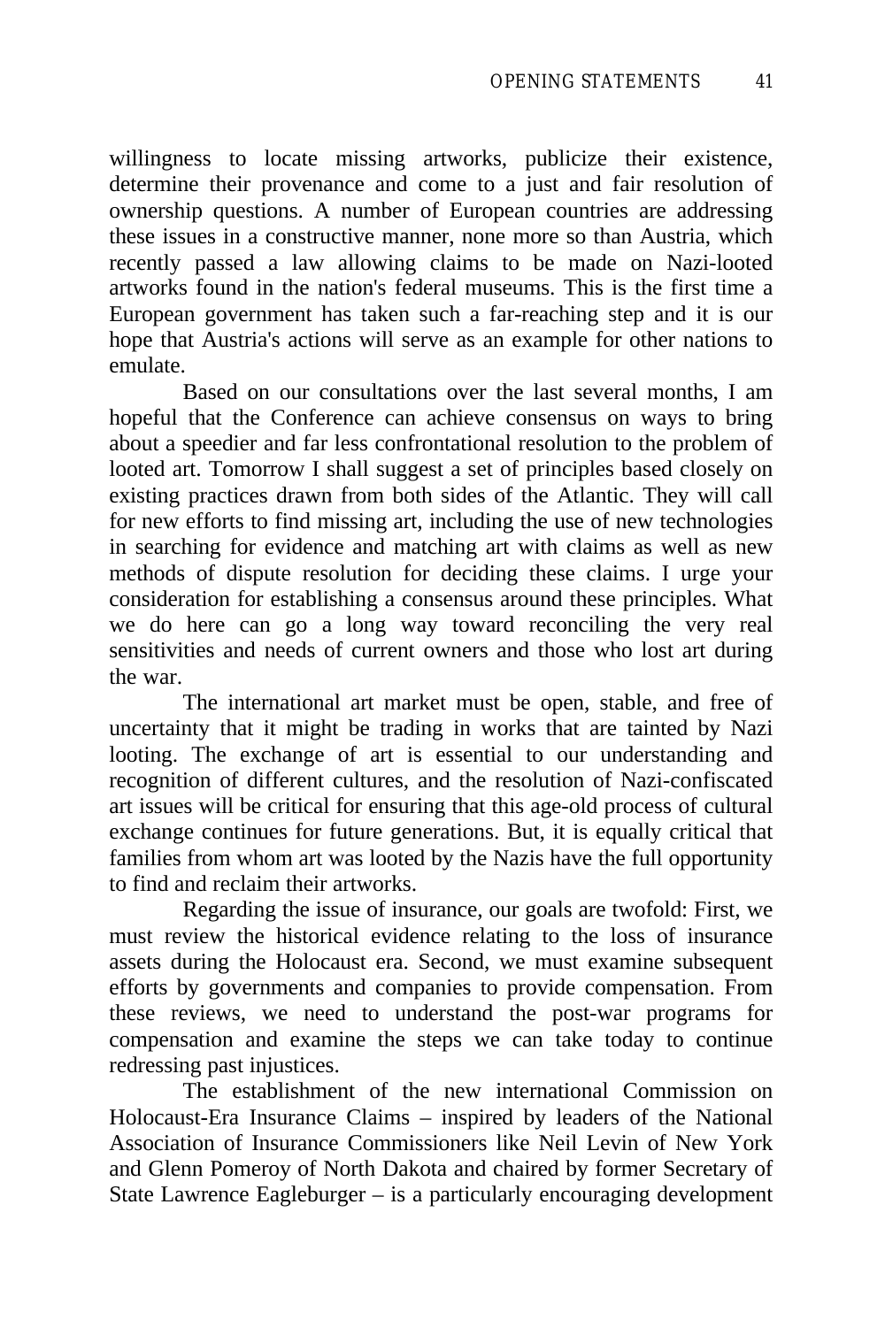willingness to locate missing artworks, publicize their existence, determine their provenance and come to a just and fair resolution of ownership questions. A number of European countries are addressing these issues in a constructive manner, none more so than Austria, which recently passed a law allowing claims to be made on Nazi-looted artworks found in the nation's federal museums. This is the first time a European government has taken such a far-reaching step and it is our hope that Austria's actions will serve as an example for other nations to emulate.

Based on our consultations over the last several months, I am hopeful that the Conference can achieve consensus on ways to bring about a speedier and far less confrontational resolution to the problem of looted art. Tomorrow I shall suggest a set of principles based closely on existing practices drawn from both sides of the Atlantic. They will call for new efforts to find missing art, including the use of new technologies in searching for evidence and matching art with claims as well as new methods of dispute resolution for deciding these claims. I urge your consideration for establishing a consensus around these principles. What we do here can go a long way toward reconciling the very real sensitivities and needs of current owners and those who lost art during the war.

The international art market must be open, stable, and free of uncertainty that it might be trading in works that are tainted by Nazi looting. The exchange of art is essential to our understanding and recognition of different cultures, and the resolution of Nazi-confiscated art issues will be critical for ensuring that this age-old process of cultural exchange continues for future generations. But, it is equally critical that families from whom art was looted by the Nazis have the full opportunity to find and reclaim their artworks.

Regarding the issue of insurance, our goals are twofold: First, we must review the historical evidence relating to the loss of insurance assets during the Holocaust era. Second, we must examine subsequent efforts by governments and companies to provide compensation. From these reviews, we need to understand the post-war programs for compensation and examine the steps we can take today to continue redressing past injustices.

The establishment of the new international Commission on Holocaust-Era Insurance Claims – inspired by leaders of the National Association of Insurance Commissioners like Neil Levin of New York and Glenn Pomeroy of North Dakota and chaired by former Secretary of State Lawrence Eagleburger – is a particularly encouraging development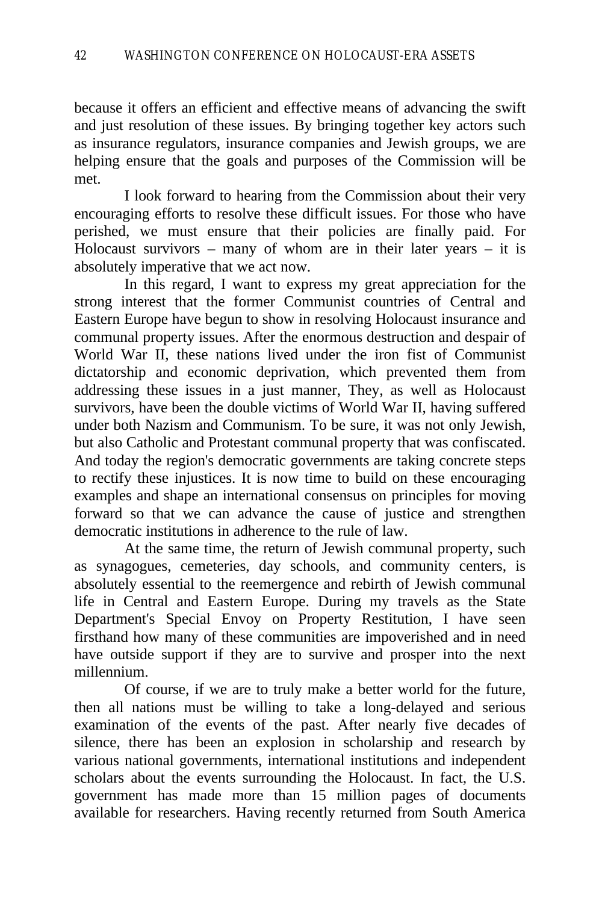because it offers an efficient and effective means of advancing the swift and just resolution of these issues. By bringing together key actors such as insurance regulators, insurance companies and Jewish groups, we are helping ensure that the goals and purposes of the Commission will be met.

I look forward to hearing from the Commission about their very encouraging efforts to resolve these difficult issues. For those who have perished, we must ensure that their policies are finally paid. For Holocaust survivors – many of whom are in their later years – it is absolutely imperative that we act now.

In this regard, I want to express my great appreciation for the strong interest that the former Communist countries of Central and Eastern Europe have begun to show in resolving Holocaust insurance and communal property issues. After the enormous destruction and despair of World War II, these nations lived under the iron fist of Communist dictatorship and economic deprivation, which prevented them from addressing these issues in a just manner, They, as well as Holocaust survivors, have been the double victims of World War II, having suffered under both Nazism and Communism. To be sure, it was not only Jewish, but also Catholic and Protestant communal property that was confiscated. And today the region's democratic governments are taking concrete steps to rectify these injustices. It is now time to build on these encouraging examples and shape an international consensus on principles for moving forward so that we can advance the cause of justice and strengthen democratic institutions in adherence to the rule of law.

At the same time, the return of Jewish communal property, such as synagogues, cemeteries, day schools, and community centers, is absolutely essential to the reemergence and rebirth of Jewish communal life in Central and Eastern Europe. During my travels as the State Department's Special Envoy on Property Restitution, I have seen firsthand how many of these communities are impoverished and in need have outside support if they are to survive and prosper into the next millennium.

Of course, if we are to truly make a better world for the future, then all nations must be willing to take a long-delayed and serious examination of the events of the past. After nearly five decades of silence, there has been an explosion in scholarship and research by various national governments, international institutions and independent scholars about the events surrounding the Holocaust. In fact, the U.S. government has made more than 15 million pages of documents available for researchers. Having recently returned from South America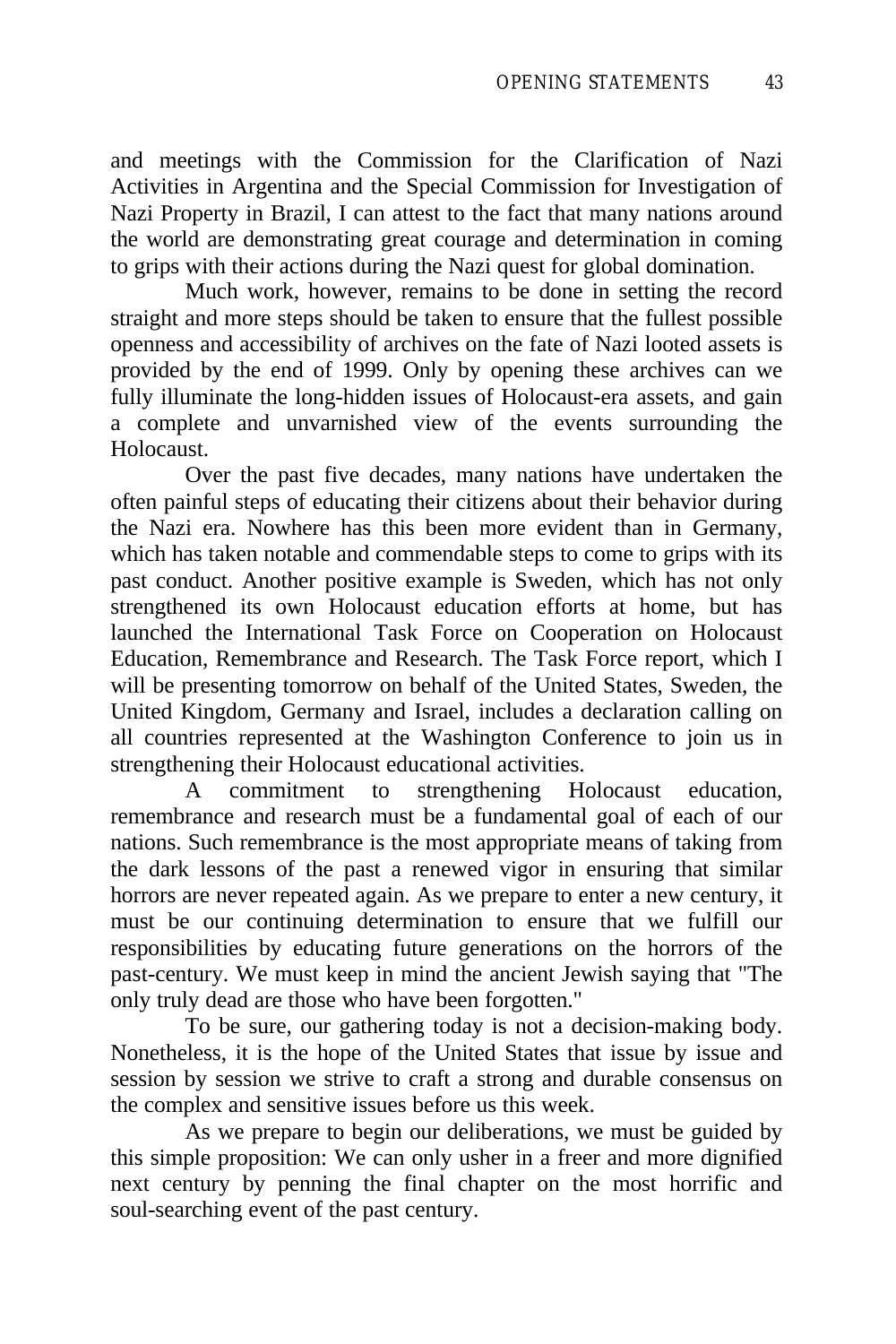and meetings with the Commission for the Clarification of Nazi Activities in Argentina and the Special Commission for Investigation of Nazi Property in Brazil, I can attest to the fact that many nations around the world are demonstrating great courage and determination in coming to grips with their actions during the Nazi quest for global domination.

Much work, however, remains to be done in setting the record straight and more steps should be taken to ensure that the fullest possible openness and accessibility of archives on the fate of Nazi looted assets is provided by the end of 1999. Only by opening these archives can we fully illuminate the long-hidden issues of Holocaust-era assets, and gain a complete and unvarnished view of the events surrounding the Holocaust.

Over the past five decades, many nations have undertaken the often painful steps of educating their citizens about their behavior during the Nazi era. Nowhere has this been more evident than in Germany, which has taken notable and commendable steps to come to grips with its past conduct. Another positive example is Sweden, which has not only strengthened its own Holocaust education efforts at home, but has launched the International Task Force on Cooperation on Holocaust Education, Remembrance and Research. The Task Force report, which I will be presenting tomorrow on behalf of the United States, Sweden, the United Kingdom, Germany and Israel, includes a declaration calling on all countries represented at the Washington Conference to join us in strengthening their Holocaust educational activities.

A commitment to strengthening Holocaust education, remembrance and research must be a fundamental goal of each of our nations. Such remembrance is the most appropriate means of taking from the dark lessons of the past a renewed vigor in ensuring that similar horrors are never repeated again. As we prepare to enter a new century, it must be our continuing determination to ensure that we fulfill our responsibilities by educating future generations on the horrors of the past-century. We must keep in mind the ancient Jewish saying that "The only truly dead are those who have been forgotten."

To be sure, our gathering today is not a decision-making body. Nonetheless, it is the hope of the United States that issue by issue and session by session we strive to craft a strong and durable consensus on the complex and sensitive issues before us this week.

As we prepare to begin our deliberations, we must be guided by this simple proposition: We can only usher in a freer and more dignified next century by penning the final chapter on the most horrific and soul-searching event of the past century.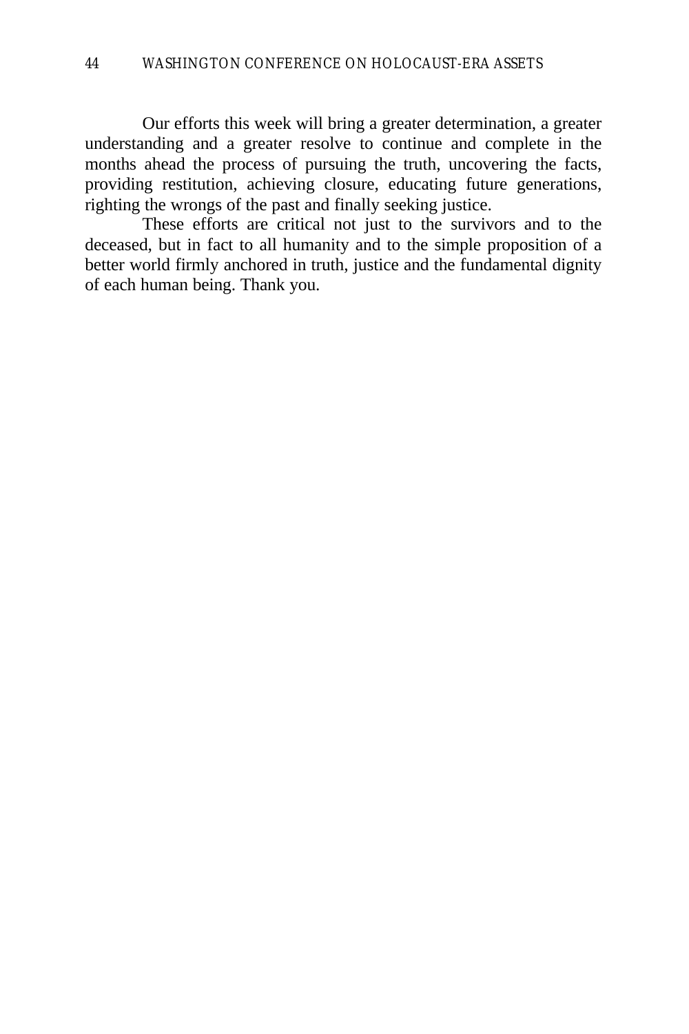Our efforts this week will bring a greater determination, a greater understanding and a greater resolve to continue and complete in the months ahead the process of pursuing the truth, uncovering the facts, providing restitution, achieving closure, educating future generations, righting the wrongs of the past and finally seeking justice.

These efforts are critical not just to the survivors and to the deceased, but in fact to all humanity and to the simple proposition of a better world firmly anchored in truth, justice and the fundamental dignity of each human being. Thank you.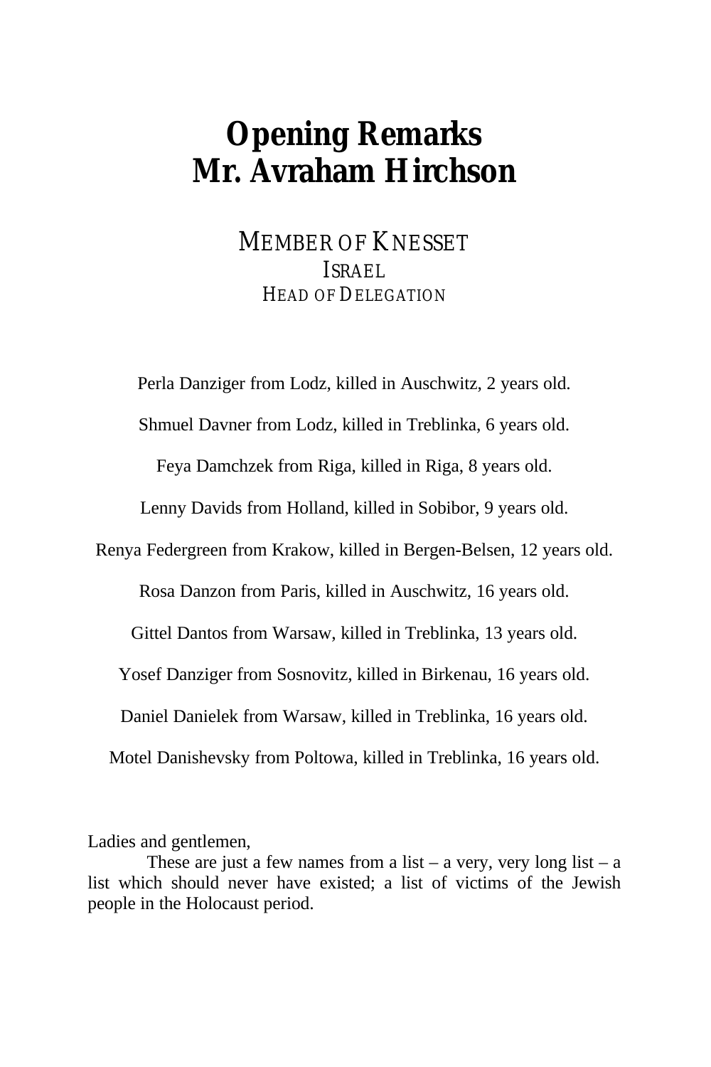# Opening Remarks
# Mr. Avraham Hirchson

MEMBER OF KNESSET
ISRAEL
HEAD OF DELEGATION

Perla Danziger from Lodz, killed in Auschwitz, 2 years old.

Shmuel Davner from Lodz, killed in Treblinka, 6 years old.

Feya Damchzek from Riga, killed in Riga, 8 years old.

Lenny Davids from Holland, killed in Sobibor, 9 years old.

Renya Federgreen from Krakow, killed in Bergen-Belsen, 12 years old.

Rosa Danzon from Paris, killed in Auschwitz, 16 years old.

Gittel Dantos from Warsaw, killed in Treblinka, 13 years old.

Yosef Danziger from Sosnovitz, killed in Birkenau, 16 years old.

Daniel Danielek from Warsaw, killed in Treblinka, 16 years old.

Motel Danishevsky from Poltowa, killed in Treblinka, 16 years old.

Ladies and gentlemen,

These are just a few names from a list – a very, very long list – a list which should never have existed; a list of victims of the Jewish people in the Holocaust period.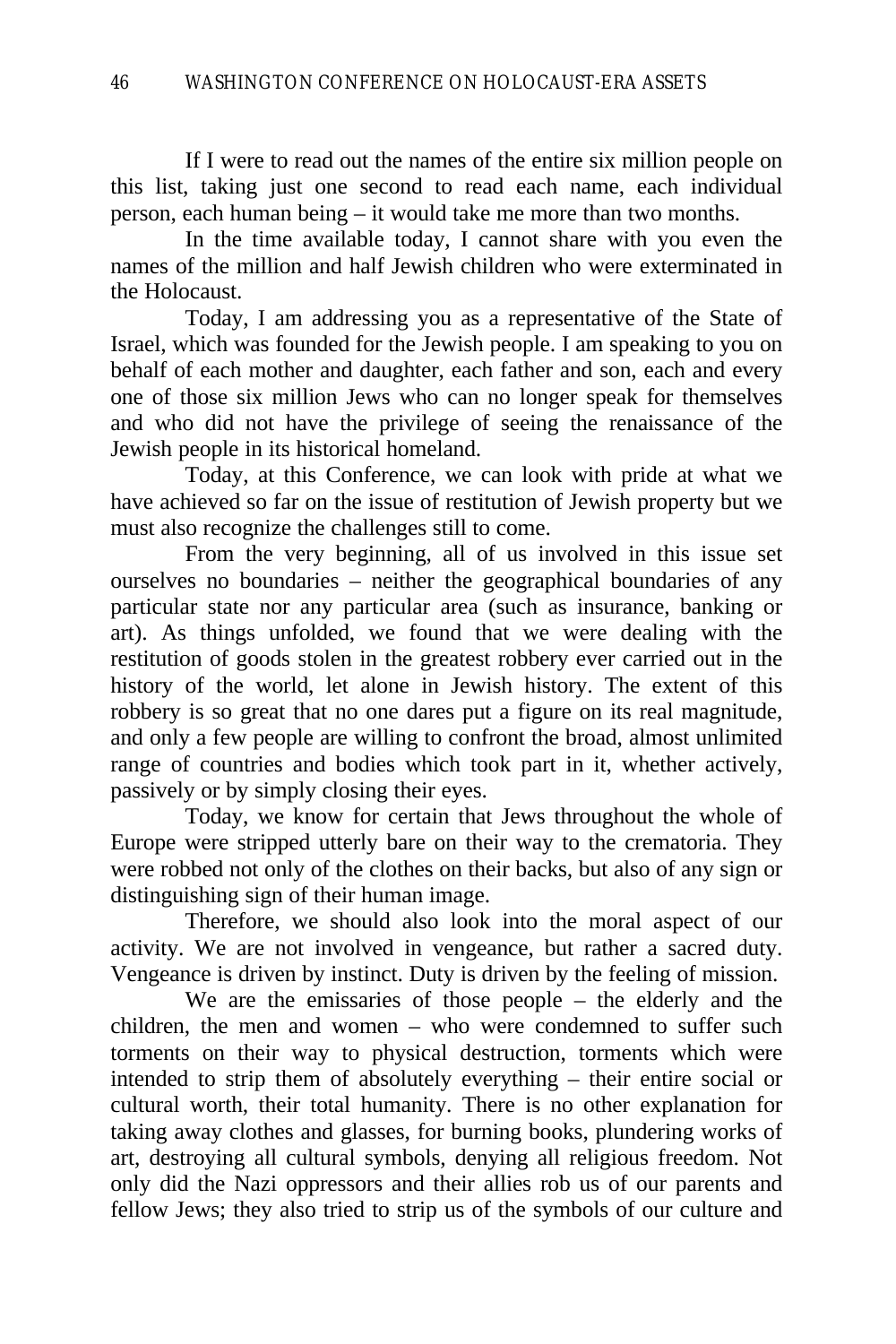If I were to read out the names of the entire six million people on this list, taking just one second to read each name, each individual person, each human being – it would take me more than two months.

In the time available today, I cannot share with you even the names of the million and half Jewish children who were exterminated in the Holocaust.

Today, I am addressing you as a representative of the State of Israel, which was founded for the Jewish people. I am speaking to you on behalf of each mother and daughter, each father and son, each and every one of those six million Jews who can no longer speak for themselves and who did not have the privilege of seeing the renaissance of the Jewish people in its historical homeland.

Today, at this Conference, we can look with pride at what we have achieved so far on the issue of restitution of Jewish property but we must also recognize the challenges still to come.

From the very beginning, all of us involved in this issue set ourselves no boundaries – neither the geographical boundaries of any particular state nor any particular area (such as insurance, banking or art). As things unfolded, we found that we were dealing with the restitution of goods stolen in the greatest robbery ever carried out in the history of the world, let alone in Jewish history. The extent of this robbery is so great that no one dares put a figure on its real magnitude, and only a few people are willing to confront the broad, almost unlimited range of countries and bodies which took part in it, whether actively, passively or by simply closing their eyes.

Today, we know for certain that Jews throughout the whole of Europe were stripped utterly bare on their way to the crematoria. They were robbed not only of the clothes on their backs, but also of any sign or distinguishing sign of their human image.

Therefore, we should also look into the moral aspect of our activity. We are not involved in vengeance, but rather a sacred duty. Vengeance is driven by instinct. Duty is driven by the feeling of mission.

We are the emissaries of those people – the elderly and the children, the men and women – who were condemned to suffer such torments on their way to physical destruction, torments which were intended to strip them of absolutely everything – their entire social or cultural worth, their total humanity. There is no other explanation for taking away clothes and glasses, for burning books, plundering works of art, destroying all cultural symbols, denying all religious freedom. Not only did the Nazi oppressors and their allies rob us of our parents and fellow Jews; they also tried to strip us of the symbols of our culture and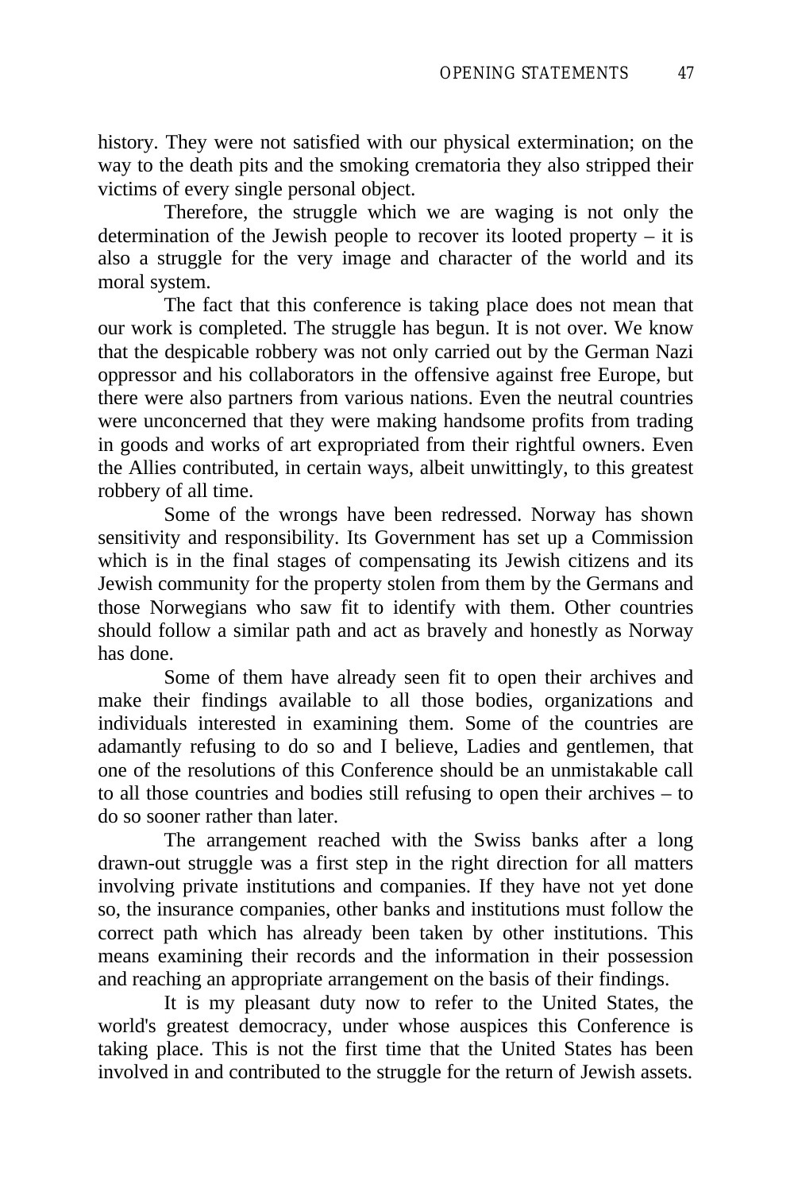history. They were not satisfied with our physical extermination; on the way to the death pits and the smoking crematoria they also stripped their victims of every single personal object.

Therefore, the struggle which we are waging is not only the determination of the Jewish people to recover its looted property – it is also a struggle for the very image and character of the world and its moral system.

The fact that this conference is taking place does not mean that our work is completed. The struggle has begun. It is not over. We know that the despicable robbery was not only carried out by the German Nazi oppressor and his collaborators in the offensive against free Europe, but there were also partners from various nations. Even the neutral countries were unconcerned that they were making handsome profits from trading in goods and works of art expropriated from their rightful owners. Even the Allies contributed, in certain ways, albeit unwittingly, to this greatest robbery of all time.

Some of the wrongs have been redressed. Norway has shown sensitivity and responsibility. Its Government has set up a Commission which is in the final stages of compensating its Jewish citizens and its Jewish community for the property stolen from them by the Germans and those Norwegians who saw fit to identify with them. Other countries should follow a similar path and act as bravely and honestly as Norway has done.

Some of them have already seen fit to open their archives and make their findings available to all those bodies, organizations and individuals interested in examining them. Some of the countries are adamantly refusing to do so and I believe, Ladies and gentlemen, that one of the resolutions of this Conference should be an unmistakable call to all those countries and bodies still refusing to open their archives – to do so sooner rather than later.

The arrangement reached with the Swiss banks after a long drawn-out struggle was a first step in the right direction for all matters involving private institutions and companies. If they have not yet done so, the insurance companies, other banks and institutions must follow the correct path which has already been taken by other institutions. This means examining their records and the information in their possession and reaching an appropriate arrangement on the basis of their findings.

It is my pleasant duty now to refer to the United States, the world's greatest democracy, under whose auspices this Conference is taking place. This is not the first time that the United States has been involved in and contributed to the struggle for the return of Jewish assets.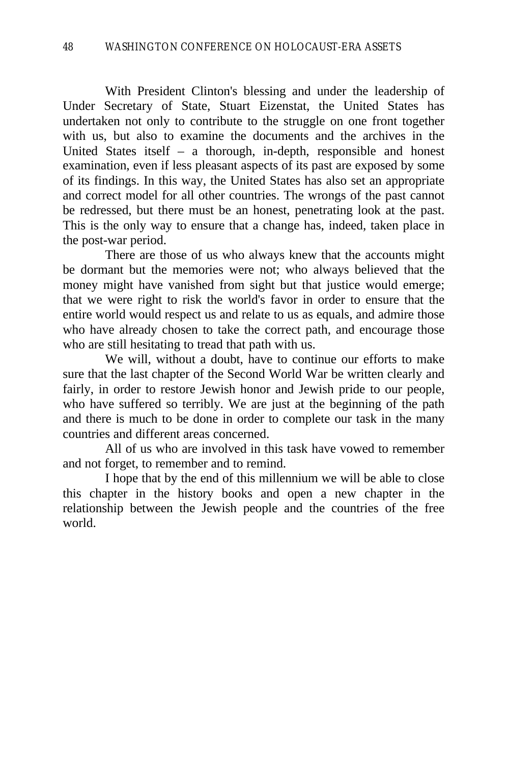With President Clinton's blessing and under the leadership of Under Secretary of State, Stuart Eizenstat, the United States has undertaken not only to contribute to the struggle on one front together with us, but also to examine the documents and the archives in the United States itself – a thorough, in-depth, responsible and honest examination, even if less pleasant aspects of its past are exposed by some of its findings. In this way, the United States has also set an appropriate and correct model for all other countries. The wrongs of the past cannot be redressed, but there must be an honest, penetrating look at the past. This is the only way to ensure that a change has, indeed, taken place in the post-war period.

There are those of us who always knew that the accounts might be dormant but the memories were not; who always believed that the money might have vanished from sight but that justice would emerge; that we were right to risk the world's favor in order to ensure that the entire world would respect us and relate to us as equals, and admire those who have already chosen to take the correct path, and encourage those who are still hesitating to tread that path with us.

We will, without a doubt, have to continue our efforts to make sure that the last chapter of the Second World War be written clearly and fairly, in order to restore Jewish honor and Jewish pride to our people, who have suffered so terribly. We are just at the beginning of the path and there is much to be done in order to complete our task in the many countries and different areas concerned.

All of us who are involved in this task have vowed to remember and not forget, to remember and to remind.

I hope that by the end of this millennium we will be able to close this chapter in the history books and open a new chapter in the relationship between the Jewish people and the countries of the free world.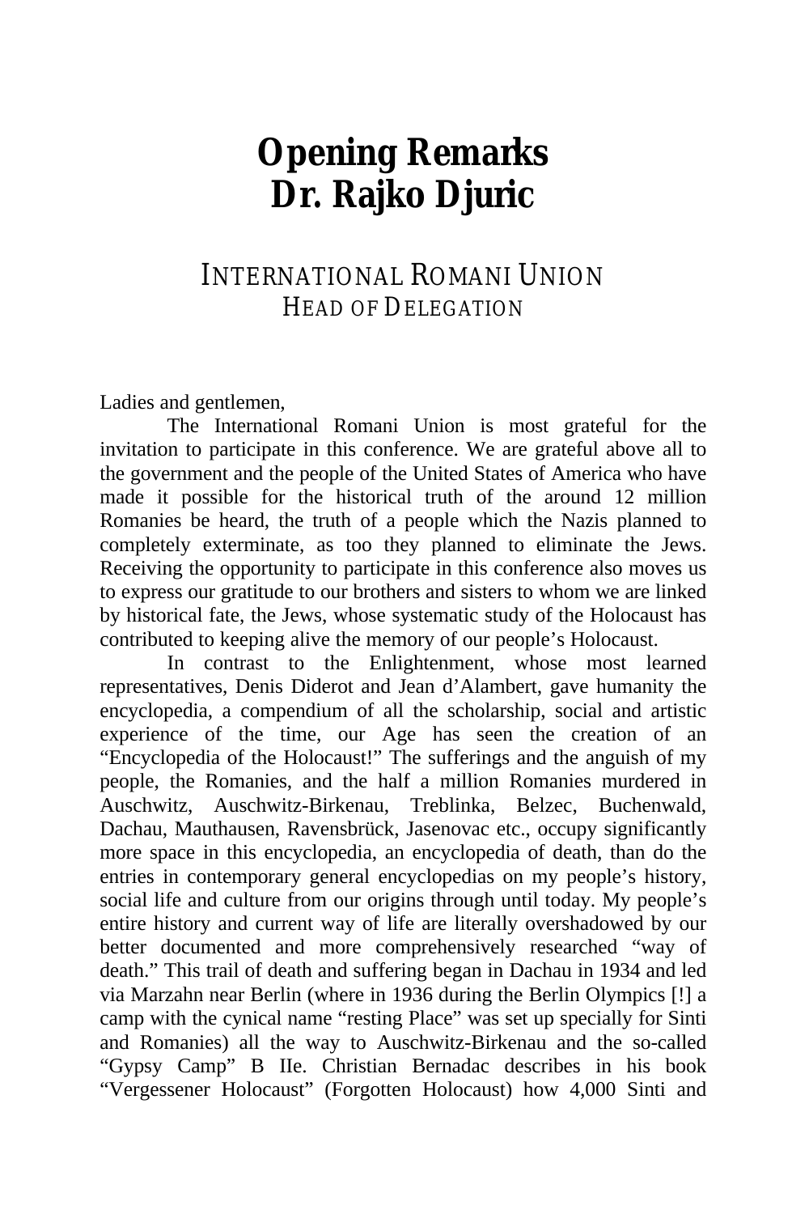# Opening Remarks
# Dr. Rajko Djuric

## INTERNATIONAL ROMANI UNION
### HEAD OF DELEGATION

Ladies and gentlemen,

The International Romani Union is most grateful for the invitation to participate in this conference. We are grateful above all to the government and the people of the United States of America who have made it possible for the historical truth of the around 12 million Romanies be heard, the truth of a people which the Nazis planned to completely exterminate, as too they planned to eliminate the Jews. Receiving the opportunity to participate in this conference also moves us to express our gratitude to our brothers and sisters to whom we are linked by historical fate, the Jews, whose systematic study of the Holocaust has contributed to keeping alive the memory of our people's Holocaust.

In contrast to the Enlightenment, whose most learned representatives, Denis Diderot and Jean d'Alambert, gave humanity the encyclopedia, a compendium of all the scholarship, social and artistic experience of the time, our Age has seen the creation of an "Encyclopedia of the Holocaust!" The sufferings and the anguish of my people, the Romanies, and the half a million Romanies murdered in Auschwitz, Auschwitz-Birkenau, Treblinka, Belzec, Buchenwald, Dachau, Mauthausen, Ravensbrück, Jasenovac etc., occupy significantly more space in this encyclopedia, an encyclopedia of death, than do the entries in contemporary general encyclopedias on my people's history, social life and culture from our origins through until today. My people's entire history and current way of life are literally overshadowed by our better documented and more comprehensively researched "way of death." This trail of death and suffering began in Dachau in 1934 and led via Marzahn near Berlin (where in 1936 during the Berlin Olympics [!] a camp with the cynical name "resting Place" was set up specially for Sinti and Romanies) all the way to Auschwitz-Birkenau and the so-called "Gypsy Camp" B IIe. Christian Bernadac describes in his book "Vergessener Holocaust" (Forgotten Holocaust) how 4,000 Sinti and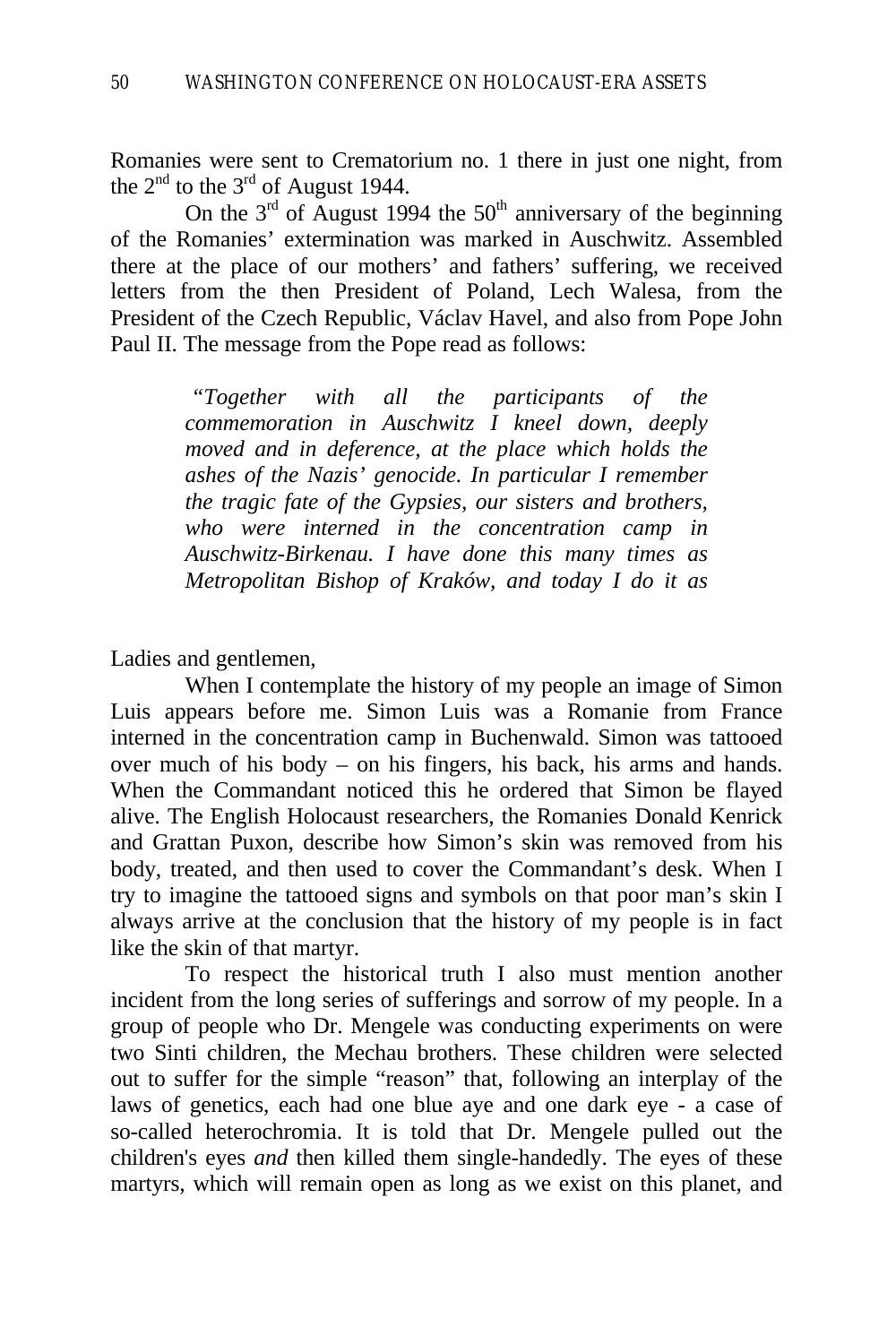Romanies were sent to Crematorium no. 1 there in just one night, from the 2nd to the 3rd of August 1944.

On the 3rd of August 1994 the 50th anniversary of the beginning of the Romanies' extermination was marked in Auschwitz. Assembled there at the place of our mothers' and fathers' suffering, we received letters from the then President of Poland, Lech Walesa, from the President of the Czech Republic, Václav Havel, and also from Pope John Paul II. The message from the Pope read as follows:

> *"Together with all the participants of the commemoration in Auschwitz I kneel down, deeply moved and in deference, at the place which holds the ashes of the Nazis' genocide. In particular I remember the tragic fate of the Gypsies, our sisters and brothers, who were interned in the concentration camp in Auschwitz-Birkenau. I have done this many times as Metropolitan Bishop of Kraków, and today I do it as*

Ladies and gentlemen,

When I contemplate the history of my people an image of Simon Luis appears before me. Simon Luis was a Romanie from France interned in the concentration camp in Buchenwald. Simon was tattooed over much of his body – on his fingers, his back, his arms and hands. When the Commandant noticed this he ordered that Simon be flayed alive. The English Holocaust researchers, the Romanies Donald Kenrick and Grattan Puxon, describe how Simon's skin was removed from his body, treated, and then used to cover the Commandant's desk. When I try to imagine the tattooed signs and symbols on that poor man's skin I always arrive at the conclusion that the history of my people is in fact like the skin of that martyr.

To respect the historical truth I also must mention another incident from the long series of sufferings and sorrow of my people. In a group of people who Dr. Mengele was conducting experiments on were two Sinti children, the Mechau brothers. These children were selected out to suffer for the simple "reason" that, following an interplay of the laws of genetics, each had one blue aye and one dark eye - a case of so-called heterochromia. It is told that Dr. Mengele pulled out the children's eyes *and* then killed them single-handedly. The eyes of these martyrs, which will remain open as long as we exist on this planet, and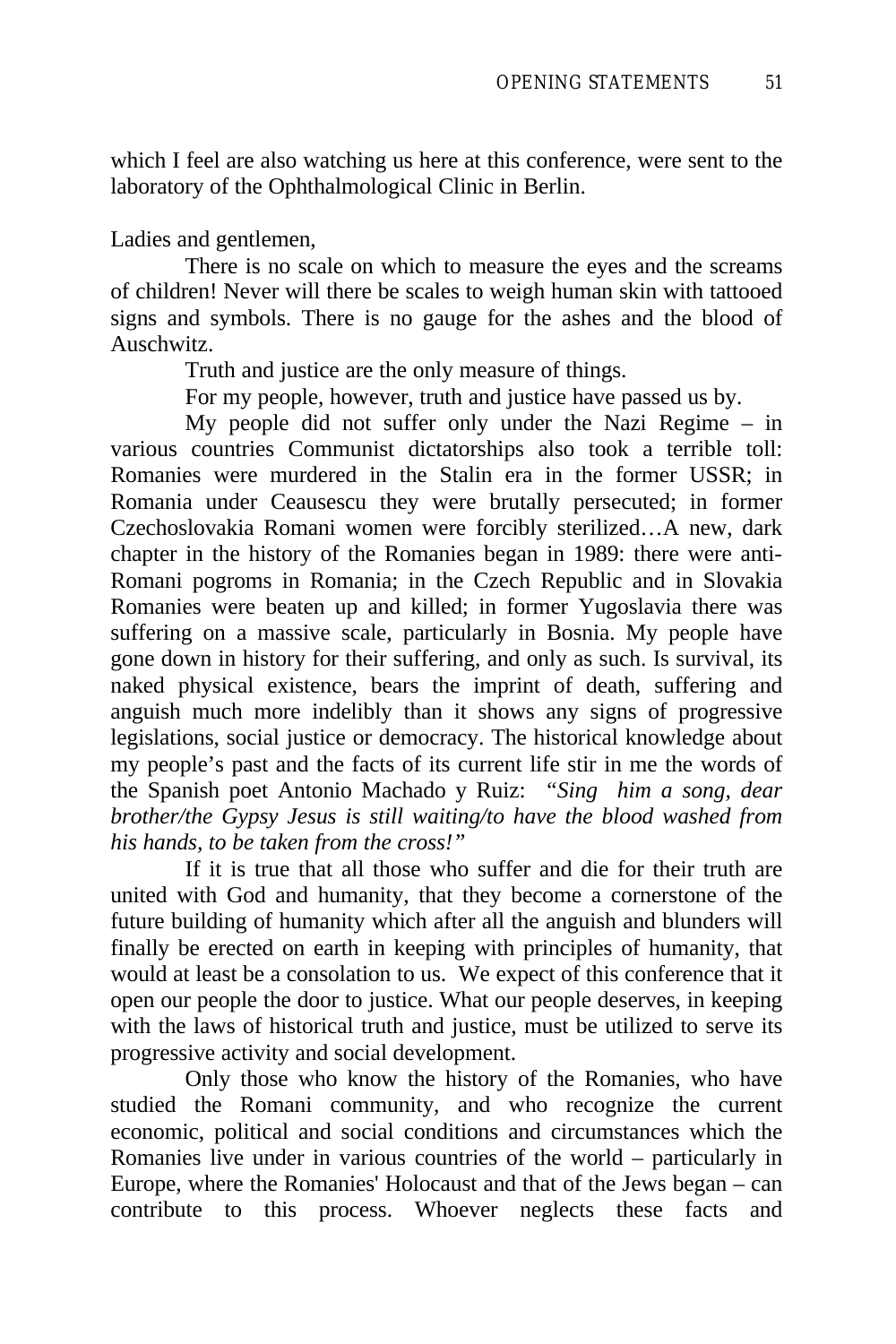which I feel are also watching us here at this conference, were sent to the laboratory of the Ophthalmological Clinic in Berlin.

Ladies and gentlemen,

There is no scale on which to measure the eyes and the screams of children! Never will there be scales to weigh human skin with tattooed signs and symbols. There is no gauge for the ashes and the blood of Auschwitz.

Truth and justice are the only measure of things.

For my people, however, truth and justice have passed us by.

My people did not suffer only under the Nazi Regime – in various countries Communist dictatorships also took a terrible toll: Romanies were murdered in the Stalin era in the former USSR; in Romania under Ceausescu they were brutally persecuted; in former Czechoslovakia Romani women were forcibly sterilized…A new, dark chapter in the history of the Romanies began in 1989: there were anti-Romani pogroms in Romania; in the Czech Republic and in Slovakia Romanies were beaten up and killed; in former Yugoslavia there was suffering on a massive scale, particularly in Bosnia. My people have gone down in history for their suffering, and only as such. Is survival, its naked physical existence, bears the imprint of death, suffering and anguish much more indelibly than it shows any signs of progressive legislations, social justice or democracy. The historical knowledge about my people's past and the facts of its current life stir in me the words of the Spanish poet Antonio Machado y Ruiz: *"Sing him a song, dear brother/the Gypsy Jesus is still waiting/to have the blood washed from his hands, to be taken from the cross!"*

If it is true that all those who suffer and die for their truth are united with God and humanity, that they become a cornerstone of the future building of humanity which after all the anguish and blunders will finally be erected on earth in keeping with principles of humanity, that would at least be a consolation to us. We expect of this conference that it open our people the door to justice. What our people deserves, in keeping with the laws of historical truth and justice, must be utilized to serve its progressive activity and social development.

Only those who know the history of the Romanies, who have studied the Romani community, and who recognize the current economic, political and social conditions and circumstances which the Romanies live under in various countries of the world – particularly in Europe, where the Romanies' Holocaust and that of the Jews began – can contribute to this process. Whoever neglects these facts and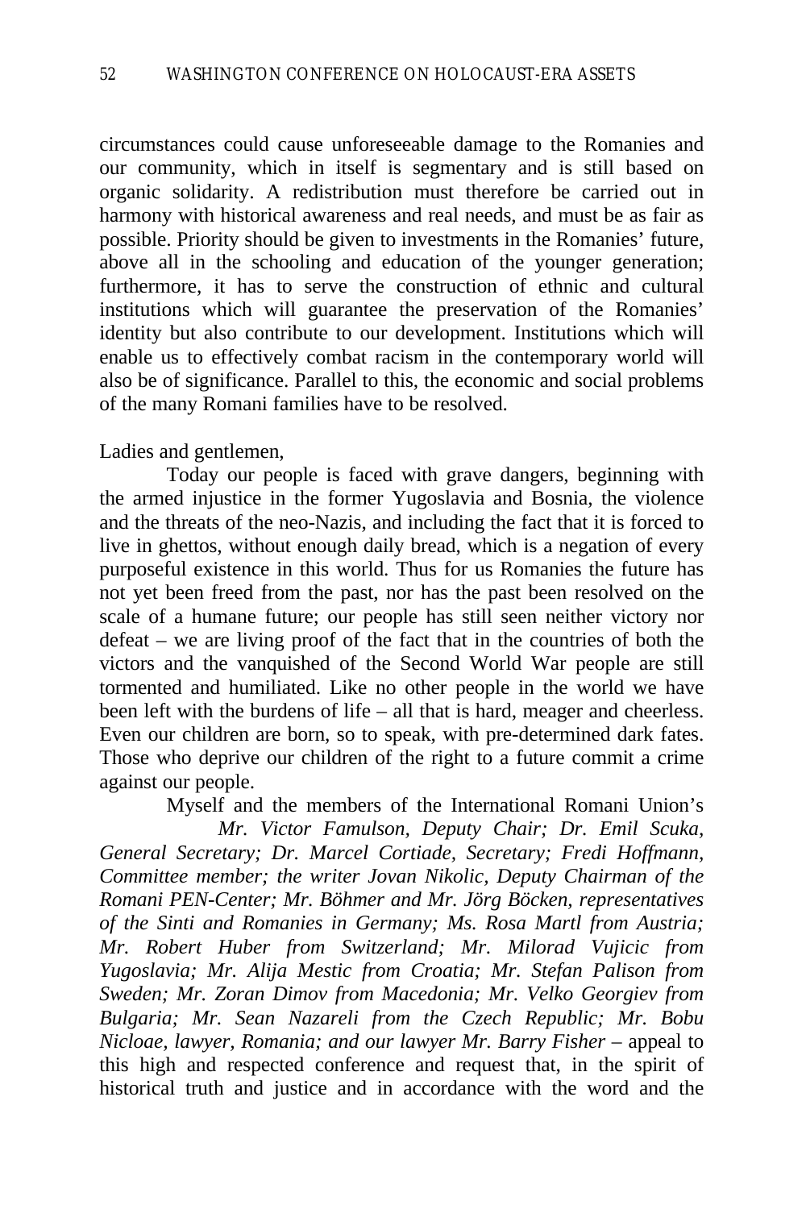circumstances could cause unforeseeable damage to the Romanies and our community, which in itself is segmentary and is still based on organic solidarity. A redistribution must therefore be carried out in harmony with historical awareness and real needs, and must be as fair as possible. Priority should be given to investments in the Romanies' future, above all in the schooling and education of the younger generation; furthermore, it has to serve the construction of ethnic and cultural institutions which will guarantee the preservation of the Romanies' identity but also contribute to our development. Institutions which will enable us to effectively combat racism in the contemporary world will also be of significance. Parallel to this, the economic and social problems of the many Romani families have to be resolved.

Ladies and gentlemen,

Today our people is faced with grave dangers, beginning with the armed injustice in the former Yugoslavia and Bosnia, the violence and the threats of the neo-Nazis, and including the fact that it is forced to live in ghettos, without enough daily bread, which is a negation of every purposeful existence in this world. Thus for us Romanies the future has not yet been freed from the past, nor has the past been resolved on the scale of a humane future; our people has still seen neither victory nor defeat – we are living proof of the fact that in the countries of both the victors and the vanquished of the Second World War people are still tormented and humiliated. Like no other people in the world we have been left with the burdens of life – all that is hard, meager and cheerless. Even our children are born, so to speak, with pre-determined dark fates. Those who deprive our children of the right to a future commit a crime against our people.

Myself and the members of the International Romani Union's *Mr. Victor Famulson, Deputy Chair; Dr. Emil Scuka, General Secretary; Dr. Marcel Cortiade, Secretary; Fredi Hoffmann, Committee member; the writer Jovan Nikolic, Deputy Chairman of the Romani PEN-Center; Mr. Böhmer and Mr. Jörg Böcken, representatives of the Sinti and Romanies in Germany; Ms. Rosa Martl from Austria; Mr. Robert Huber from Switzerland; Mr. Milorad Vujicic from Yugoslavia; Mr. Alija Mestic from Croatia; Mr. Stefan Palison from Sweden; Mr. Zoran Dimov from Macedonia; Mr. Velko Georgiev from Bulgaria; Mr. Sean Nazareli from the Czech Republic; Mr. Bobu Nicloae, lawyer, Romania; and our lawyer Mr. Barry Fisher* – appeal to this high and respected conference and request that, in the spirit of historical truth and justice and in accordance with the word and the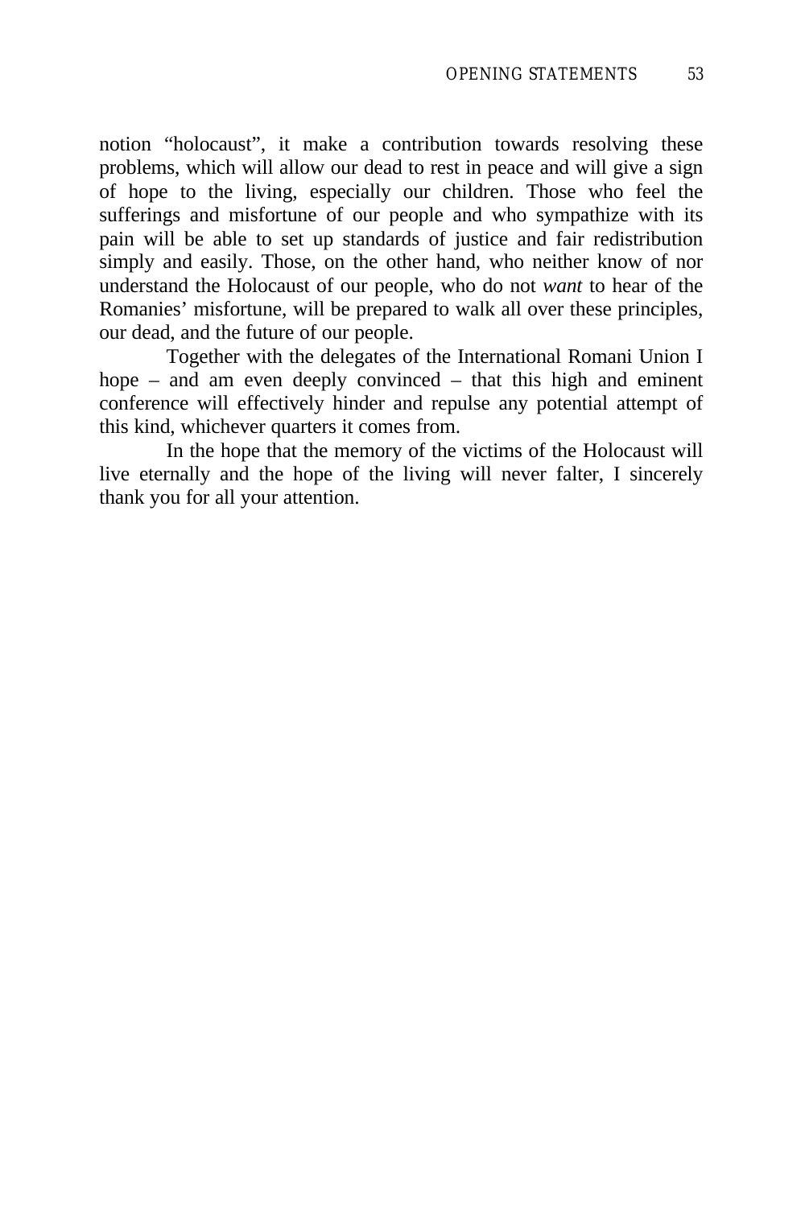notion “holocaust”, it make a contribution towards resolving these problems, which will allow our dead to rest in peace and will give a sign of hope to the living, especially our children. Those who feel the sufferings and misfortune of our people and who sympathize with its pain will be able to set up standards of justice and fair redistribution simply and easily. Those, on the other hand, who neither know of nor understand the Holocaust of our people, who do not *want* to hear of the Romanies’ misfortune, will be prepared to walk all over these principles, our dead, and the future of our people.

Together with the delegates of the International Romani Union I hope – and am even deeply convinced – that this high and eminent conference will effectively hinder and repulse any potential attempt of this kind, whichever quarters it comes from.

In the hope that the memory of the victims of the Holocaust will live eternally and the hope of the living will never falter, I sincerely thank you for all your attention.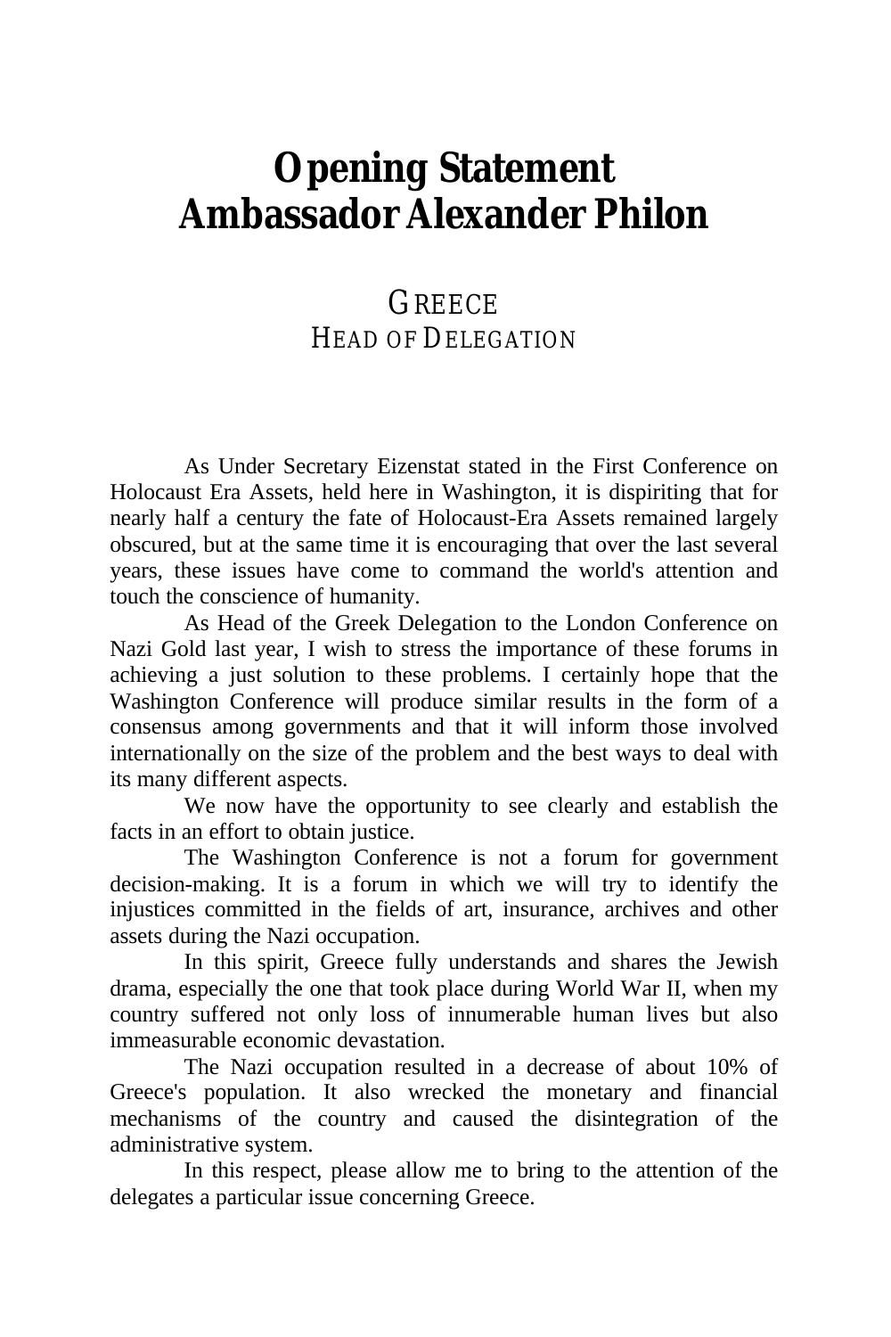# Opening Statement
# Ambassador Alexander Philon

## GREECE
### HEAD OF DELEGATION

As Under Secretary Eizenstat stated in the First Conference on Holocaust Era Assets, held here in Washington, it is dispiriting that for nearly half a century the fate of Holocaust-Era Assets remained largely obscured, but at the same time it is encouraging that over the last several years, these issues have come to command the world's attention and touch the conscience of humanity.

As Head of the Greek Delegation to the London Conference on Nazi Gold last year, I wish to stress the importance of these forums in achieving a just solution to these problems. I certainly hope that the Washington Conference will produce similar results in the form of a consensus among governments and that it will inform those involved internationally on the size of the problem and the best ways to deal with its many different aspects.

We now have the opportunity to see clearly and establish the facts in an effort to obtain justice.

The Washington Conference is not a forum for government decision-making. It is a forum in which we will try to identify the injustices committed in the fields of art, insurance, archives and other assets during the Nazi occupation.

In this spirit, Greece fully understands and shares the Jewish drama, especially the one that took place during World War II, when my country suffered not only loss of innumerable human lives but also immeasurable economic devastation.

The Nazi occupation resulted in a decrease of about 10% of Greece's population. It also wrecked the monetary and financial mechanisms of the country and caused the disintegration of the administrative system.

In this respect, please allow me to bring to the attention of the delegates a particular issue concerning Greece.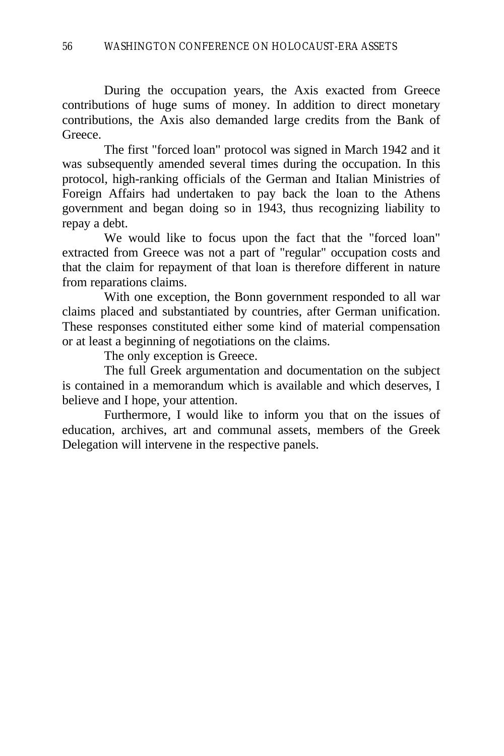During the occupation years, the Axis exacted from Greece contributions of huge sums of money. In addition to direct monetary contributions, the Axis also demanded large credits from the Bank of Greece.

The first "forced loan" protocol was signed in March 1942 and it was subsequently amended several times during the occupation. In this protocol, high-ranking officials of the German and Italian Ministries of Foreign Affairs had undertaken to pay back the loan to the Athens government and began doing so in 1943, thus recognizing liability to repay a debt.

We would like to focus upon the fact that the "forced loan" extracted from Greece was not a part of "regular" occupation costs and that the claim for repayment of that loan is therefore different in nature from reparations claims.

With one exception, the Bonn government responded to all war claims placed and substantiated by countries, after German unification. These responses constituted either some kind of material compensation or at least a beginning of negotiations on the claims.

The only exception is Greece.

The full Greek argumentation and documentation on the subject is contained in a memorandum which is available and which deserves, I believe and I hope, your attention.

Furthermore, I would like to inform you that on the issues of education, archives, art and communal assets, members of the Greek Delegation will intervene in the respective panels.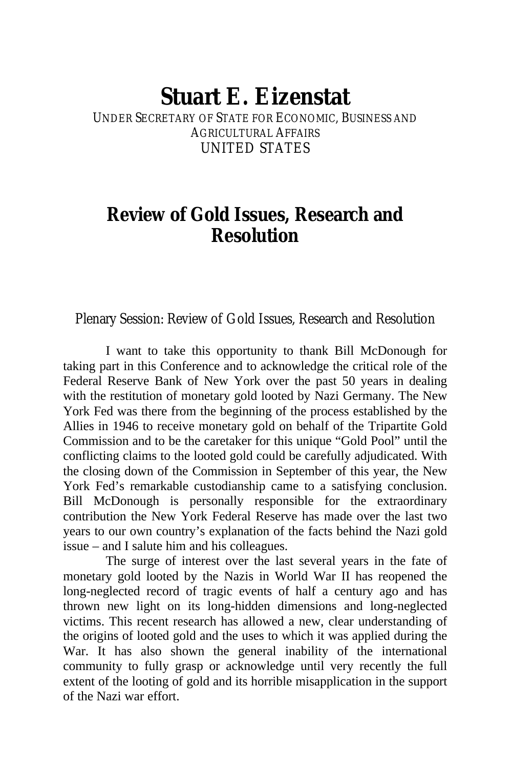# Stuart E. Eizenstat

UNDER SECRETARY OF STATE FOR ECONOMIC, BUSINESS AND AGRICULTURAL AFFAIRS
UNITED STATES

## Review of Gold Issues, Research and Resolution

Plenary Session: Review of Gold Issues, Research and Resolution

I want to take this opportunity to thank Bill McDonough for taking part in this Conference and to acknowledge the critical role of the Federal Reserve Bank of New York over the past 50 years in dealing with the restitution of monetary gold looted by Nazi Germany. The New York Fed was there from the beginning of the process established by the Allies in 1946 to receive monetary gold on behalf of the Tripartite Gold Commission and to be the caretaker for this unique "Gold Pool" until the conflicting claims to the looted gold could be carefully adjudicated. With the closing down of the Commission in September of this year, the New York Fed's remarkable custodianship came to a satisfying conclusion. Bill McDonough is personally responsible for the extraordinary contribution the New York Federal Reserve has made over the last two years to our own country's explanation of the facts behind the Nazi gold issue – and I salute him and his colleagues.

The surge of interest over the last several years in the fate of monetary gold looted by the Nazis in World War II has reopened the long-neglected record of tragic events of half a century ago and has thrown new light on its long-hidden dimensions and long-neglected victims. This recent research has allowed a new, clear understanding of the origins of looted gold and the uses to which it was applied during the War. It has also shown the general inability of the international community to fully grasp or acknowledge until very recently the full extent of the looting of gold and its horrible misapplication in the support of the Nazi war effort.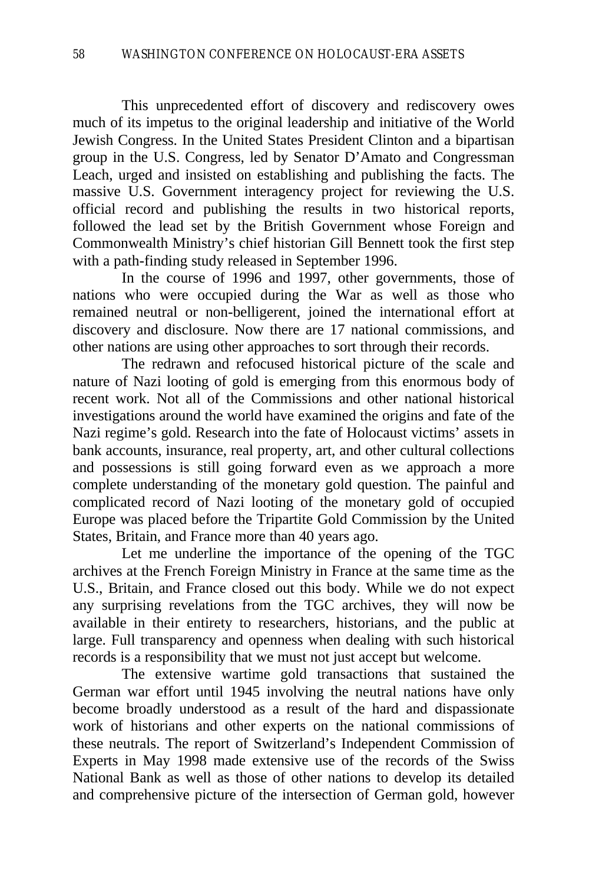This unprecedented effort of discovery and rediscovery owes much of its impetus to the original leadership and initiative of the World Jewish Congress. In the United States President Clinton and a bipartisan group in the U.S. Congress, led by Senator D'Amato and Congressman Leach, urged and insisted on establishing and publishing the facts. The massive U.S. Government interagency project for reviewing the U.S. official record and publishing the results in two historical reports, followed the lead set by the British Government whose Foreign and Commonwealth Ministry's chief historian Gill Bennett took the first step with a path-finding study released in September 1996.

In the course of 1996 and 1997, other governments, those of nations who were occupied during the War as well as those who remained neutral or non-belligerent, joined the international effort at discovery and disclosure. Now there are 17 national commissions, and other nations are using other approaches to sort through their records.

The redrawn and refocused historical picture of the scale and nature of Nazi looting of gold is emerging from this enormous body of recent work. Not all of the Commissions and other national historical investigations around the world have examined the origins and fate of the Nazi regime's gold. Research into the fate of Holocaust victims' assets in bank accounts, insurance, real property, art, and other cultural collections and possessions is still going forward even as we approach a more complete understanding of the monetary gold question. The painful and complicated record of Nazi looting of the monetary gold of occupied Europe was placed before the Tripartite Gold Commission by the United States, Britain, and France more than 40 years ago.

Let me underline the importance of the opening of the TGC archives at the French Foreign Ministry in France at the same time as the U.S., Britain, and France closed out this body. While we do not expect any surprising revelations from the TGC archives, they will now be available in their entirety to researchers, historians, and the public at large. Full transparency and openness when dealing with such historical records is a responsibility that we must not just accept but welcome.

The extensive wartime gold transactions that sustained the German war effort until 1945 involving the neutral nations have only become broadly understood as a result of the hard and dispassionate work of historians and other experts on the national commissions of these neutrals. The report of Switzerland's Independent Commission of Experts in May 1998 made extensive use of the records of the Swiss National Bank as well as those of other nations to develop its detailed and comprehensive picture of the intersection of German gold, however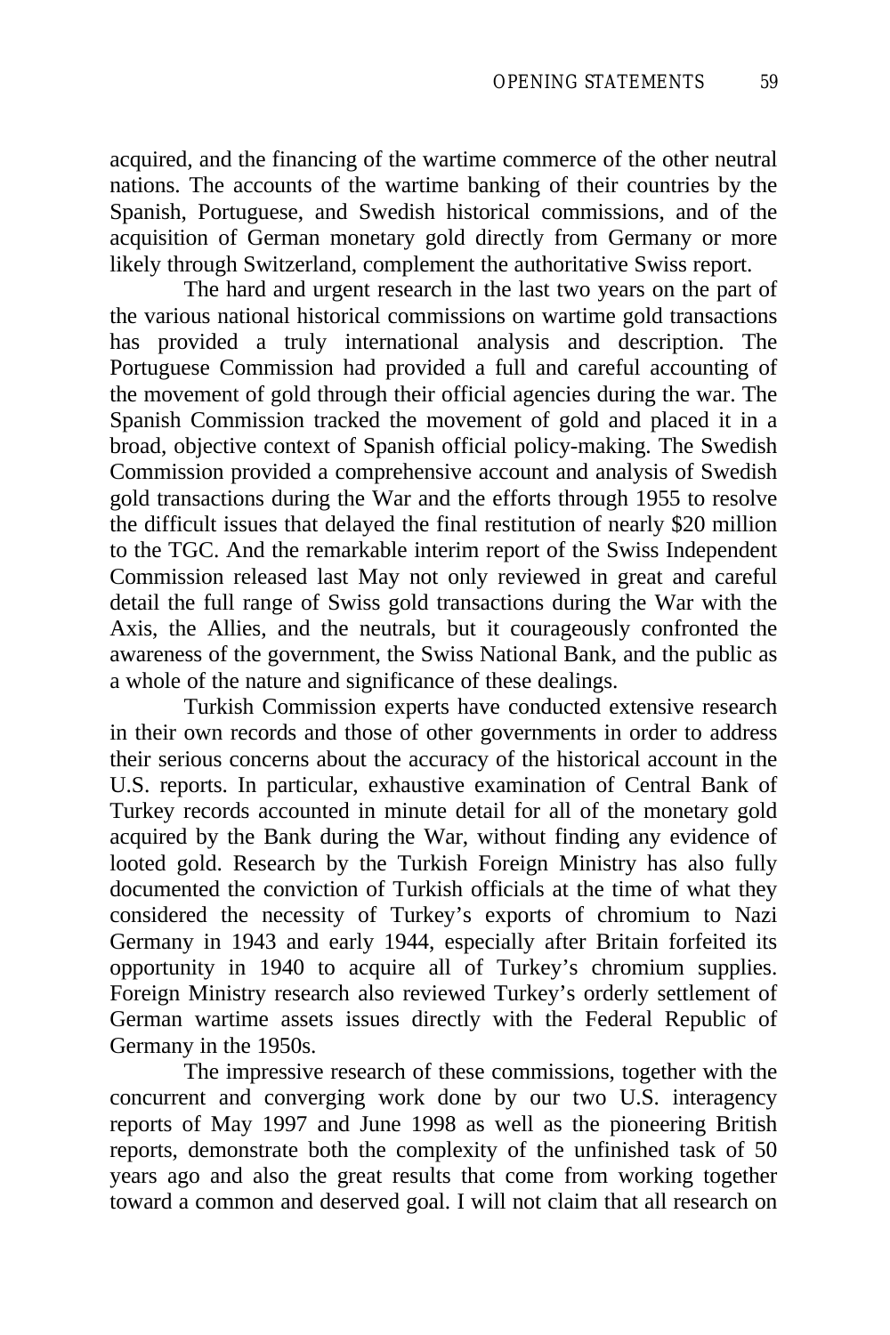acquired, and the financing of the wartime commerce of the other neutral nations. The accounts of the wartime banking of their countries by the Spanish, Portuguese, and Swedish historical commissions, and of the acquisition of German monetary gold directly from Germany or more likely through Switzerland, complement the authoritative Swiss report.

The hard and urgent research in the last two years on the part of the various national historical commissions on wartime gold transactions has provided a truly international analysis and description. The Portuguese Commission had provided a full and careful accounting of the movement of gold through their official agencies during the war. The Spanish Commission tracked the movement of gold and placed it in a broad, objective context of Spanish official policy-making. The Swedish Commission provided a comprehensive account and analysis of Swedish gold transactions during the War and the efforts through 1955 to resolve the difficult issues that delayed the final restitution of nearly $20 million to the TGC. And the remarkable interim report of the Swiss Independent Commission released last May not only reviewed in great and careful detail the full range of Swiss gold transactions during the War with the Axis, the Allies, and the neutrals, but it courageously confronted the awareness of the government, the Swiss National Bank, and the public as a whole of the nature and significance of these dealings.

Turkish Commission experts have conducted extensive research in their own records and those of other governments in order to address their serious concerns about the accuracy of the historical account in the U.S. reports. In particular, exhaustive examination of Central Bank of Turkey records accounted in minute detail for all of the monetary gold acquired by the Bank during the War, without finding any evidence of looted gold. Research by the Turkish Foreign Ministry has also fully documented the conviction of Turkish officials at the time of what they considered the necessity of Turkey's exports of chromium to Nazi Germany in 1943 and early 1944, especially after Britain forfeited its opportunity in 1940 to acquire all of Turkey's chromium supplies. Foreign Ministry research also reviewed Turkey's orderly settlement of German wartime assets issues directly with the Federal Republic of Germany in the 1950s.

The impressive research of these commissions, together with the concurrent and converging work done by our two U.S. interagency reports of May 1997 and June 1998 as well as the pioneering British reports, demonstrate both the complexity of the unfinished task of 50 years ago and also the great results that come from working together toward a common and deserved goal. I will not claim that all research on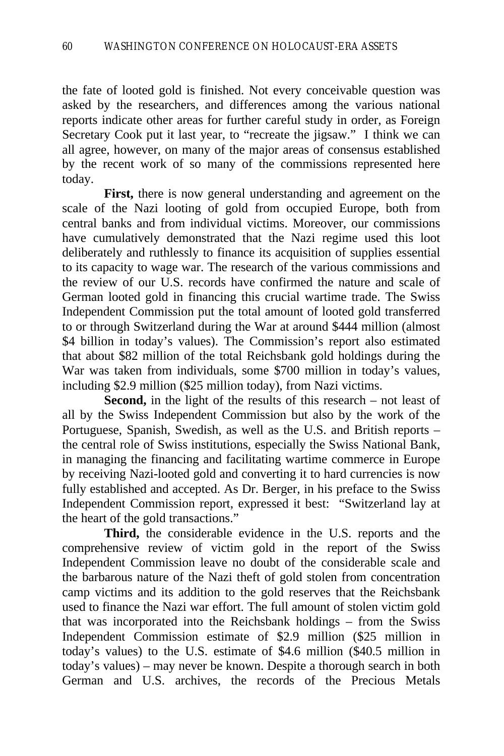the fate of looted gold is finished. Not every conceivable question was asked by the researchers, and differences among the various national reports indicate other areas for further careful study in order, as Foreign Secretary Cook put it last year, to "recreate the jigsaw." I think we can all agree, however, on many of the major areas of consensus established by the recent work of so many of the commissions represented here today.

**First,** there is now general understanding and agreement on the scale of the Nazi looting of gold from occupied Europe, both from central banks and from individual victims. Moreover, our commissions have cumulatively demonstrated that the Nazi regime used this loot deliberately and ruthlessly to finance its acquisition of supplies essential to its capacity to wage war. The research of the various commissions and the review of our U.S. records have confirmed the nature and scale of German looted gold in financing this crucial wartime trade. The Swiss Independent Commission put the total amount of looted gold transferred to or through Switzerland during the War at around $444 million (almost $4 billion in today's values). The Commission's report also estimated that about $82 million of the total Reichsbank gold holdings during the War was taken from individuals, some $700 million in today's values, including $2.9 million ($25 million today), from Nazi victims.

**Second,** in the light of the results of this research – not least of all by the Swiss Independent Commission but also by the work of the Portuguese, Spanish, Swedish, as well as the U.S. and British reports – the central role of Swiss institutions, especially the Swiss National Bank, in managing the financing and facilitating wartime commerce in Europe by receiving Nazi-looted gold and converting it to hard currencies is now fully established and accepted. As Dr. Berger, in his preface to the Swiss Independent Commission report, expressed it best: "Switzerland lay at the heart of the gold transactions."

**Third,** the considerable evidence in the U.S. reports and the comprehensive review of victim gold in the report of the Swiss Independent Commission leave no doubt of the considerable scale and the barbarous nature of the Nazi theft of gold stolen from concentration camp victims and its addition to the gold reserves that the Reichsbank used to finance the Nazi war effort. The full amount of stolen victim gold that was incorporated into the Reichsbank holdings – from the Swiss Independent Commission estimate of $2.9 million ($25 million in today's values) to the U.S. estimate of $4.6 million ($40.5 million in today's values) – may never be known. Despite a thorough search in both German and U.S. archives, the records of the Precious Metals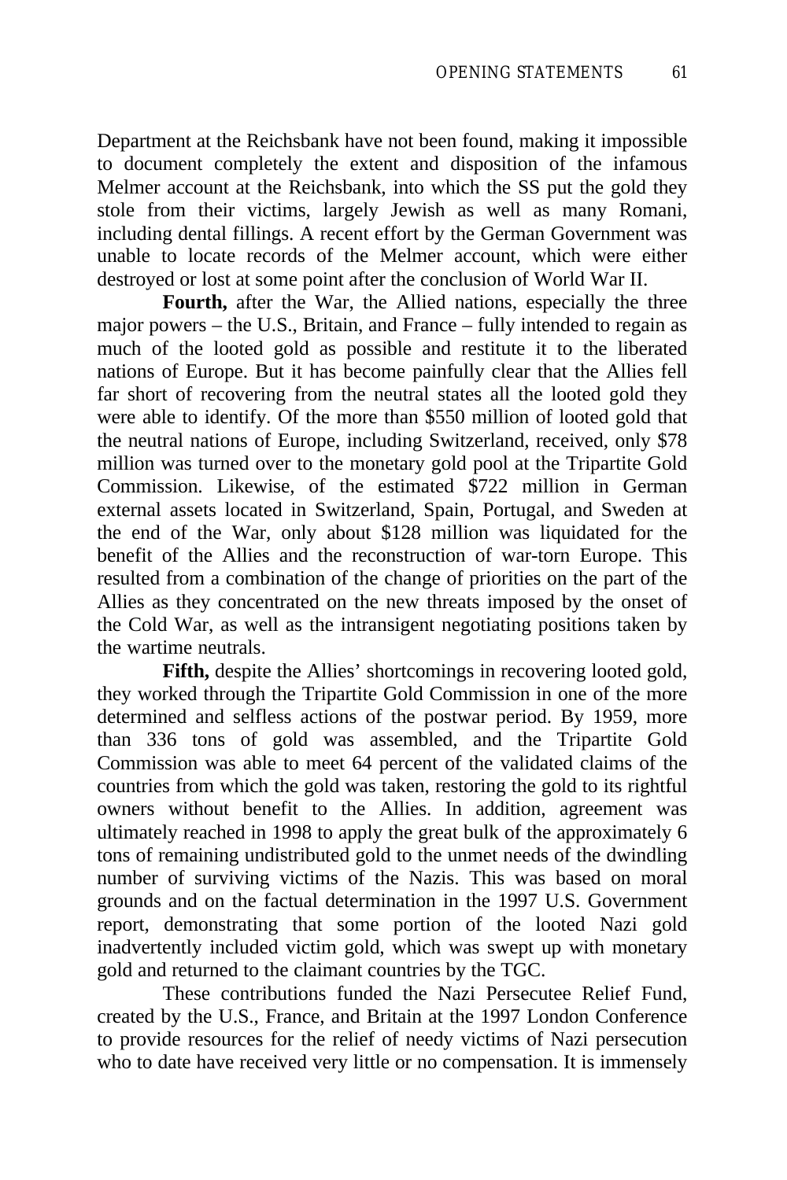Department at the Reichsbank have not been found, making it impossible to document completely the extent and disposition of the infamous Melmer account at the Reichsbank, into which the SS put the gold they stole from their victims, largely Jewish as well as many Romani, including dental fillings. A recent effort by the German Government was unable to locate records of the Melmer account, which were either destroyed or lost at some point after the conclusion of World War II.

**Fourth,** after the War, the Allied nations, especially the three major powers – the U.S., Britain, and France – fully intended to regain as much of the looted gold as possible and restitute it to the liberated nations of Europe. But it has become painfully clear that the Allies fell far short of recovering from the neutral states all the looted gold they were able to identify. Of the more than $550 million of looted gold that the neutral nations of Europe, including Switzerland, received, only $78 million was turned over to the monetary gold pool at the Tripartite Gold Commission. Likewise, of the estimated $722 million in German external assets located in Switzerland, Spain, Portugal, and Sweden at the end of the War, only about $128 million was liquidated for the benefit of the Allies and the reconstruction of war-torn Europe. This resulted from a combination of the change of priorities on the part of the Allies as they concentrated on the new threats imposed by the onset of the Cold War, as well as the intransigent negotiating positions taken by the wartime neutrals.

**Fifth,** despite the Allies' shortcomings in recovering looted gold, they worked through the Tripartite Gold Commission in one of the more determined and selfless actions of the postwar period. By 1959, more than 336 tons of gold was assembled, and the Tripartite Gold Commission was able to meet 64 percent of the validated claims of the countries from which the gold was taken, restoring the gold to its rightful owners without benefit to the Allies. In addition, agreement was ultimately reached in 1998 to apply the great bulk of the approximately 6 tons of remaining undistributed gold to the unmet needs of the dwindling number of surviving victims of the Nazis. This was based on moral grounds and on the factual determination in the 1997 U.S. Government report, demonstrating that some portion of the looted Nazi gold inadvertently included victim gold, which was swept up with monetary gold and returned to the claimant countries by the TGC.

These contributions funded the Nazi Persecutee Relief Fund, created by the U.S., France, and Britain at the 1997 London Conference to provide resources for the relief of needy victims of Nazi persecution who to date have received very little or no compensation. It is immensely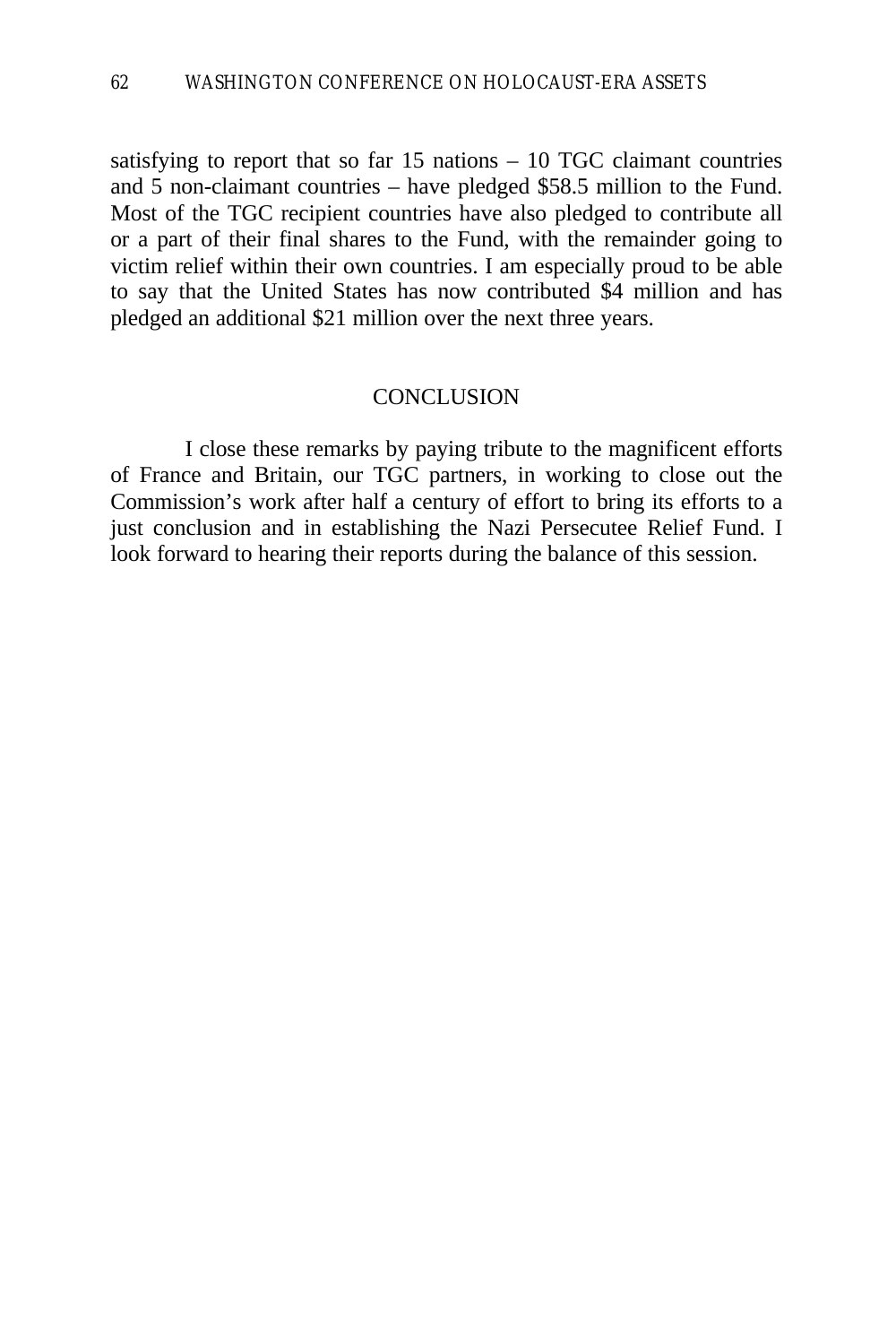satisfying to report that so far 15 nations – 10 TGC claimant countries and 5 non-claimant countries – have pledged $58.5 million to the Fund. Most of the TGC recipient countries have also pledged to contribute all or a part of their final shares to the Fund, with the remainder going to victim relief within their own countries. I am especially proud to be able to say that the United States has now contributed $4 million and has pledged an additional $21 million over the next three years.

## CONCLUSION

I close these remarks by paying tribute to the magnificent efforts of France and Britain, our TGC partners, in working to close out the Commission's work after half a century of effort to bring its efforts to a just conclusion and in establishing the Nazi Persecutee Relief Fund. I look forward to hearing their reports during the balance of this session.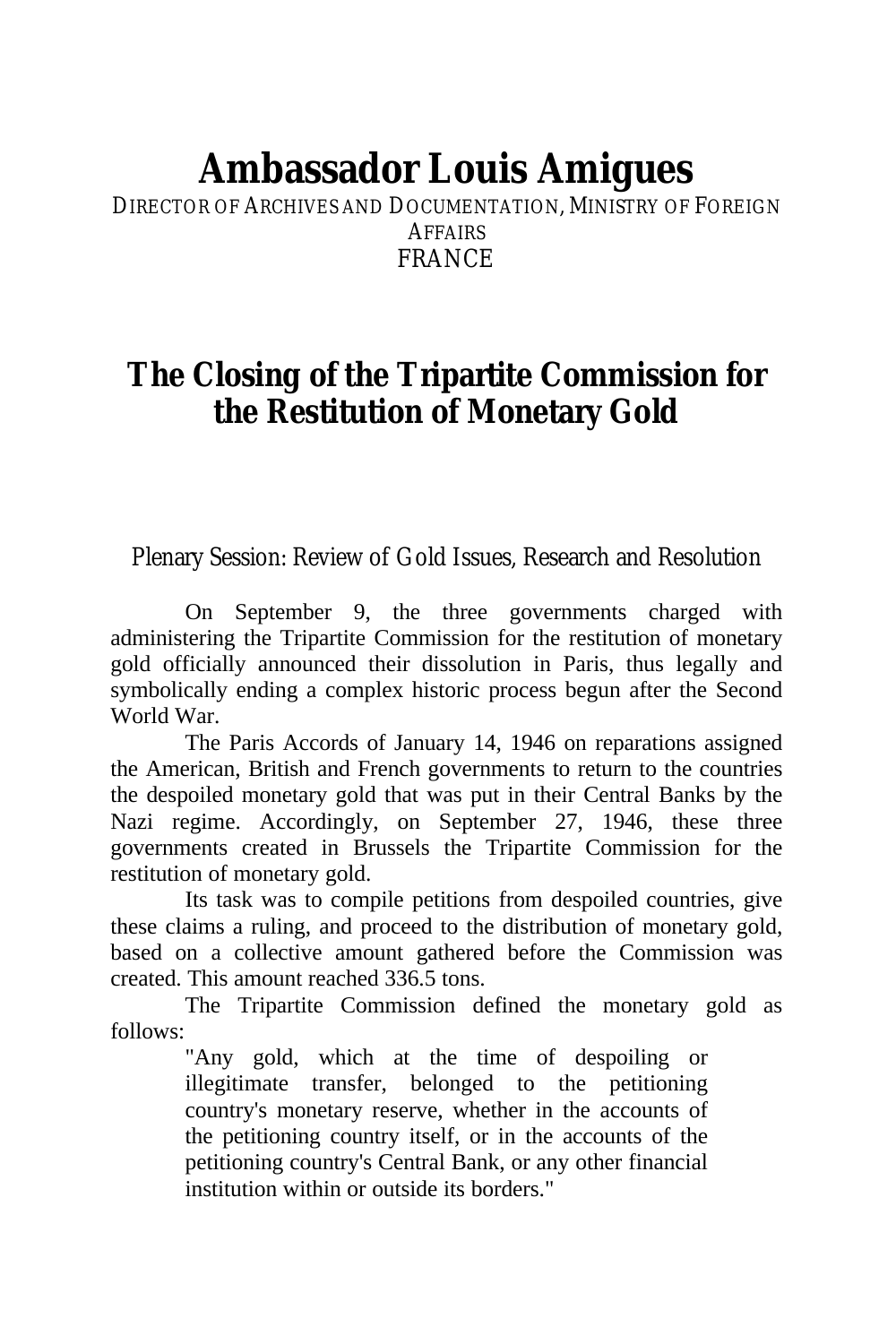# Ambassador Louis Amigues

DIRECTOR OF ARCHIVES AND DOCUMENTATION, MINISTRY OF FOREIGN AFFAIRS
FRANCE

## The Closing of the Tripartite Commission for the Restitution of Monetary Gold

Plenary Session: Review of Gold Issues, Research and Resolution

On September 9, the three governments charged with administering the Tripartite Commission for the restitution of monetary gold officially announced their dissolution in Paris, thus legally and symbolically ending a complex historic process begun after the Second World War.

The Paris Accords of January 14, 1946 on reparations assigned the American, British and French governments to return to the countries the despoiled monetary gold that was put in their Central Banks by the Nazi regime. Accordingly, on September 27, 1946, these three governments created in Brussels the Tripartite Commission for the restitution of monetary gold.

Its task was to compile petitions from despoiled countries, give these claims a ruling, and proceed to the distribution of monetary gold, based on a collective amount gathered before the Commission was created. This amount reached 336.5 tons.

The Tripartite Commission defined the monetary gold as follows:

> "Any gold, which at the time of despoiling or illegitimate transfer, belonged to the petitioning country's monetary reserve, whether in the accounts of the petitioning country itself, or in the accounts of the petitioning country's Central Bank, or any other financial institution within or outside its borders."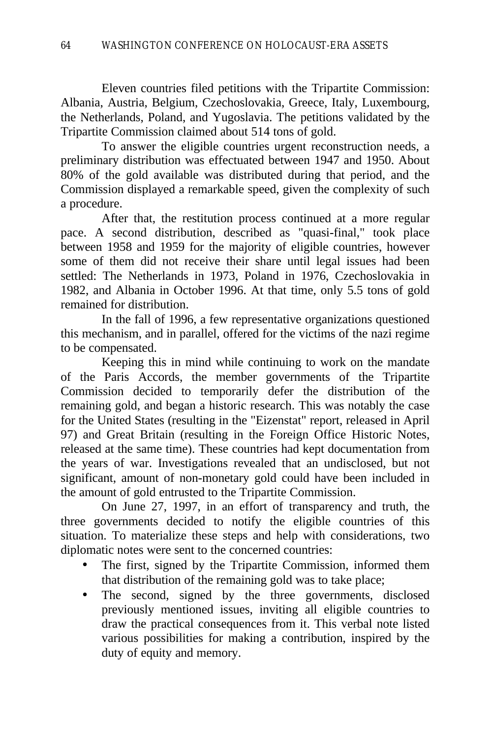Eleven countries filed petitions with the Tripartite Commission: Albania, Austria, Belgium, Czechoslovakia, Greece, Italy, Luxembourg, the Netherlands, Poland, and Yugoslavia. The petitions validated by the Tripartite Commission claimed about 514 tons of gold.

To answer the eligible countries urgent reconstruction needs, a preliminary distribution was effectuated between 1947 and 1950. About 80% of the gold available was distributed during that period, and the Commission displayed a remarkable speed, given the complexity of such a procedure.

After that, the restitution process continued at a more regular pace. A second distribution, described as "quasi-final," took place between 1958 and 1959 for the majority of eligible countries, however some of them did not receive their share until legal issues had been settled: The Netherlands in 1973, Poland in 1976, Czechoslovakia in 1982, and Albania in October 1996. At that time, only 5.5 tons of gold remained for distribution.

In the fall of 1996, a few representative organizations questioned this mechanism, and in parallel, offered for the victims of the nazi regime to be compensated.

Keeping this in mind while continuing to work on the mandate of the Paris Accords, the member governments of the Tripartite Commission decided to temporarily defer the distribution of the remaining gold, and began a historic research. This was notably the case for the United States (resulting in the "Eizenstat" report, released in April 97) and Great Britain (resulting in the Foreign Office Historic Notes, released at the same time). These countries had kept documentation from the years of war. Investigations revealed that an undisclosed, but not significant, amount of non-monetary gold could have been included in the amount of gold entrusted to the Tripartite Commission.

On June 27, 1997, in an effort of transparency and truth, the three governments decided to notify the eligible countries of this situation. To materialize these steps and help with considerations, two diplomatic notes were sent to the concerned countries:

- The first, signed by the Tripartite Commission, informed them that distribution of the remaining gold was to take place;
- The second, signed by the three governments, disclosed previously mentioned issues, inviting all eligible countries to draw the practical consequences from it. This verbal note listed various possibilities for making a contribution, inspired by the duty of equity and memory.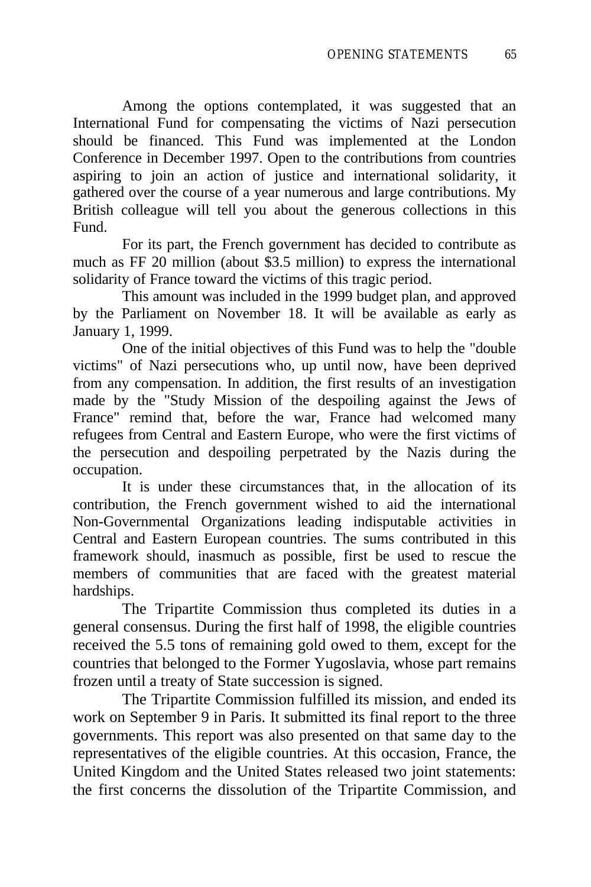Among the options contemplated, it was suggested that an International Fund for compensating the victims of Nazi persecution should be financed. This Fund was implemented at the London Conference in December 1997. Open to the contributions from countries aspiring to join an action of justice and international solidarity, it gathered over the course of a year numerous and large contributions. My British colleague will tell you about the generous collections in this Fund.

For its part, the French government has decided to contribute as much as FF 20 million (about $3.5 million) to express the international solidarity of France toward the victims of this tragic period.

This amount was included in the 1999 budget plan, and approved by the Parliament on November 18. It will be available as early as January 1, 1999.

One of the initial objectives of this Fund was to help the "double victims" of Nazi persecutions who, up until now, have been deprived from any compensation. In addition, the first results of an investigation made by the "Study Mission of the despoiling against the Jews of France" remind that, before the war, France had welcomed many refugees from Central and Eastern Europe, who were the first victims of the persecution and despoiling perpetrated by the Nazis during the occupation.

It is under these circumstances that, in the allocation of its contribution, the French government wished to aid the international Non-Governmental Organizations leading indisputable activities in Central and Eastern European countries. The sums contributed in this framework should, inasmuch as possible, first be used to rescue the members of communities that are faced with the greatest material hardships.

The Tripartite Commission thus completed its duties in a general consensus. During the first half of 1998, the eligible countries received the 5.5 tons of remaining gold owed to them, except for the countries that belonged to the Former Yugoslavia, whose part remains frozen until a treaty of State succession is signed.

The Tripartite Commission fulfilled its mission, and ended its work on September 9 in Paris. It submitted its final report to the three governments. This report was also presented on that same day to the representatives of the eligible countries. At this occasion, France, the United Kingdom and the United States released two joint statements: the first concerns the dissolution of the Tripartite Commission, and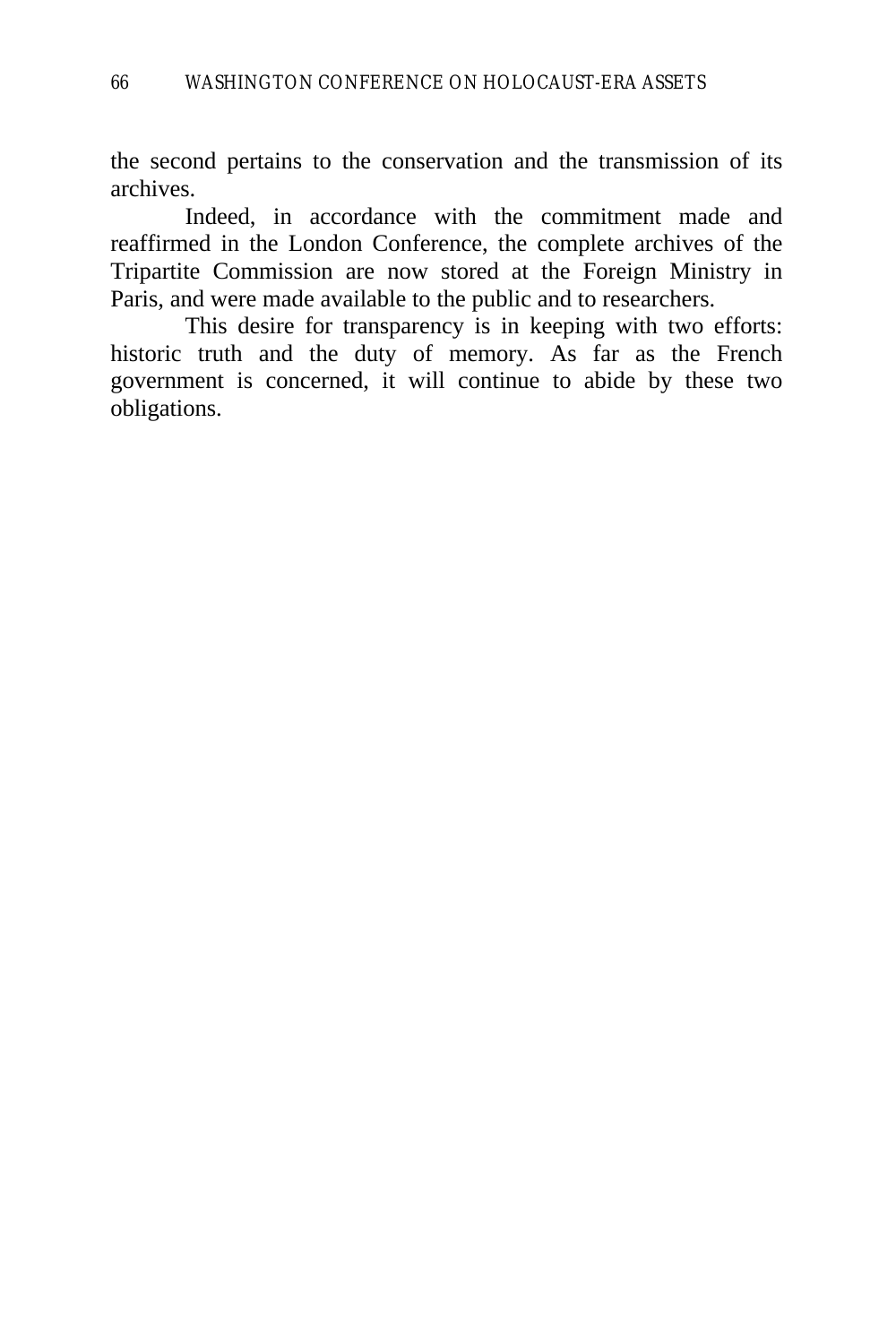the second pertains to the conservation and the transmission of its archives.

Indeed, in accordance with the commitment made and reaffirmed in the London Conference, the complete archives of the Tripartite Commission are now stored at the Foreign Ministry in Paris, and were made available to the public and to researchers.

This desire for transparency is in keeping with two efforts: historic truth and the duty of memory. As far as the French government is concerned, it will continue to abide by these two obligations.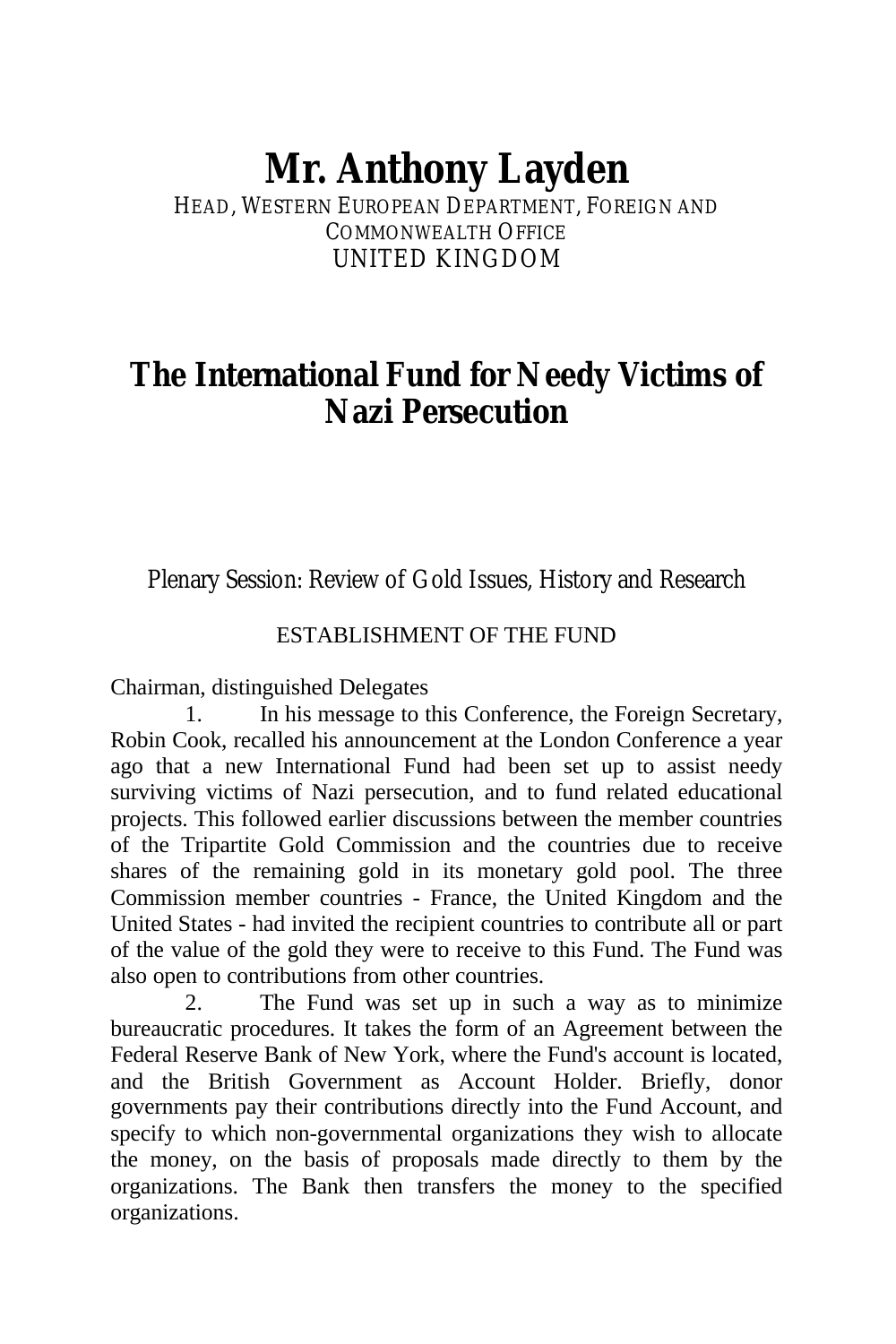# Mr. Anthony Layden

HEAD, WESTERN EUROPEAN DEPARTMENT, FOREIGN AND COMMONWEALTH OFFICE
UNITED KINGDOM

## The International Fund for Needy Victims of Nazi Persecution

Plenary Session: Review of Gold Issues, History and Research

### ESTABLISHMENT OF THE FUND

Chairman, distinguished Delegates

1. In his message to this Conference, the Foreign Secretary, Robin Cook, recalled his announcement at the London Conference a year ago that a new International Fund had been set up to assist needy surviving victims of Nazi persecution, and to fund related educational projects. This followed earlier discussions between the member countries of the Tripartite Gold Commission and the countries due to receive shares of the remaining gold in its monetary gold pool. The three Commission member countries - France, the United Kingdom and the United States - had invited the recipient countries to contribute all or part of the value of the gold they were to receive to this Fund. The Fund was also open to contributions from other countries.

2. The Fund was set up in such a way as to minimize bureaucratic procedures. It takes the form of an Agreement between the Federal Reserve Bank of New York, where the Fund's account is located, and the British Government as Account Holder. Briefly, donor governments pay their contributions directly into the Fund Account, and specify to which non-governmental organizations they wish to allocate the money, on the basis of proposals made directly to them by the organizations. The Bank then transfers the money to the specified organizations.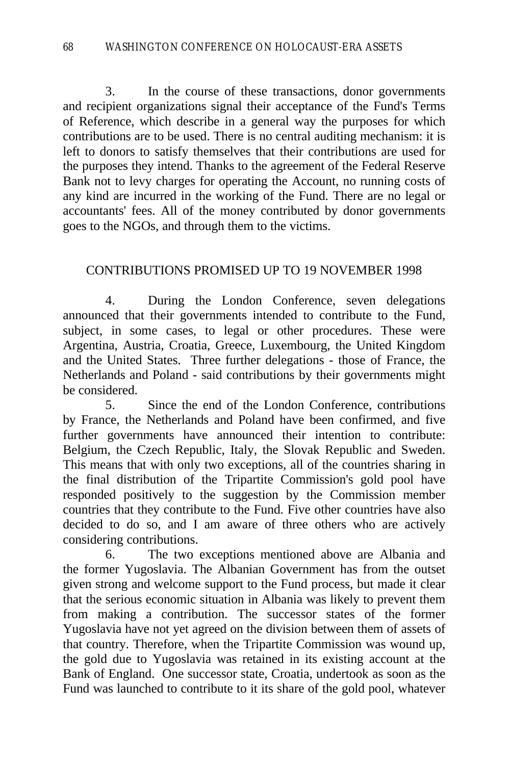3. In the course of these transactions, donor governments and recipient organizations signal their acceptance of the Fund's Terms of Reference, which describe in a general way the purposes for which contributions are to be used. There is no central auditing mechanism: it is left to donors to satisfy themselves that their contributions are used for the purposes they intend. Thanks to the agreement of the Federal Reserve Bank not to levy charges for operating the Account, no running costs of any kind are incurred in the working of the Fund. There are no legal or accountants' fees. All of the money contributed by donor governments goes to the NGOs, and through them to the victims.

## CONTRIBUTIONS PROMISED UP TO 19 NOVEMBER 1998

4. During the London Conference, seven delegations announced that their governments intended to contribute to the Fund, subject, in some cases, to legal or other procedures. These were Argentina, Austria, Croatia, Greece, Luxembourg, the United Kingdom and the United States. Three further delegations - those of France, the Netherlands and Poland - said contributions by their governments might be considered.

5. Since the end of the London Conference, contributions by France, the Netherlands and Poland have been confirmed, and five further governments have announced their intention to contribute: Belgium, the Czech Republic, Italy, the Slovak Republic and Sweden. This means that with only two exceptions, all of the countries sharing in the final distribution of the Tripartite Commission's gold pool have responded positively to the suggestion by the Commission member countries that they contribute to the Fund. Five other countries have also decided to do so, and I am aware of three others who are actively considering contributions.

6. The two exceptions mentioned above are Albania and the former Yugoslavia. The Albanian Government has from the outset given strong and welcome support to the Fund process, but made it clear that the serious economic situation in Albania was likely to prevent them from making a contribution. The successor states of the former Yugoslavia have not yet agreed on the division between them of assets of that country. Therefore, when the Tripartite Commission was wound up, the gold due to Yugoslavia was retained in its existing account at the Bank of England. One successor state, Croatia, undertook as soon as the Fund was launched to contribute to it its share of the gold pool, whatever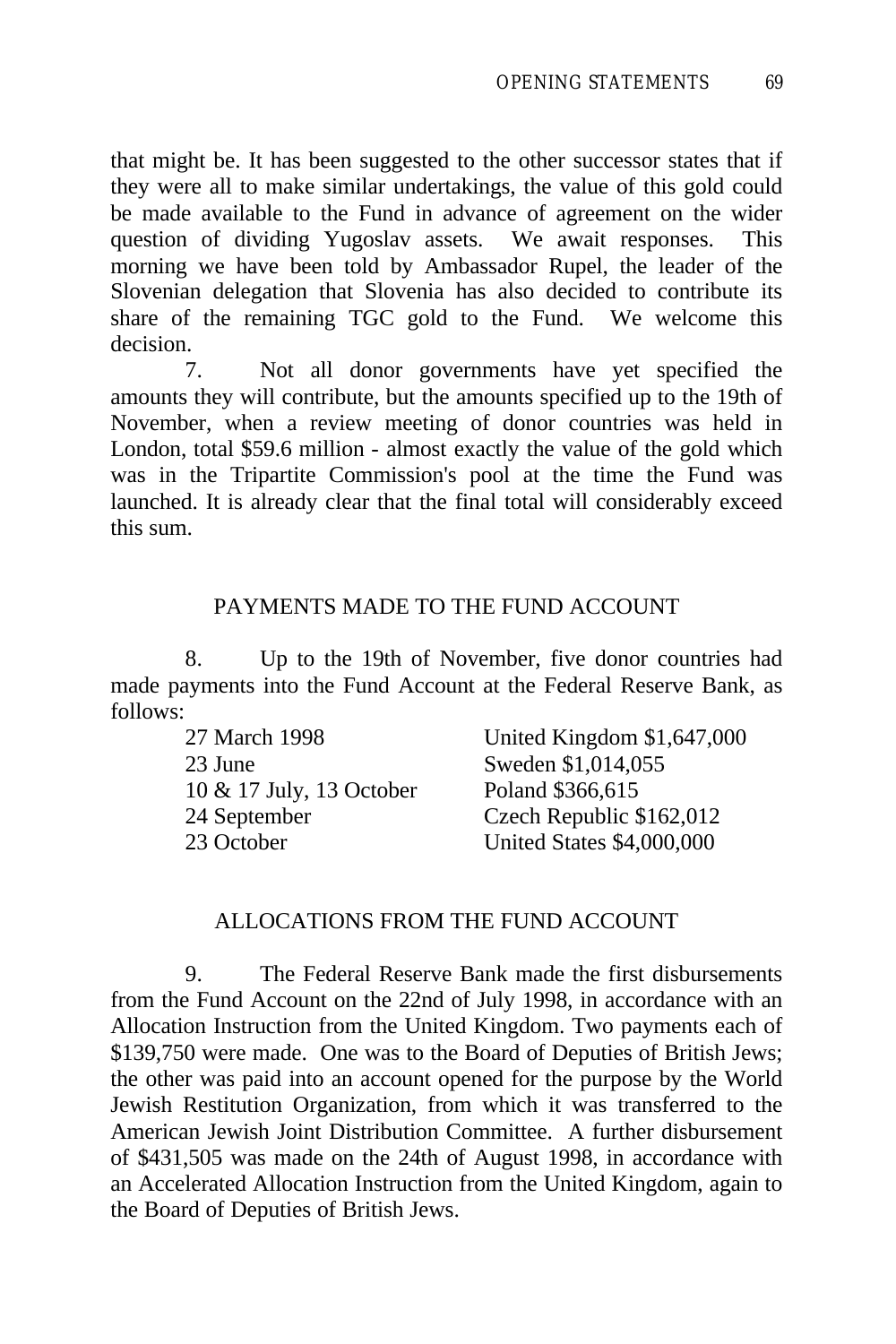that might be. It has been suggested to the other successor states that if they were all to make similar undertakings, the value of this gold could be made available to the Fund in advance of agreement on the wider question of dividing Yugoslav assets. We await responses. This morning we have been told by Ambassador Rupel, the leader of the Slovenian delegation that Slovenia has also decided to contribute its share of the remaining TGC gold to the Fund. We welcome this decision.

7. Not all donor governments have yet specified the amounts they will contribute, but the amounts specified up to the 19th of November, when a review meeting of donor countries was held in London, total $59.6 million - almost exactly the value of the gold which was in the Tripartite Commission's pool at the time the Fund was launched. It is already clear that the final total will considerably exceed this sum.

## PAYMENTS MADE TO THE FUND ACCOUNT

8. Up to the 19th of November, five donor countries had made payments into the Fund Account at the Federal Reserve Bank, as follows:

| | |
|---|---|
| 27 March 1998 | United Kingdom $1,647,000 |
| 23 June | Sweden $1,014,055 |
| 10 & 17 July, 13 October | Poland $366,615 |
| 24 September | Czech Republic $162,012 |
| 23 October | United States $4,000,000 |

## ALLOCATIONS FROM THE FUND ACCOUNT

9. The Federal Reserve Bank made the first disbursements from the Fund Account on the 22nd of July 1998, in accordance with an Allocation Instruction from the United Kingdom. Two payments each of $139,750 were made. One was to the Board of Deputies of British Jews; the other was paid into an account opened for the purpose by the World Jewish Restitution Organization, from which it was transferred to the American Jewish Joint Distribution Committee. A further disbursement of $431,505 was made on the 24th of August 1998, in accordance with an Accelerated Allocation Instruction from the United Kingdom, again to the Board of Deputies of British Jews.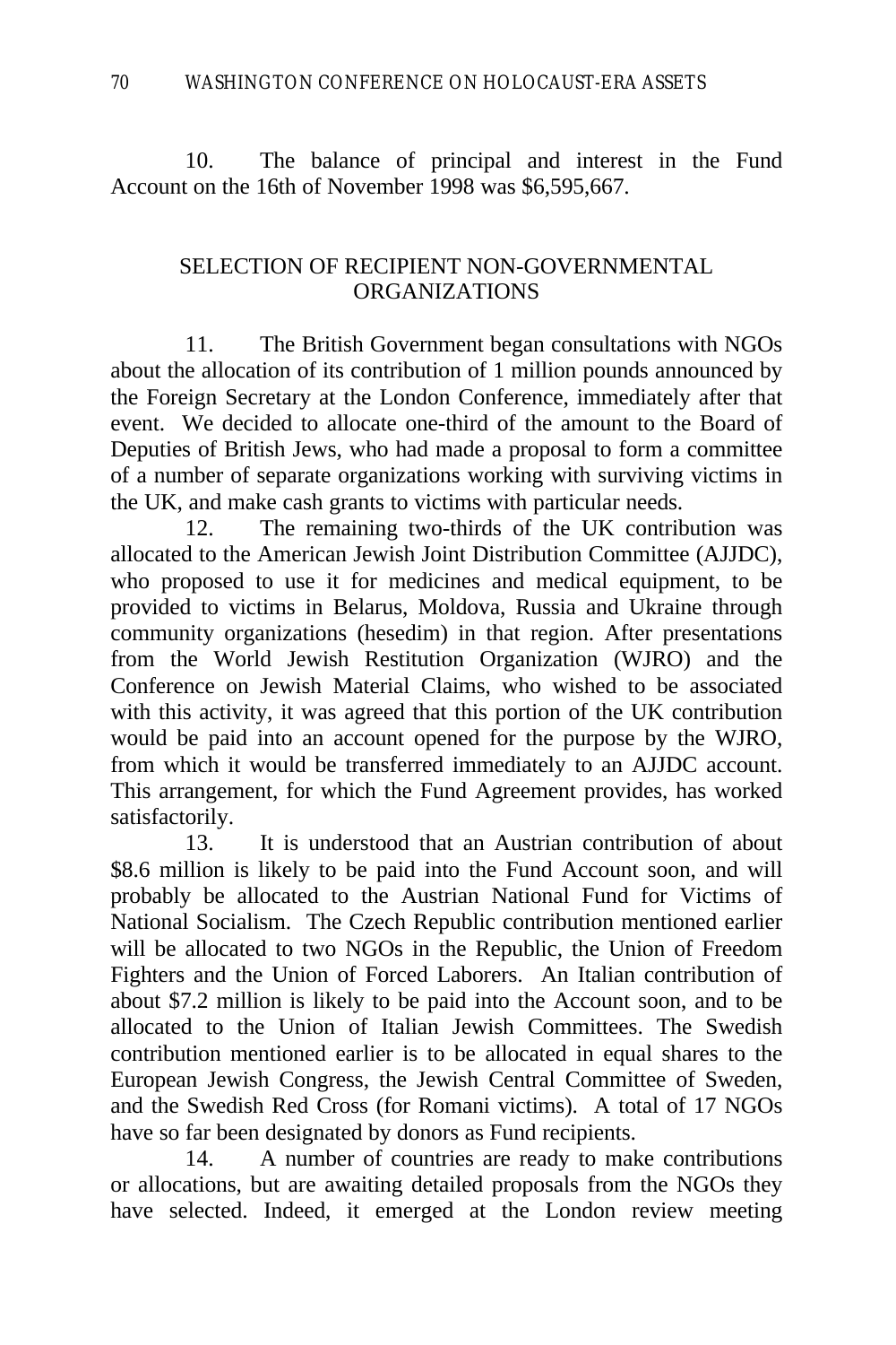10. The balance of principal and interest in the Fund Account on the 16th of November 1998 was $6,595,667.

## SELECTION OF RECIPIENT NON-GOVERNMENTAL ORGANIZATIONS

11. The British Government began consultations with NGOs about the allocation of its contribution of 1 million pounds announced by the Foreign Secretary at the London Conference, immediately after that event. We decided to allocate one-third of the amount to the Board of Deputies of British Jews, who had made a proposal to form a committee of a number of separate organizations working with surviving victims in the UK, and make cash grants to victims with particular needs.

12. The remaining two-thirds of the UK contribution was allocated to the American Jewish Joint Distribution Committee (AJJDC), who proposed to use it for medicines and medical equipment, to be provided to victims in Belarus, Moldova, Russia and Ukraine through community organizations (hesedim) in that region. After presentations from the World Jewish Restitution Organization (WJRO) and the Conference on Jewish Material Claims, who wished to be associated with this activity, it was agreed that this portion of the UK contribution would be paid into an account opened for the purpose by the WJRO, from which it would be transferred immediately to an AJJDC account. This arrangement, for which the Fund Agreement provides, has worked satisfactorily.

13. It is understood that an Austrian contribution of about $8.6 million is likely to be paid into the Fund Account soon, and will probably be allocated to the Austrian National Fund for Victims of National Socialism. The Czech Republic contribution mentioned earlier will be allocated to two NGOs in the Republic, the Union of Freedom Fighters and the Union of Forced Laborers. An Italian contribution of about $7.2 million is likely to be paid into the Account soon, and to be allocated to the Union of Italian Jewish Committees. The Swedish contribution mentioned earlier is to be allocated in equal shares to the European Jewish Congress, the Jewish Central Committee of Sweden, and the Swedish Red Cross (for Romani victims). A total of 17 NGOs have so far been designated by donors as Fund recipients.

14. A number of countries are ready to make contributions or allocations, but are awaiting detailed proposals from the NGOs they have selected. Indeed, it emerged at the London review meeting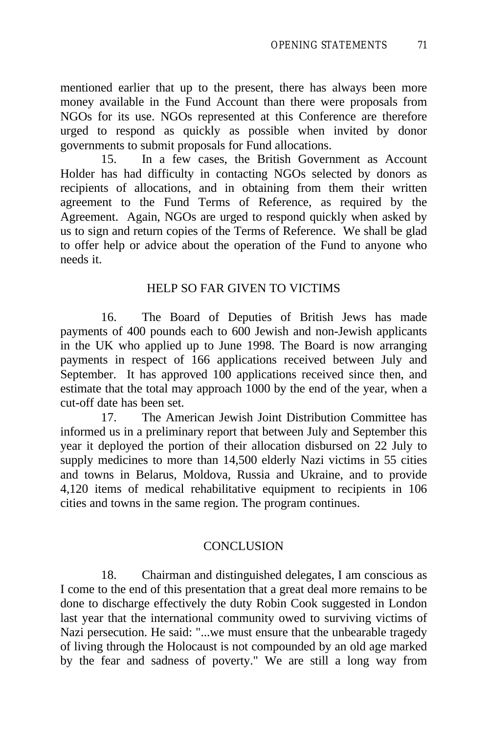mentioned earlier that up to the present, there has always been more money available in the Fund Account than there were proposals from NGOs for its use. NGOs represented at this Conference are therefore urged to respond as quickly as possible when invited by donor governments to submit proposals for Fund allocations.

15. In a few cases, the British Government as Account Holder has had difficulty in contacting NGOs selected by donors as recipients of allocations, and in obtaining from them their written agreement to the Fund Terms of Reference, as required by the Agreement. Again, NGOs are urged to respond quickly when asked by us to sign and return copies of the Terms of Reference. We shall be glad to offer help or advice about the operation of the Fund to anyone who needs it.

## HELP SO FAR GIVEN TO VICTIMS

16. The Board of Deputies of British Jews has made payments of 400 pounds each to 600 Jewish and non-Jewish applicants in the UK who applied up to June 1998. The Board is now arranging payments in respect of 166 applications received between July and September. It has approved 100 applications received since then, and estimate that the total may approach 1000 by the end of the year, when a cut-off date has been set.

17. The American Jewish Joint Distribution Committee has informed us in a preliminary report that between July and September this year it deployed the portion of their allocation disbursed on 22 July to supply medicines to more than 14,500 elderly Nazi victims in 55 cities and towns in Belarus, Moldova, Russia and Ukraine, and to provide 4,120 items of medical rehabilitative equipment to recipients in 106 cities and towns in the same region. The program continues.

## CONCLUSION

18. Chairman and distinguished delegates, I am conscious as I come to the end of this presentation that a great deal more remains to be done to discharge effectively the duty Robin Cook suggested in London last year that the international community owed to surviving victims of Nazi persecution. He said: "...we must ensure that the unbearable tragedy of living through the Holocaust is not compounded by an old age marked by the fear and sadness of poverty." We are still a long way from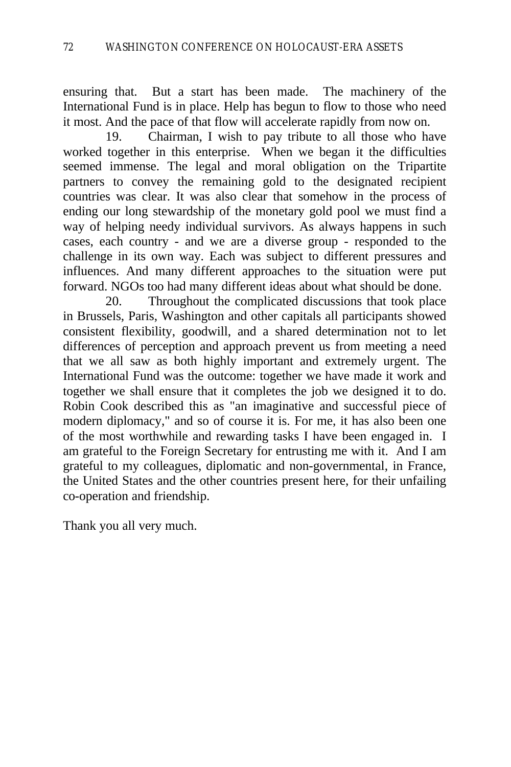ensuring that. But a start has been made. The machinery of the International Fund is in place. Help has begun to flow to those who need it most. And the pace of that flow will accelerate rapidly from now on.

19. Chairman, I wish to pay tribute to all those who have worked together in this enterprise. When we began it the difficulties seemed immense. The legal and moral obligation on the Tripartite partners to convey the remaining gold to the designated recipient countries was clear. It was also clear that somehow in the process of ending our long stewardship of the monetary gold pool we must find a way of helping needy individual survivors. As always happens in such cases, each country - and we are a diverse group - responded to the challenge in its own way. Each was subject to different pressures and influences. And many different approaches to the situation were put forward. NGOs too had many different ideas about what should be done.

20. Throughout the complicated discussions that took place in Brussels, Paris, Washington and other capitals all participants showed consistent flexibility, goodwill, and a shared determination not to let differences of perception and approach prevent us from meeting a need that we all saw as both highly important and extremely urgent. The International Fund was the outcome: together we have made it work and together we shall ensure that it completes the job we designed it to do. Robin Cook described this as "an imaginative and successful piece of modern diplomacy," and so of course it is. For me, it has also been one of the most worthwhile and rewarding tasks I have been engaged in. I am grateful to the Foreign Secretary for entrusting me with it. And I am grateful to my colleagues, diplomatic and non-governmental, in France, the United States and the other countries present here, for their unfailing co-operation and friendship.

Thank you all very much.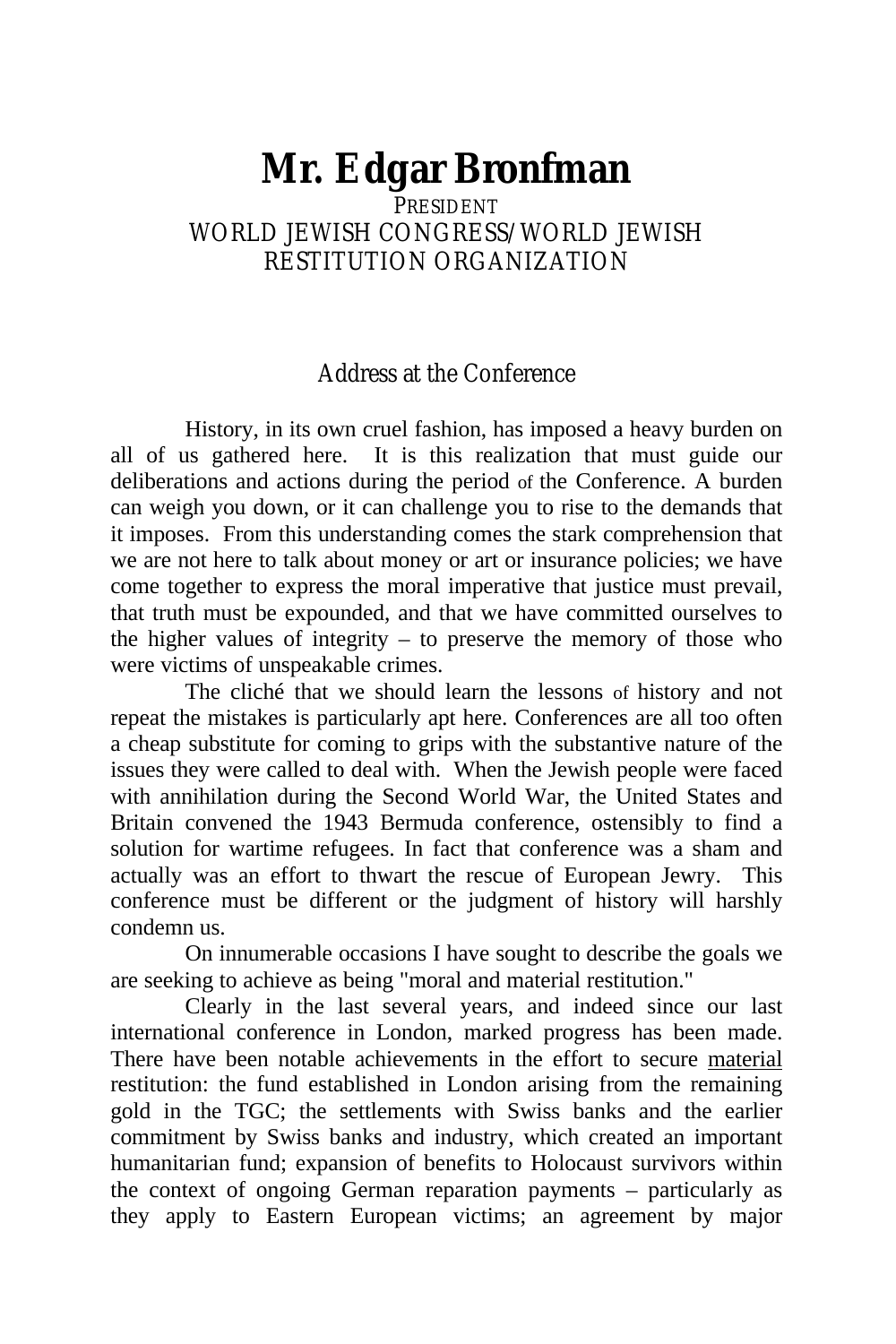# Mr. Edgar Bronfman

PRESIDENT
WORLD JEWISH CONGRESS/WORLD JEWISH RESTITUTION ORGANIZATION

## Address at the Conference

History, in its own cruel fashion, has imposed a heavy burden on all of us gathered here. It is this realization that must guide our deliberations and actions during the period of the Conference. A burden can weigh you down, or it can challenge you to rise to the demands that it imposes. From this understanding comes the stark comprehension that we are not here to talk about money or art or insurance policies; we have come together to express the moral imperative that justice must prevail, that truth must be expounded, and that we have committed ourselves to the higher values of integrity – to preserve the memory of those who were victims of unspeakable crimes.

The cliché that we should learn the lessons of history and not repeat the mistakes is particularly apt here. Conferences are all too often a cheap substitute for coming to grips with the substantive nature of the issues they were called to deal with. When the Jewish people were faced with annihilation during the Second World War, the United States and Britain convened the 1943 Bermuda conference, ostensibly to find a solution for wartime refugees. In fact that conference was a sham and actually was an effort to thwart the rescue of European Jewry. This conference must be different or the judgment of history will harshly condemn us.

On innumerable occasions I have sought to describe the goals we are seeking to achieve as being "moral and material restitution."

Clearly in the last several years, and indeed since our last international conference in London, marked progress has been made. There have been notable achievements in the effort to secure material restitution: the fund established in London arising from the remaining gold in the TGC; the settlements with Swiss banks and the earlier commitment by Swiss banks and industry, which created an important humanitarian fund; expansion of benefits to Holocaust survivors within the context of ongoing German reparation payments – particularly as they apply to Eastern European victims; an agreement by major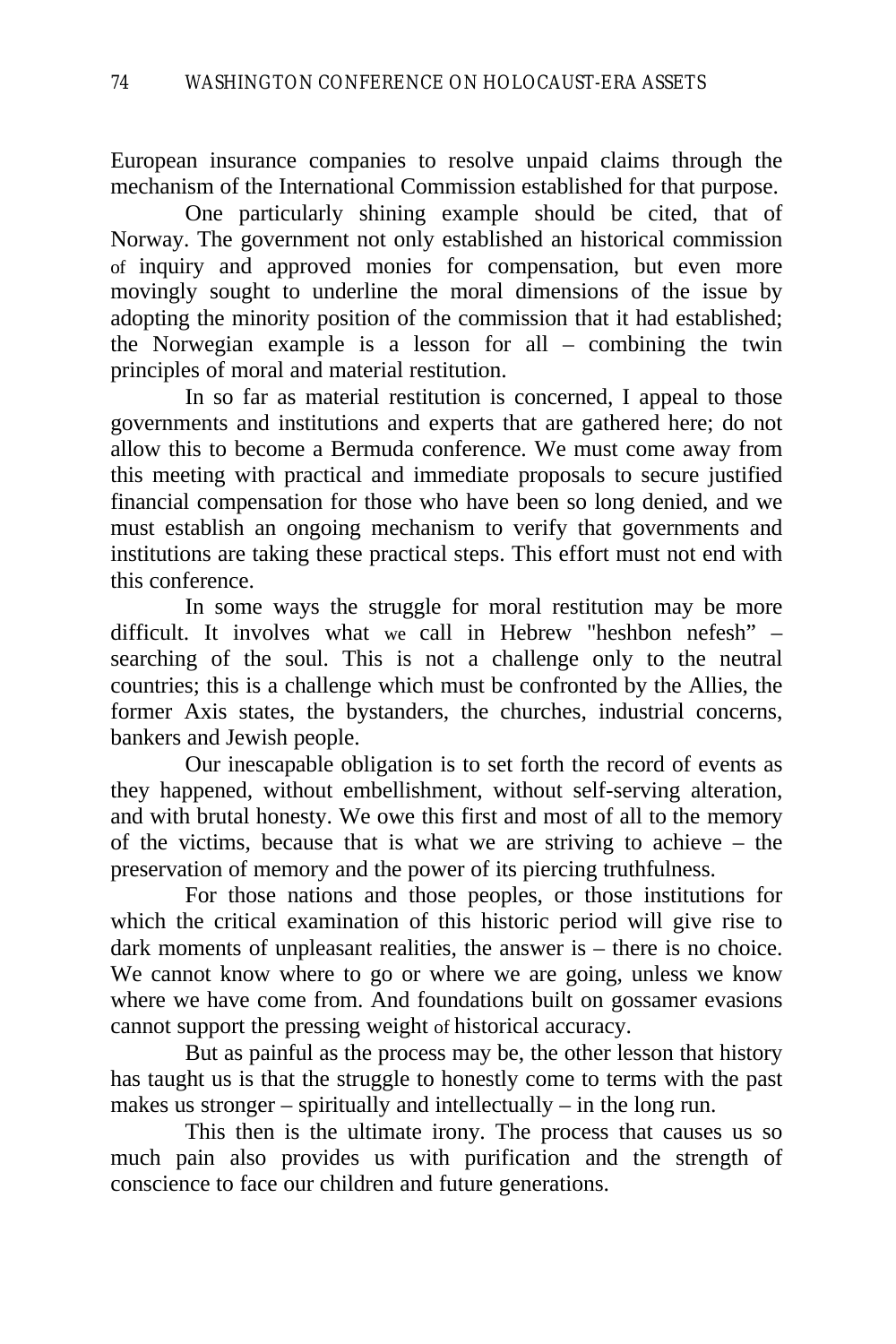European insurance companies to resolve unpaid claims through the mechanism of the International Commission established for that purpose.

One particularly shining example should be cited, that of Norway. The government not only established an historical commission of inquiry and approved monies for compensation, but even more movingly sought to underline the moral dimensions of the issue by adopting the minority position of the commission that it had established; the Norwegian example is a lesson for all – combining the twin principles of moral and material restitution.

In so far as material restitution is concerned, I appeal to those governments and institutions and experts that are gathered here; do not allow this to become a Bermuda conference. We must come away from this meeting with practical and immediate proposals to secure justified financial compensation for those who have been so long denied, and we must establish an ongoing mechanism to verify that governments and institutions are taking these practical steps. This effort must not end with this conference.

In some ways the struggle for moral restitution may be more difficult. It involves what we call in Hebrew "heshbon nefesh" – searching of the soul. This is not a challenge only to the neutral countries; this is a challenge which must be confronted by the Allies, the former Axis states, the bystanders, the churches, industrial concerns, bankers and Jewish people.

Our inescapable obligation is to set forth the record of events as they happened, without embellishment, without self-serving alteration, and with brutal honesty. We owe this first and most of all to the memory of the victims, because that is what we are striving to achieve – the preservation of memory and the power of its piercing truthfulness.

For those nations and those peoples, or those institutions for which the critical examination of this historic period will give rise to dark moments of unpleasant realities, the answer is – there is no choice. We cannot know where to go or where we are going, unless we know where we have come from. And foundations built on gossamer evasions cannot support the pressing weight of historical accuracy.

But as painful as the process may be, the other lesson that history has taught us is that the struggle to honestly come to terms with the past makes us stronger – spiritually and intellectually – in the long run.

This then is the ultimate irony. The process that causes us so much pain also provides us with purification and the strength of conscience to face our children and future generations.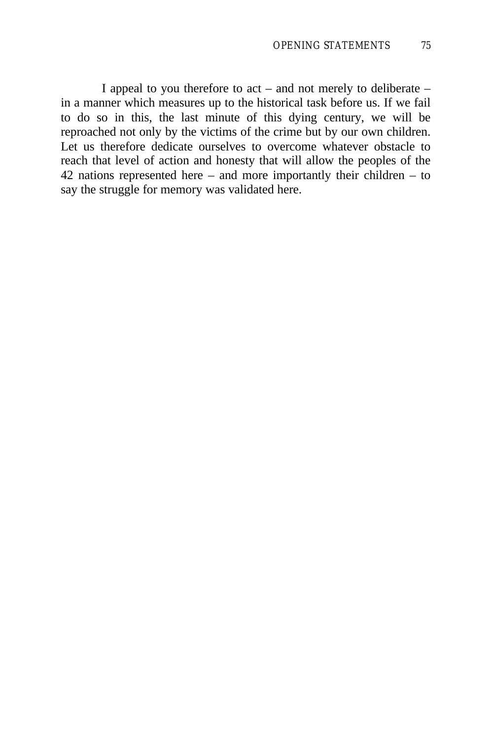I appeal to you therefore to act – and not merely to deliberate – in a manner which measures up to the historical task before us. If we fail to do so in this, the last minute of this dying century, we will be reproached not only by the victims of the crime but by our own children. Let us therefore dedicate ourselves to overcome whatever obstacle to reach that level of action and honesty that will allow the peoples of the 42 nations represented here – and more importantly their children – to say the struggle for memory was validated here.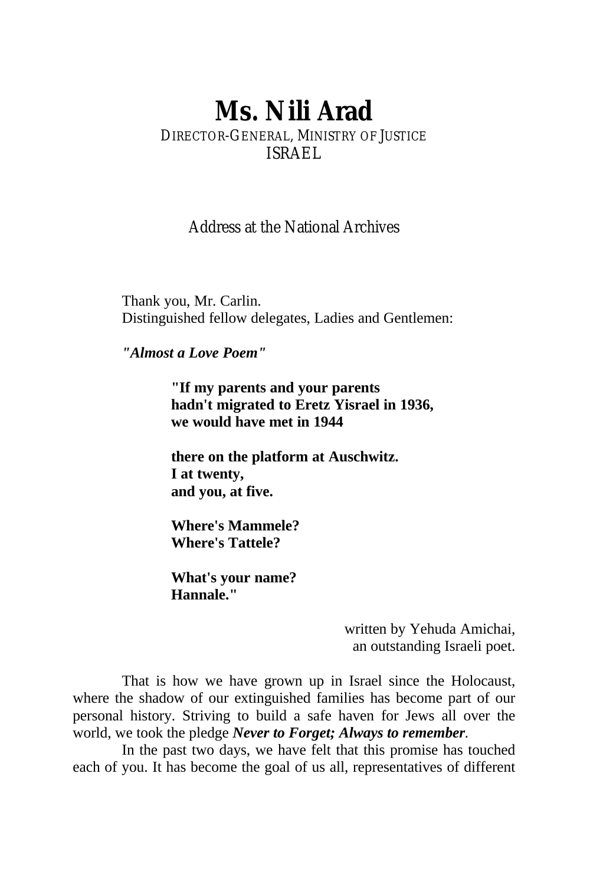# Ms. Nili Arad

DIRECTOR-GENERAL, MINISTRY OF JUSTICE
ISRAEL

Address at the National Archives

Thank you, Mr. Carlin.
Distinguished fellow delegates, Ladies and Gentlemen:

***"Almost a Love Poem"***

> **"If my parents and your parents**
> **hadn't migrated to Eretz Yisrael in 1936,**
> **we would have met in 1944**
>
> **there on the platform at Auschwitz.**
> **I at twenty,**
> **and you, at five.**
>
> **Where's Mammele?**
> **Where's Tattele?**
>
> **What's your name?**
> **Hannale."**

written by Yehuda Amichai,
an outstanding Israeli poet.

That is how we have grown up in Israel since the Holocaust, where the shadow of our extinguished families has become part of our personal history. Striving to build a safe haven for Jews all over the world, we took the pledge ***Never to Forget; Always to remember***.

In the past two days, we have felt that this promise has touched each of you. It has become the goal of us all, representatives of different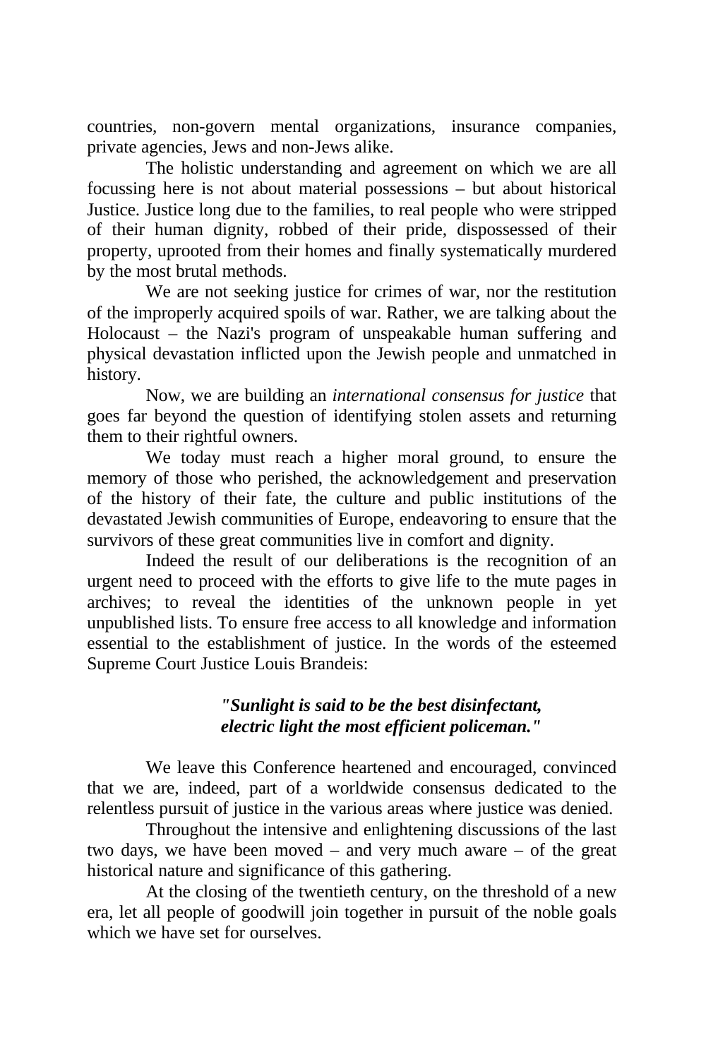countries, non-govern mental organizations, insurance companies, private agencies, Jews and non-Jews alike.

The holistic understanding and agreement on which we are all focussing here is not about material possessions – but about historical Justice. Justice long due to the families, to real people who were stripped of their human dignity, robbed of their pride, dispossessed of their property, uprooted from their homes and finally systematically murdered by the most brutal methods.

We are not seeking justice for crimes of war, nor the restitution of the improperly acquired spoils of war. Rather, we are talking about the Holocaust – the Nazi's program of unspeakable human suffering and physical devastation inflicted upon the Jewish people and unmatched in history.

Now, we are building an *international consensus for justice* that goes far beyond the question of identifying stolen assets and returning them to their rightful owners.

We today must reach a higher moral ground, to ensure the memory of those who perished, the acknowledgement and preservation of the history of their fate, the culture and public institutions of the devastated Jewish communities of Europe, endeavoring to ensure that the survivors of these great communities live in comfort and dignity.

Indeed the result of our deliberations is the recognition of an urgent need to proceed with the efforts to give life to the mute pages in archives; to reveal the identities of the unknown people in yet unpublished lists. To ensure free access to all knowledge and information essential to the establishment of justice. In the words of the esteemed Supreme Court Justice Louis Brandeis:

> ***"Sunlight is said to be the best disinfectant, electric light the most efficient policeman."***

We leave this Conference heartened and encouraged, convinced that we are, indeed, part of a worldwide consensus dedicated to the relentless pursuit of justice in the various areas where justice was denied.

Throughout the intensive and enlightening discussions of the last two days, we have been moved – and very much aware – of the great historical nature and significance of this gathering.

At the closing of the twentieth century, on the threshold of a new era, let all people of goodwill join together in pursuit of the noble goals which we have set for ourselves.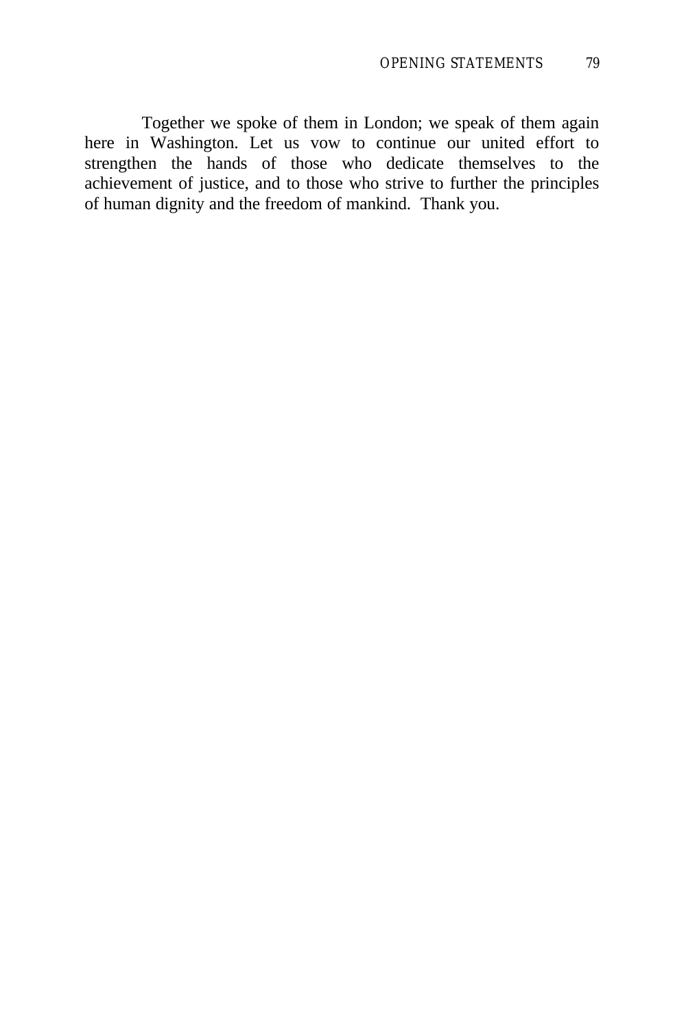Together we spoke of them in London; we speak of them again here in Washington. Let us vow to continue our united effort to strengthen the hands of those who dedicate themselves to the achievement of justice, and to those who strive to further the principles of human dignity and the freedom of mankind. Thank you.